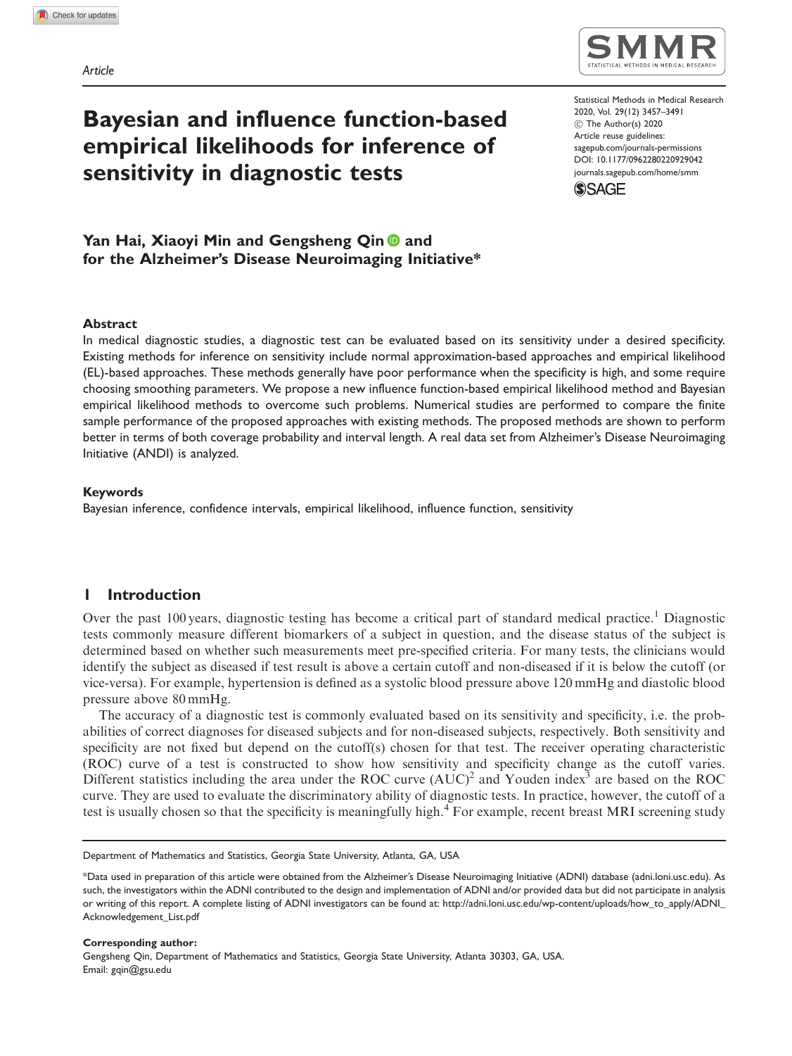Article

# Bayesian and influence function-based empirical likelihoods for inference of sensitivity in diagnostic tests

Statistical Methods in Medical Research
2020, Vol. 29(12) 3457–3491
© The Author(s) 2020
Article reuse guidelines:
sagepub.com/journals-permissions
DOI: 10.1177/0962280220929042
journals.sagepub.com/home/smm

**Yan Hai, Xiaoyi Min and Gengsheng Qin and for the Alzheimer's Disease Neuroimaging Initiative***

### Abstract

In medical diagnostic studies, a diagnostic test can be evaluated based on its sensitivity under a desired specificity. Existing methods for inference on sensitivity include normal approximation-based approaches and empirical likelihood (EL)-based approaches. These methods generally have poor performance when the specificity is high, and some require choosing smoothing parameters. We propose a new influence function-based empirical likelihood method and Bayesian empirical likelihood methods to overcome such problems. Numerical studies are performed to compare the finite sample performance of the proposed approaches with existing methods. The proposed methods are shown to perform better in terms of both coverage probability and interval length. A real data set from Alzheimer's Disease Neuroimaging Initiative (ANDI) is analyzed.

### Keywords

Bayesian inference, confidence intervals, empirical likelihood, influence function, sensitivity

## 1 Introduction

Over the past 100 years, diagnostic testing has become a critical part of standard medical practice.[1] Diagnostic tests commonly measure different biomarkers of a subject in question, and the disease status of the subject is determined based on whether such measurements meet pre-specified criteria. For many tests, the clinicians would identify the subject as diseased if test result is above a certain cutoff and non-diseased if it is below the cutoff (or vice-versa). For example, hypertension is defined as a systolic blood pressure above 120 mmHg and diastolic blood pressure above 80 mmHg.

The accuracy of a diagnostic test is commonly evaluated based on its sensitivity and specificity, i.e. the probabilities of correct diagnoses for diseased subjects and for non-diseased subjects, respectively. Both sensitivity and specificity are not fixed but depend on the cutoff(s) chosen for that test. The receiver operating characteristic (ROC) curve of a test is constructed to show how sensitivity and specificity change as the cutoff varies. Different statistics including the area under the ROC curve (AUC)[2] and Youden index[3] are based on the ROC curve. They are used to evaluate the discriminatory ability of diagnostic tests. In practice, however, the cutoff of a test is usually chosen so that the specificity is meaningfully high.[4] For example, recent breast MRI screening study

Department of Mathematics and Statistics, Georgia State University, Atlanta, GA, USA

*Data used in preparation of this article were obtained from the Alzheimer's Disease Neuroimaging Initiative (ADNI) database (adni.loni.usc.edu). As such, the investigators within the ADNI contributed to the design and implementation of ADNI and/or provided data but did not participate in analysis or writing of this report. A complete listing of ADNI investigators can be found at: http://adni.loni.usc.edu/wp-content/uploads/how_to_apply/ADNI_Acknowledgement_List.pdf

**Corresponding author:**
Gengsheng Qin, Department of Mathematics and Statistics, Georgia State University, Atlanta 30303, GA, USA.
Email: gqin@gsu.edu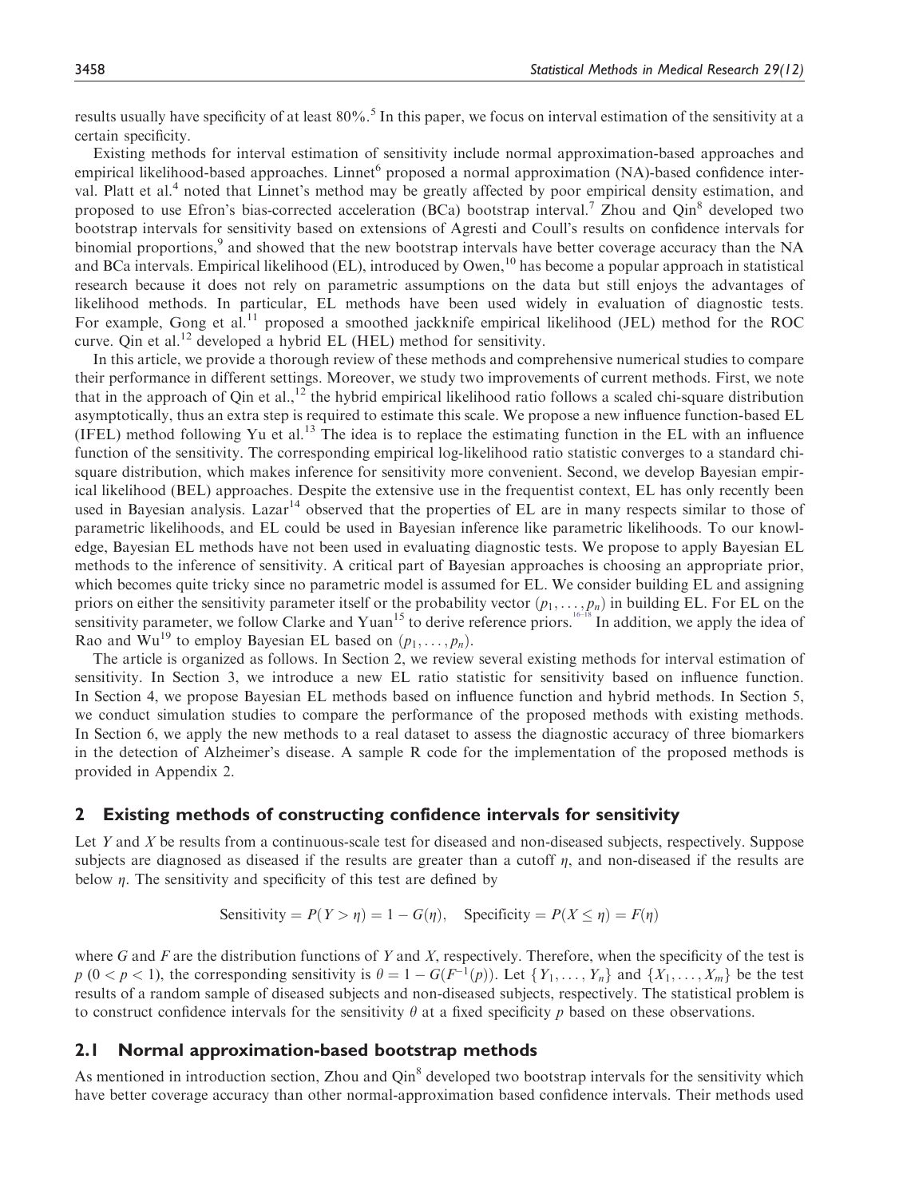results usually have specificity of at least 80%.[5] In this paper, we focus on interval estimation of the sensitivity at a certain specificity.

Existing methods for interval estimation of sensitivity include normal approximation-based approaches and empirical likelihood-based approaches. Linnet[6] proposed a normal approximation (NA)-based confidence interval. Platt et al.[4] noted that Linnet's method may be greatly affected by poor empirical density estimation, and proposed to use Efron's bias-corrected acceleration (BCa) bootstrap interval.[7] Zhou and Qin[8] developed two bootstrap intervals for sensitivity based on extensions of Agresti and Coull's results on confidence intervals for binomial proportions,[9] and showed that the new bootstrap intervals have better coverage accuracy than the NA and BCa intervals. Empirical likelihood (EL), introduced by Owen,[10] has become a popular approach in statistical research because it does not rely on parametric assumptions on the data but still enjoys the advantages of likelihood methods. In particular, EL methods have been used widely in evaluation of diagnostic tests. For example, Gong et al.[11] proposed a smoothed jackknife empirical likelihood (JEL) method for the ROC curve. Qin et al.[12] developed a hybrid EL (HEL) method for sensitivity.

In this article, we provide a thorough review of these methods and comprehensive numerical studies to compare their performance in different settings. Moreover, we study two improvements of current methods. First, we note that in the approach of Qin et al.,[12] the hybrid empirical likelihood ratio follows a scaled chi-square distribution asymptotically, thus an extra step is required to estimate this scale. We propose a new influence function-based EL (IFEL) method following Yu et al.[13] The idea is to replace the estimating function in the EL with an influence function of the sensitivity. The corresponding empirical log-likelihood ratio statistic converges to a standard chi-square distribution, which makes inference for sensitivity more convenient. Second, we develop Bayesian empirical likelihood (BEL) approaches. Despite the extensive use in the frequentist context, EL has only recently been used in Bayesian analysis. Lazar[14] observed that the properties of EL are in many respects similar to those of parametric likelihoods, and EL could be used in Bayesian inference like parametric likelihoods. To our knowledge, Bayesian EL methods have not been used in evaluating diagnostic tests. We propose to apply Bayesian EL methods to the inference of sensitivity. A critical part of Bayesian approaches is choosing an appropriate prior, which becomes quite tricky since no parametric model is assumed for EL. We consider building EL and assigning priors on either the sensitivity parameter itself or the probability vector $(p_1, \ldots, p_n)$ in building EL. For EL on the sensitivity parameter, we follow Clarke and Yuan[15] to derive reference priors.[16–18] In addition, we apply the idea of Rao and Wu[19] to employ Bayesian EL based on $(p_1, \ldots, p_n)$.

The article is organized as follows. In Section 2, we review several existing methods for interval estimation of sensitivity. In Section 3, we introduce a new EL ratio statistic for sensitivity based on influence function. In Section 4, we propose Bayesian EL methods based on influence function and hybrid methods. In Section 5, we conduct simulation studies to compare the performance of the proposed methods with existing methods. In Section 6, we apply the new methods to a real dataset to assess the diagnostic accuracy of three biomarkers in the detection of Alzheimer's disease. A sample R code for the implementation of the proposed methods is provided in Appendix 2.

## 2 Existing methods of constructing confidence intervals for sensitivity

Let $Y$ and $X$ be results from a continuous-scale test for diseased and non-diseased subjects, respectively. Suppose subjects are diagnosed as diseased if the results are greater than a cutoff $\eta$, and non-diseased if the results are below $\eta$. The sensitivity and specificity of this test are defined by

$$\text{Sensitivity} = P(Y > \eta) = 1 - G(\eta), \quad \text{Specificity} = P(X \leq \eta) = F(\eta)$$

where $G$ and $F$ are the distribution functions of $Y$ and $X$, respectively. Therefore, when the specificity of the test is $p$ $(0 < p < 1)$, the corresponding sensitivity is $\theta = 1 - G(F^{-1}(p))$. Let $\{Y_1, \ldots, Y_n\}$ and $\{X_1, \ldots, X_m\}$ be the test results of a random sample of diseased subjects and non-diseased subjects, respectively. The statistical problem is to construct confidence intervals for the sensitivity $\theta$ at a fixed specificity $p$ based on these observations.

### 2.1 Normal approximation-based bootstrap methods

As mentioned in introduction section, Zhou and Qin[8] developed two bootstrap intervals for the sensitivity which have better coverage accuracy than other normal-approximation based confidence intervals. Their methods used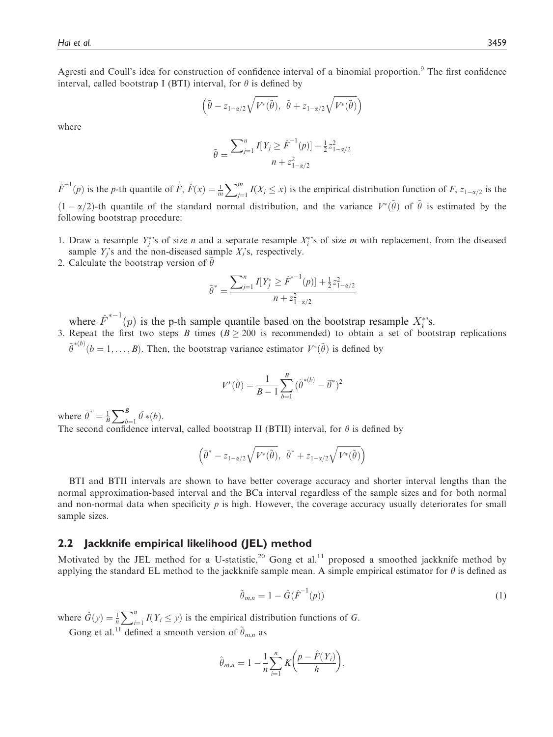Agresti and Coull's idea for construction of confidence interval of a binomial proportion.[9] The first confidence interval, called bootstrap I (BTI) interval, for $\theta$ is defined by

$$\left(\tilde{\theta} - z_{1-\alpha/2}\sqrt{V^{*}(\tilde{\theta})},\ \tilde{\theta} + z_{1-\alpha/2}\sqrt{V^{*}(\tilde{\theta})}\right)$$

where

$$\tilde{\theta} = \frac{\sum_{j=1}^{n} I[Y_j \geq \hat{F}^{-1}(p)] + \frac{1}{2}z_{1-\alpha/2}^2}{n + z_{1-\alpha/2}^2}$$

$\hat{F}^{-1}(p)$ is the $p$-th quantile of $\hat{F}$, $\hat{F}(x) = \frac{1}{m}\sum_{j=1}^{m} I(X_j \leq x)$ is the empirical distribution function of $F$, $z_{1-\alpha/2}$ is the $(1-\alpha/2)$-th quantile of the standard normal distribution, and the variance $V^{*}(\tilde{\theta})$ of $\tilde{\theta}$ is estimated by the following bootstrap procedure:

1. Draw a resample $Y_j^{*}$'s of size $n$ and a separate resample $X_i^{*}$'s of size $m$ with replacement, from the diseased sample $Y_j$'s and the non-diseased sample $X_i$'s, respectively.
2. Calculate the bootstrap version of $\tilde{\theta}$

$$\tilde{\theta}^{*} = \frac{\sum_{j=1}^{n} I[Y_j^{*} \geq \hat{F}^{*-1}(p)] + \frac{1}{2}z_{1-\alpha/2}^2}{n + z_{1-\alpha/2}^2}$$

   where $\hat{F}^{*-1}(p)$ is the p-th sample quantile based on the bootstrap resample $X_i^{*}$'s.
3. Repeat the first two steps $B$ times ($B \geq 200$ is recommended) to obtain a set of bootstrap replications $\tilde{\theta}^{*(b)} (b = 1, \ldots, B)$. Then, the bootstrap variance estimator $V^{*}(\tilde{\theta})$ is defined by

$$V^{*}(\tilde{\theta}) = \frac{1}{B-1}\sum_{b=1}^{B}(\tilde{\theta}^{*(b)} - \bar{\theta}^{*})^2$$

where $\bar{\theta}^{*} = \frac{1}{B}\sum_{b=1}^{B}\tilde{\theta}*(b)$.

The second confidence interval, called bootstrap II (BTII) interval, for $\theta$ is defined by

$$\left(\bar{\theta}^{*} - z_{1-\alpha/2}\sqrt{V^{*}(\tilde{\theta})},\ \bar{\theta}^{*} + z_{1-\alpha/2}\sqrt{V^{*}(\tilde{\theta})}\right)$$

BTI and BTII intervals are shown to have better coverage accuracy and shorter interval lengths than the normal approximation-based interval and the BCa interval regardless of the sample sizes and for both normal and non-normal data when specificity $p$ is high. However, the coverage accuracy usually deteriorates for small sample sizes.

## 2.2 Jackknife empirical likelihood (JEL) method

Motivated by the JEL method for a U-statistic,[20] Gong et al.[11] proposed a smoothed jackknife method by applying the standard EL method to the jackknife sample mean. A simple empirical estimator for $\theta$ is defined as

$$\tilde{\theta}_{m,n} = 1 - \hat{G}(\hat{F}^{-1}(p)) \tag{1}$$

where $\hat{G}(y) = \frac{1}{n}\sum_{i=1}^{n} I(Y_i \leq y)$ is the empirical distribution functions of $G$.

Gong et al.[11] defined a smooth version of $\tilde{\theta}_{m,n}$ as

$$\hat{\theta}_{m,n} = 1 - \frac{1}{n}\sum_{i=1}^{n} K\left(\frac{p - \hat{F}(Y_i)}{h}\right),$$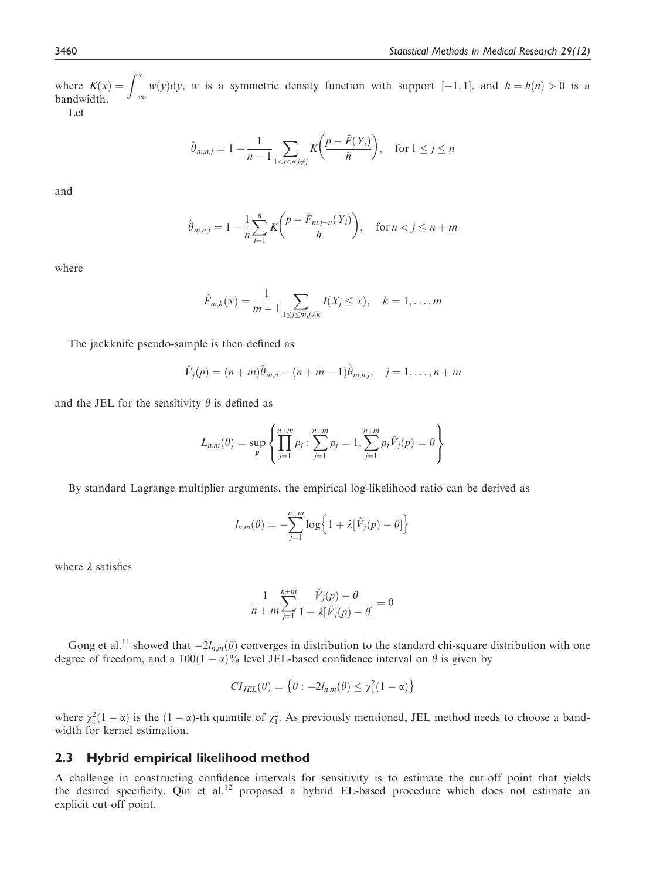where $K(x) = \int_{-\infty}^{x} w(y)\mathrm{d}y$, $w$ is a symmetric density function with support $[-1, 1]$, and $h = h(n) > 0$ is a bandwidth.

Let

$$\hat{\theta}_{m,n,j} = 1 - \frac{1}{n-1} \sum_{1 \le i \le n, i \ne j} K\left(\frac{p - \hat{F}(Y_i)}{h}\right), \quad \text{for } 1 \le j \le n$$

and

$$\hat{\theta}_{m,n,j} = 1 - \frac{1}{n} \sum_{i=1}^{n} K\left(\frac{p - \hat{F}_{m,j-n}(Y_i)}{h}\right), \quad \text{for } n < j \le n+m$$

where

$$\hat{F}_{m,k}(x) = \frac{1}{m-1} \sum_{1 \le j \le m, j \ne k} I(X_j \le x), \quad k = 1, \ldots, m$$

The jackknife pseudo-sample is then defined as

$$\hat{V}_j(p) = (n+m)\hat{\theta}_{m,n} - (n+m-1)\hat{\theta}_{m,n,j}, \quad j = 1, \ldots, n+m$$

and the JEL for the sensitivity $\theta$ is defined as

$$L_{n,m}(\theta) = \sup_{\boldsymbol{p}} \left\{ \prod_{j=1}^{n+m} p_j : \sum_{j=1}^{n+m} p_j = 1, \sum_{j=1}^{n+m} p_j \hat{V}_j(p) = \theta \right\}$$

By standard Lagrange multiplier arguments, the empirical log-likelihood ratio can be derived as

$$l_{n,m}(\theta) = -\sum_{j=1}^{n+m} \log\left\{1 + \lambda[\hat{V}_j(p) - \theta]\right\}$$

where $\lambda$ satisfies

$$\frac{1}{n+m} \sum_{j=1}^{n+m} \frac{\hat{V}_j(p) - \theta}{1 + \lambda[\hat{V}_j(p) - \theta]} = 0$$

Gong et al.[11] showed that $-2l_{n,m}(\theta)$ converges in distribution to the standard chi-square distribution with one degree of freedom, and a $100(1-\alpha)\%$ level JEL-based confidence interval on $\theta$ is given by

$$CI_{JEL}(\theta) = \left\{\theta : -2l_{n,m}(\theta) \le \chi_1^2(1-\alpha)\right\}$$

where $\chi_1^2(1-\alpha)$ is the $(1-\alpha)$-th quantile of $\chi_1^2$. As previously mentioned, JEL method needs to choose a bandwidth for kernel estimation.

## 2.3 Hybrid empirical likelihood method

A challenge in constructing confidence intervals for sensitivity is to estimate the cut-off point that yields the desired specificity. Qin et al.[12] proposed a hybrid EL-based procedure which does not estimate an explicit cut-off point.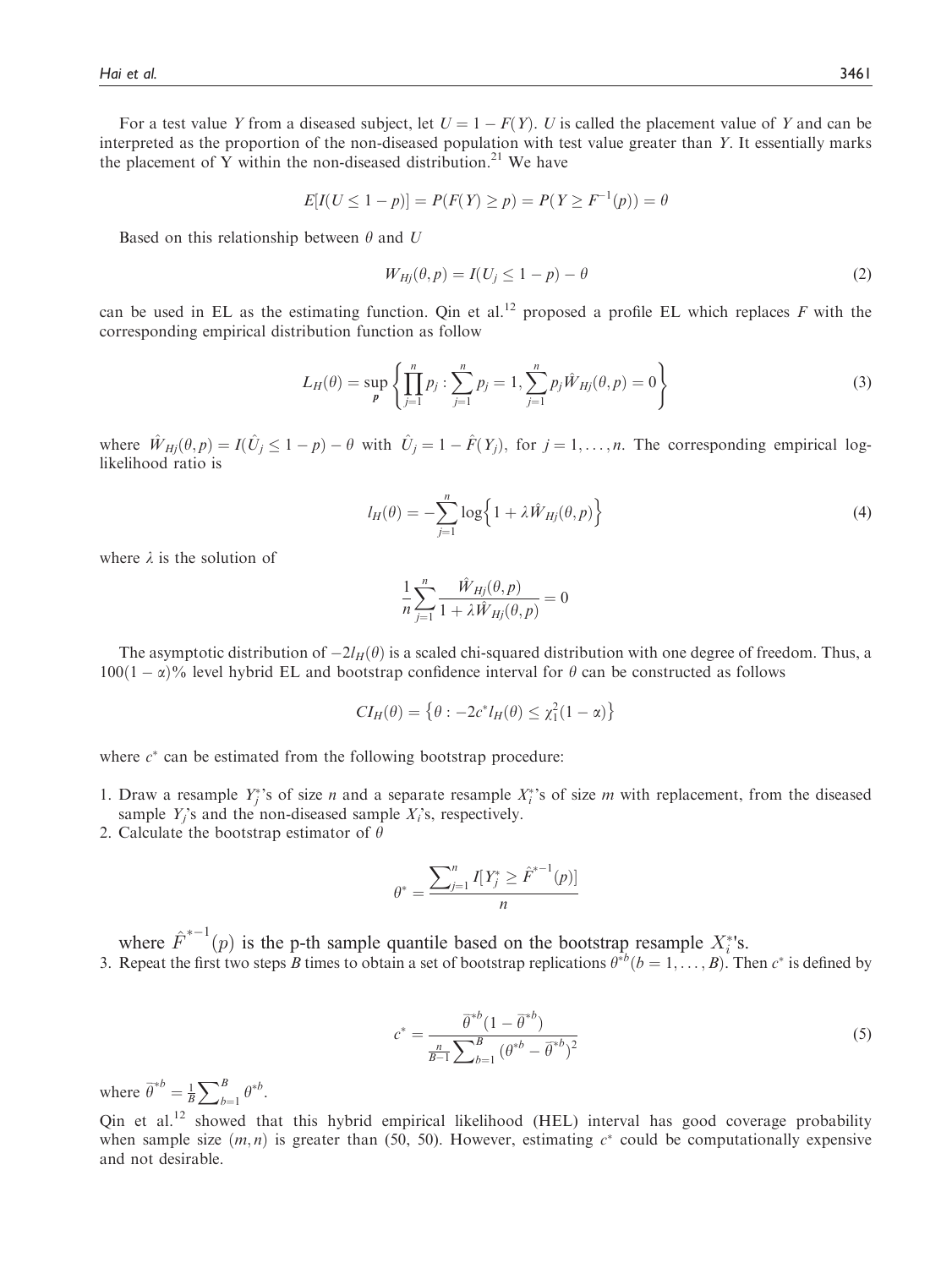For a test value $Y$ from a diseased subject, let $U = 1 - F(Y)$. $U$ is called the placement value of $Y$ and can be interpreted as the proportion of the non-diseased population with test value greater than $Y$. It essentially marks the placement of Y within the non-diseased distribution.[21] We have

$$E[I(U \leq 1-p)] = P(F(Y) \geq p) = P(Y \geq F^{-1}(p)) = \theta$$

Based on this relationship between $\theta$ and $U$

$$W_{Hj}(\theta, p) = I(U_j \leq 1-p) - \theta \tag{2}$$

can be used in EL as the estimating function. Qin et al.[12] proposed a profile EL which replaces $F$ with the corresponding empirical distribution function as follow

$$L_H(\theta) = \sup_{\boldsymbol{p}} \left\{ \prod_{j=1}^{n} p_j : \sum_{j=1}^{n} p_j = 1, \sum_{j=1}^{n} p_j \hat{W}_{Hj}(\theta, p) = 0 \right\} \tag{3}$$

where $\hat{W}_{Hj}(\theta, p) = I(\hat{U}_j \leq 1-p) - \theta$ with $\hat{U}_j = 1 - \hat{F}(Y_j)$, for $j = 1, \ldots, n$. The corresponding empirical log-likelihood ratio is

$$l_H(\theta) = -\sum_{j=1}^{n} \log\left\{1 + \lambda \hat{W}_{Hj}(\theta, p)\right\} \tag{4}$$

where $\lambda$ is the solution of

$$\frac{1}{n}\sum_{j=1}^{n} \frac{\hat{W}_{Hj}(\theta, p)}{1 + \lambda \hat{W}_{Hj}(\theta, p)} = 0$$

The asymptotic distribution of $-2l_H(\theta)$ is a scaled chi-squared distribution with one degree of freedom. Thus, a $100(1-\alpha)\%$ level hybrid EL and bootstrap confidence interval for $\theta$ can be constructed as follows

$$CI_H(\theta) = \left\{\theta : -2c^* l_H(\theta) \leq \chi_1^2(1-\alpha)\right\}$$

where $c^*$ can be estimated from the following bootstrap procedure:

1. Draw a resample $Y_j^*$'s of size $n$ and a separate resample $X_i^*$'s of size $m$ with replacement, from the diseased sample $Y_j$'s and the non-diseased sample $X_i$'s, respectively.
2. Calculate the bootstrap estimator of $\theta$

$$\theta^* = \frac{\sum_{j=1}^{n} I[Y_j^* \geq \hat{F}^{*-1}(p)]}{n}$$

   where $\hat{F}^{*-1}(p)$ is the p-th sample quantile based on the bootstrap resample $X_i^*$'s.
3. Repeat the first two steps $B$ times to obtain a set of bootstrap replications $\theta^{*b} (b = 1, \ldots, B)$. Then $c^*$ is defined by

$$c^* = \frac{\bar{\theta}^{*b}(1 - \bar{\theta}^{*b})}{\frac{n}{B-1}\sum_{b=1}^{B}(\theta^{*b} - \bar{\theta}^{*b})^2} \tag{5}$$

where $\bar{\theta}^{*b} = \frac{1}{B}\sum_{b=1}^{B} \theta^{*b}$.

Qin et al.[12] showed that this hybrid empirical likelihood (HEL) interval has good coverage probability when sample size $(m, n)$ is greater than (50, 50). However, estimating $c^*$ could be computationally expensive and not desirable.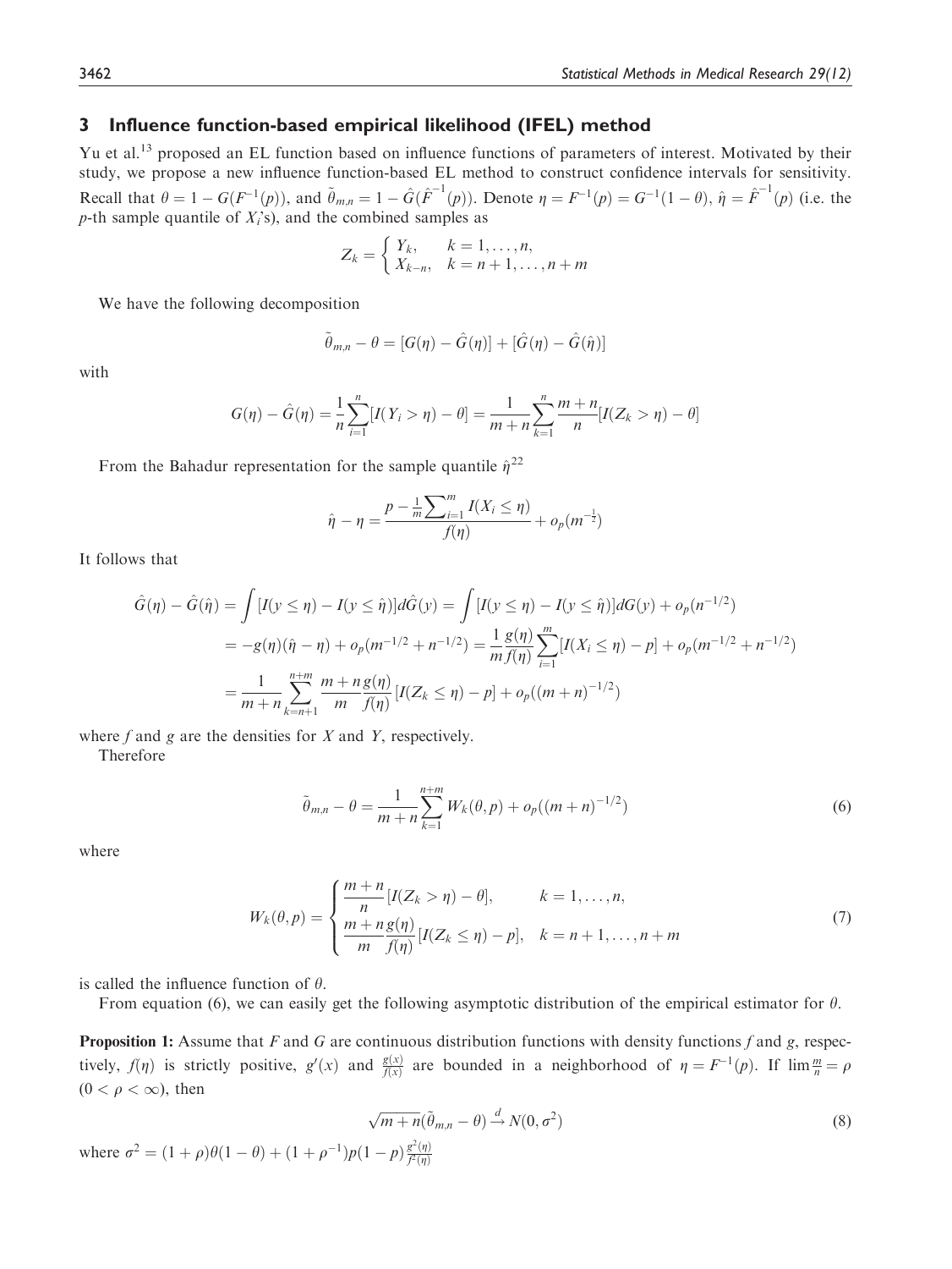## 3 Influence function-based empirical likelihood (IFEL) method

Yu et al.[13] proposed an EL function based on influence functions of parameters of interest. Motivated by their study, we propose a new influence function-based EL method to construct confidence intervals for sensitivity. Recall that $\theta = 1 - G(F^{-1}(p))$, and $\tilde{\theta}_{m,n} = 1 - \hat{G}(\hat{F}^{-1}(p))$. Denote $\eta = F^{-1}(p) = G^{-1}(1-\theta)$, $\hat{\eta} = \hat{F}^{-1}(p)$ (i.e. the $p$-th sample quantile of $X_i$'s), and the combined samples as

$$Z_k = \begin{cases} Y_k, & k = 1, \ldots, n, \\ X_{k-n}, & k = n+1, \ldots, n+m \end{cases}$$

We have the following decomposition

$$\tilde{\theta}_{m,n} - \theta = [G(\eta) - \hat{G}(\eta)] + [\hat{G}(\eta) - \hat{G}(\hat{\eta})]$$

with

$$G(\eta) - \hat{G}(\eta) = \frac{1}{n}\sum_{i=1}^{n}[I(Y_i > \eta) - \theta] = \frac{1}{m+n}\sum_{k=1}^{n}\frac{m+n}{n}[I(Z_k > \eta) - \theta]$$

From the Bahadur representation for the sample quantile $\hat{\eta}$[22]

$$\hat{\eta} - \eta = \frac{p - \frac{1}{m}\sum_{i=1}^{m} I(X_i \leq \eta)}{f(\eta)} + o_p(m^{-\frac{1}{2}})$$

It follows that

$$\begin{aligned}
\hat{G}(\eta) - \hat{G}(\hat{\eta}) &= \int [I(y \leq \eta) - I(y \leq \hat{\eta})] d\hat{G}(y) = \int [I(y \leq \eta) - I(y \leq \hat{\eta})] dG(y) + o_p(n^{-1/2}) \\
&= -g(\eta)(\hat{\eta} - \eta) + o_p(m^{-1/2} + n^{-1/2}) = \frac{1}{m}\frac{g(\eta)}{f(\eta)}\sum_{i=1}^{m}[I(X_i \leq \eta) - p] + o_p(m^{-1/2} + n^{-1/2}) \\
&= \frac{1}{m+n}\sum_{k=n+1}^{n+m}\frac{m+n}{m}\frac{g(\eta)}{f(\eta)}[I(Z_k \leq \eta) - p] + o_p((m+n)^{-1/2})
\end{aligned}$$

where $f$ and $g$ are the densities for $X$ and $Y$, respectively.

Therefore

$$\tilde{\theta}_{m,n} - \theta = \frac{1}{m+n}\sum_{k=1}^{n+m} W_k(\theta, p) + o_p((m+n)^{-1/2}) \tag{6}$$

where

$$W_k(\theta, p) = \begin{cases} \dfrac{m+n}{n}[I(Z_k > \eta) - \theta], & k = 1, \ldots, n, \\ \dfrac{m+n}{m}\dfrac{g(\eta)}{f(\eta)}[I(Z_k \leq \eta) - p], & k = n+1, \ldots, n+m \end{cases} \tag{7}$$

is called the influence function of $\theta$.

From equation (6), we can easily get the following asymptotic distribution of the empirical estimator for $\theta$.

**Proposition 1:** Assume that $F$ and $G$ are continuous distribution functions with density functions $f$ and $g$, respectively, $f(\eta)$ is strictly positive, $g'(x)$ and $\frac{g(x)}{f(x)}$ are bounded in a neighborhood of $\eta = F^{-1}(p)$. If $\lim \frac{m}{n} = \rho$ $(0 < \rho < \infty)$, then

$$\sqrt{m+n}(\tilde{\theta}_{m,n} - \theta) \xrightarrow{d} N(0, \sigma^2) \tag{8}$$

where $\sigma^2 = (1+\rho)\theta(1-\theta) + (1+\rho^{-1})p(1-p)\frac{g^2(\eta)}{f^2(\eta)}$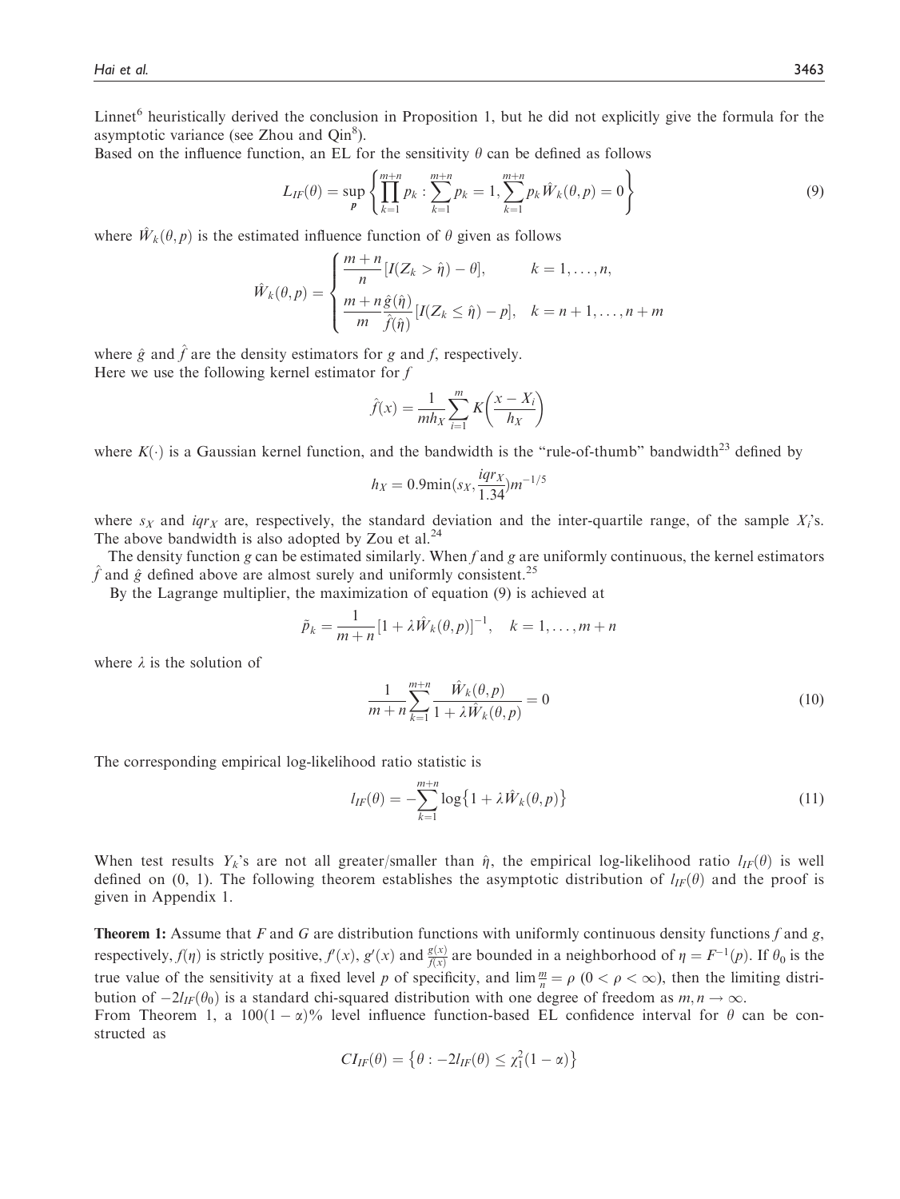Linnet[6] heuristically derived the conclusion in Proposition 1, but he did not explicitly give the formula for the asymptotic variance (see Zhou and Qin[8]).

Based on the influence function, an EL for the sensitivity $\theta$ can be defined as follows

$$L_{IF}(\theta) = \sup_{p} \left\{ \prod_{k=1}^{m+n} p_k : \sum_{k=1}^{m+n} p_k = 1, \sum_{k=1}^{m+n} p_k \hat{W}_k(\theta, p) = 0 \right\} \tag{9}$$

where $\hat{W}_k(\theta, p)$ is the estimated influence function of $\theta$ given as follows

$$\hat{W}_k(\theta, p) = \begin{cases} \dfrac{m+n}{n}[I(Z_k > \hat{\eta}) - \theta], & k = 1, \ldots, n, \\ \dfrac{m+n}{m}\dfrac{\hat{g}(\hat{\eta})}{\hat{f}(\hat{\eta})}[I(Z_k \leq \hat{\eta}) - p], & k = n+1, \ldots, n+m \end{cases}$$

where $\hat{g}$ and $\hat{f}$ are the density estimators for $g$ and $f$, respectively.

Here we use the following kernel estimator for $f$

$$\hat{f}(x) = \frac{1}{mh_X} \sum_{i=1}^{m} K\left(\frac{x - X_i}{h_X}\right)$$

where $K(\cdot)$ is a Gaussian kernel function, and the bandwidth is the "rule-of-thumb" bandwidth[23] defined by

$$h_X = 0.9 \min(s_X, \frac{iqr_X}{1.34}) m^{-1/5}$$

where $s_X$ and $iqr_X$ are, respectively, the standard deviation and the inter-quartile range, of the sample $X_i$'s. The above bandwidth is also adopted by Zou et al.[24]

The density function $g$ can be estimated similarly. When $f$ and $g$ are uniformly continuous, the kernel estimators $\hat{f}$ and $\hat{g}$ defined above are almost surely and uniformly consistent.[25]

By the Lagrange multiplier, the maximization of equation (9) is achieved at

$$\tilde{p}_k = \frac{1}{m+n}[1 + \lambda \hat{W}_k(\theta, p)]^{-1}, \quad k = 1, \ldots, m+n$$

where $\lambda$ is the solution of

$$\frac{1}{m+n} \sum_{k=1}^{m+n} \frac{\hat{W}_k(\theta, p)}{1 + \lambda \hat{W}_k(\theta, p)} = 0 \tag{10}$$

The corresponding empirical log-likelihood ratio statistic is

$$l_{IF}(\theta) = -\sum_{k=1}^{m+n} \log\{1 + \lambda \hat{W}_k(\theta, p)\} \tag{11}$$

When test results $Y_k$'s are not all greater/smaller than $\hat{\eta}$, the empirical log-likelihood ratio $l_{IF}(\theta)$ is well defined on (0, 1). The following theorem establishes the asymptotic distribution of $l_{IF}(\theta)$ and the proof is given in Appendix 1.

**Theorem 1:** Assume that $F$ and $G$ are distribution functions with uniformly continuous density functions $f$ and $g$, respectively, $f(\eta)$ is strictly positive, $f'(x)$, $g'(x)$ and $\frac{g(x)}{f(x)}$ are bounded in a neighborhood of $\eta = F^{-1}(p)$. If $\theta_0$ is the true value of the sensitivity at a fixed level $p$ of specificity, and $\lim \frac{m}{n} = \rho$ $(0 < \rho < \infty)$, then the limiting distribution of $-2l_{IF}(\theta_0)$ is a standard chi-squared distribution with one degree of freedom as $m, n \to \infty$.

From Theorem 1, a $100(1-\alpha)\%$ level influence function-based EL confidence interval for $\theta$ can be constructed as

$$CI_{IF}(\theta) = \{\theta : -2l_{IF}(\theta) \leq \chi_1^2(1-\alpha)\}$$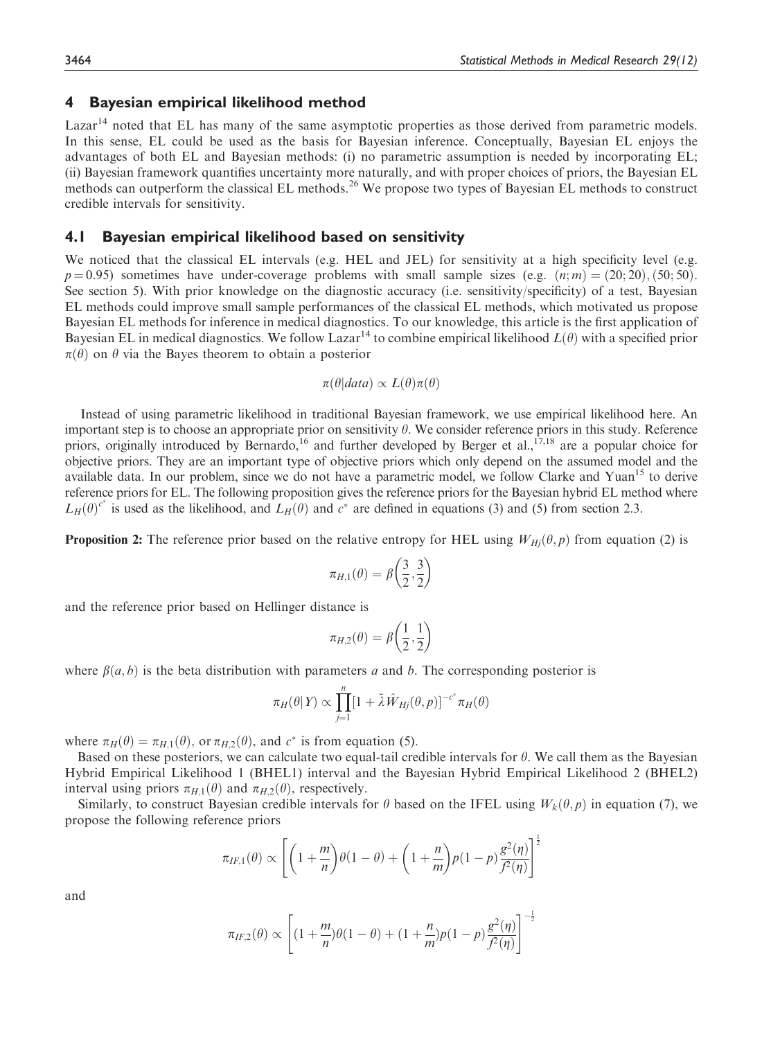## 4 Bayesian empirical likelihood method

Lazar[14] noted that EL has many of the same asymptotic properties as those derived from parametric models. In this sense, EL could be used as the basis for Bayesian inference. Conceptually, Bayesian EL enjoys the advantages of both EL and Bayesian methods: (i) no parametric assumption is needed by incorporating EL; (ii) Bayesian framework quantifies uncertainty more naturally, and with proper choices of priors, the Bayesian EL methods can outperform the classical EL methods.[26] We propose two types of Bayesian EL methods to construct credible intervals for sensitivity.

### 4.1 Bayesian empirical likelihood based on sensitivity

We noticed that the classical EL intervals (e.g. HEL and JEL) for sensitivity at a high specificity level (e.g. $p = 0.95$) sometimes have under-coverage problems with small sample sizes (e.g. $(n; m) = (20; 20), (50; 50)$. See section 5). With prior knowledge on the diagnostic accuracy (i.e. sensitivity/specificity) of a test, Bayesian EL methods could improve small sample performances of the classical EL methods, which motivated us propose Bayesian EL methods for inference in medical diagnostics. To our knowledge, this article is the first application of Bayesian EL in medical diagnostics. We follow Lazar[14] to combine empirical likelihood $L(\theta)$ with a specified prior $\pi(\theta)$ on $\theta$ via the Bayes theorem to obtain a posterior

$$\pi(\theta|data) \propto L(\theta)\pi(\theta)$$

Instead of using parametric likelihood in traditional Bayesian framework, we use empirical likelihood here. An important step is to choose an appropriate prior on sensitivity $\theta$. We consider reference priors in this study. Reference priors, originally introduced by Bernardo,[16] and further developed by Berger et al.,[17,18] are a popular choice for objective priors. They are an important type of objective priors which only depend on the assumed model and the available data. In our problem, since we do not have a parametric model, we follow Clarke and Yuan[15] to derive reference priors for EL. The following proposition gives the reference priors for the Bayesian hybrid EL method where $L_H(\theta)^{c^*}$ is used as the likelihood, and $L_H(\theta)$ and $c^*$ are defined in equations (3) and (5) from section 2.3.

**Proposition 2:** The reference prior based on the relative entropy for HEL using $W_{Hj}(\theta, p)$ from equation (2) is

$$\pi_{H,1}(\theta) = \beta\left(\frac{3}{2}, \frac{3}{2}\right)$$

and the reference prior based on Hellinger distance is

$$\pi_{H,2}(\theta) = \beta\left(\frac{1}{2}, \frac{1}{2}\right)$$

where $\beta(a, b)$ is the beta distribution with parameters $a$ and $b$. The corresponding posterior is

$$\pi_H(\theta|Y) \propto \prod_{j=1}^{n}[1 + \tilde{\lambda}\hat{W}_{Hj}(\theta, p)]^{-c^*}\pi_H(\theta)$$

where $\pi_H(\theta) = \pi_{H,1}(\theta)$, or $\pi_{H,2}(\theta)$, and $c^*$ is from equation (5).

Based on these posteriors, we can calculate two equal-tail credible intervals for $\theta$. We call them as the Bayesian Hybrid Empirical Likelihood 1 (BHEL1) interval and the Bayesian Hybrid Empirical Likelihood 2 (BHEL2) interval using priors $\pi_{H,1}(\theta)$ and $\pi_{H,2}(\theta)$, respectively.

Similarly, to construct Bayesian credible intervals for $\theta$ based on the IFEL using $W_k(\theta, p)$ in equation (7), we propose the following reference priors

$$\pi_{IF,1}(\theta) \propto \left[\left(1 + \frac{m}{n}\right)\theta(1-\theta) + \left(1 + \frac{n}{m}\right)p(1-p)\frac{g^2(\eta)}{f^2(\eta)}\right]^{\frac{1}{2}}$$

and

$$\pi_{IF,2}(\theta) \propto \left[(1 + \frac{m}{n})\theta(1-\theta) + (1 + \frac{n}{m})p(1-p)\frac{g^2(\eta)}{f^2(\eta)}\right]^{-\frac{1}{2}}$$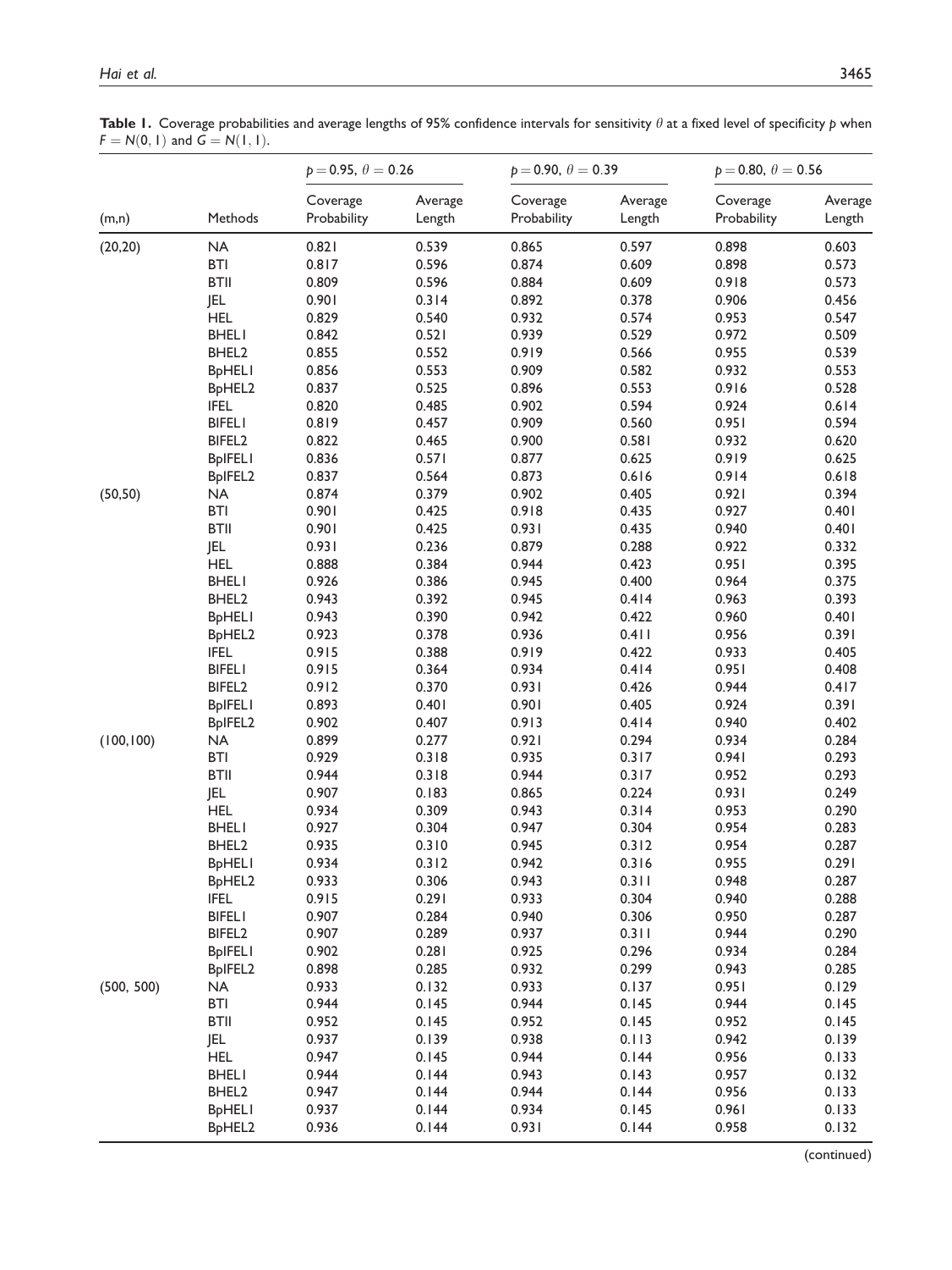**Table 1.** Coverage probabilities and average lengths of 95% confidence intervals for sensitivity $\theta$ at a fixed level of specificity $p$ when $F = N(0, 1)$ and $G = N(1, 1)$.

| | | $p = 0.95,\ \theta = 0.26$ | | $p = 0.90,\ \theta = 0.39$ | | $p = 0.80,\ \theta = 0.56$ | |
|---|---|---|---|---|---|---|---|
| (m,n) | Methods | Coverage Probability | Average Length | Coverage Probability | Average Length | Coverage Probability | Average Length |
| (20,20) | NA | 0.821 | 0.539 | 0.865 | 0.597 | 0.898 | 0.603 |
| | BTI | 0.817 | 0.596 | 0.874 | 0.609 | 0.898 | 0.573 |
| | BTII | 0.809 | 0.596 | 0.884 | 0.609 | 0.918 | 0.573 |
| | JEL | 0.901 | 0.314 | 0.892 | 0.378 | 0.906 | 0.456 |
| | HEL | 0.829 | 0.540 | 0.932 | 0.574 | 0.953 | 0.547 |
| | BHEL1 | 0.842 | 0.521 | 0.939 | 0.529 | 0.972 | 0.509 |
| | BHEL2 | 0.855 | 0.552 | 0.919 | 0.566 | 0.955 | 0.539 |
| | BpHEL1 | 0.856 | 0.553 | 0.909 | 0.582 | 0.932 | 0.553 |
| | BpHEL2 | 0.837 | 0.525 | 0.896 | 0.553 | 0.916 | 0.528 |
| | IFEL | 0.820 | 0.485 | 0.902 | 0.594 | 0.924 | 0.614 |
| | BIFEL1 | 0.819 | 0.457 | 0.909 | 0.560 | 0.951 | 0.594 |
| | BIFEL2 | 0.822 | 0.465 | 0.900 | 0.581 | 0.932 | 0.620 |
| | BpIFEL1 | 0.836 | 0.571 | 0.877 | 0.625 | 0.919 | 0.625 |
| | BpIFEL2 | 0.837 | 0.564 | 0.873 | 0.616 | 0.914 | 0.618 |
| (50,50) | NA | 0.874 | 0.379 | 0.902 | 0.405 | 0.921 | 0.394 |
| | BTI | 0.901 | 0.425 | 0.918 | 0.435 | 0.927 | 0.401 |
| | BTII | 0.901 | 0.425 | 0.931 | 0.435 | 0.940 | 0.401 |
| | JEL | 0.931 | 0.236 | 0.879 | 0.288 | 0.922 | 0.332 |
| | HEL | 0.888 | 0.384 | 0.944 | 0.423 | 0.951 | 0.395 |
| | BHEL1 | 0.926 | 0.386 | 0.945 | 0.400 | 0.964 | 0.375 |
| | BHEL2 | 0.943 | 0.392 | 0.945 | 0.414 | 0.963 | 0.393 |
| | BpHEL1 | 0.943 | 0.390 | 0.942 | 0.422 | 0.960 | 0.401 |
| | BpHEL2 | 0.923 | 0.378 | 0.936 | 0.411 | 0.956 | 0.391 |
| | IFEL | 0.915 | 0.388 | 0.919 | 0.422 | 0.933 | 0.405 |
| | BIFEL1 | 0.915 | 0.364 | 0.934 | 0.414 | 0.951 | 0.408 |
| | BIFEL2 | 0.912 | 0.370 | 0.931 | 0.426 | 0.944 | 0.417 |
| | BpIFEL1 | 0.893 | 0.401 | 0.901 | 0.405 | 0.924 | 0.391 |
| | BpIFEL2 | 0.902 | 0.407 | 0.913 | 0.414 | 0.940 | 0.402 |
| (100,100) | NA | 0.899 | 0.277 | 0.921 | 0.294 | 0.934 | 0.284 |
| | BTI | 0.929 | 0.318 | 0.935 | 0.317 | 0.941 | 0.293 |
| | BTII | 0.944 | 0.318 | 0.944 | 0.317 | 0.952 | 0.293 |
| | JEL | 0.907 | 0.183 | 0.865 | 0.224 | 0.931 | 0.249 |
| | HEL | 0.934 | 0.309 | 0.943 | 0.314 | 0.953 | 0.290 |
| | BHEL1 | 0.927 | 0.304 | 0.947 | 0.304 | 0.954 | 0.283 |
| | BHEL2 | 0.935 | 0.310 | 0.945 | 0.312 | 0.954 | 0.287 |
| | BpHEL1 | 0.934 | 0.312 | 0.942 | 0.316 | 0.955 | 0.291 |
| | BpHEL2 | 0.933 | 0.306 | 0.943 | 0.311 | 0.948 | 0.287 |
| | IFEL | 0.915 | 0.291 | 0.933 | 0.304 | 0.940 | 0.288 |
| | BIFEL1 | 0.907 | 0.284 | 0.940 | 0.306 | 0.950 | 0.287 |
| | BIFEL2 | 0.907 | 0.289 | 0.937 | 0.311 | 0.944 | 0.290 |
| | BpIFEL1 | 0.902 | 0.281 | 0.925 | 0.296 | 0.934 | 0.284 |
| | BpIFEL2 | 0.898 | 0.285 | 0.932 | 0.299 | 0.943 | 0.285 |
| (500, 500) | NA | 0.933 | 0.132 | 0.933 | 0.137 | 0.951 | 0.129 |
| | BTI | 0.944 | 0.145 | 0.944 | 0.145 | 0.944 | 0.145 |
| | BTII | 0.952 | 0.145 | 0.952 | 0.145 | 0.952 | 0.145 |
| | JEL | 0.937 | 0.139 | 0.938 | 0.113 | 0.942 | 0.139 |
| | HEL | 0.947 | 0.145 | 0.944 | 0.144 | 0.956 | 0.133 |
| | BHEL1 | 0.944 | 0.144 | 0.943 | 0.143 | 0.957 | 0.132 |
| | BHEL2 | 0.947 | 0.144 | 0.944 | 0.144 | 0.956 | 0.133 |
| | BpHEL1 | 0.937 | 0.144 | 0.934 | 0.145 | 0.961 | 0.133 |
| | BpHEL2 | 0.936 | 0.144 | 0.931 | 0.144 | 0.958 | 0.132 |

(continued)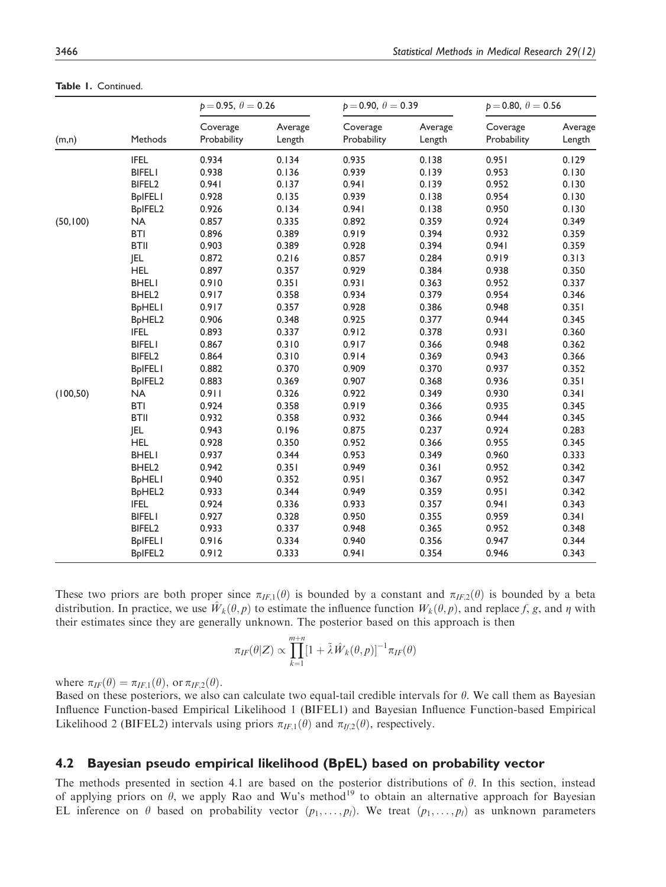**Table 1.** Continued.

| | | $p = 0.95,\ \theta = 0.26$ | | $p = 0.90,\ \theta = 0.39$ | | $p = 0.80,\ \theta = 0.56$ | |
|---|---|---|---|---|---|---|---|
| (m,n) | Methods | Coverage Probability | Average Length | Coverage Probability | Average Length | Coverage Probability | Average Length |
| | IFEL | 0.934 | 0.134 | 0.935 | 0.138 | 0.951 | 0.129 |
| | BIFEL1 | 0.938 | 0.136 | 0.939 | 0.139 | 0.953 | 0.130 |
| | BIFEL2 | 0.941 | 0.137 | 0.941 | 0.139 | 0.952 | 0.130 |
| | BpIFEL1 | 0.928 | 0.135 | 0.939 | 0.138 | 0.954 | 0.130 |
| | BpIFEL2 | 0.926 | 0.134 | 0.941 | 0.138 | 0.950 | 0.130 |
| (50,100) | NA | 0.857 | 0.335 | 0.892 | 0.359 | 0.924 | 0.349 |
| | BTI | 0.896 | 0.389 | 0.919 | 0.394 | 0.932 | 0.359 |
| | BTII | 0.903 | 0.389 | 0.928 | 0.394 | 0.941 | 0.359 |
| | JEL | 0.872 | 0.216 | 0.857 | 0.284 | 0.919 | 0.313 |
| | HEL | 0.897 | 0.357 | 0.929 | 0.384 | 0.938 | 0.350 |
| | BHEL1 | 0.910 | 0.351 | 0.931 | 0.363 | 0.952 | 0.337 |
| | BHEL2 | 0.917 | 0.358 | 0.934 | 0.379 | 0.954 | 0.346 |
| | BpHEL1 | 0.917 | 0.357 | 0.928 | 0.386 | 0.948 | 0.351 |
| | BpHEL2 | 0.906 | 0.348 | 0.925 | 0.377 | 0.944 | 0.345 |
| | IFEL | 0.893 | 0.337 | 0.912 | 0.378 | 0.931 | 0.360 |
| | BIFEL1 | 0.867 | 0.310 | 0.917 | 0.366 | 0.948 | 0.362 |
| | BIFEL2 | 0.864 | 0.310 | 0.914 | 0.369 | 0.943 | 0.366 |
| | BpIFEL1 | 0.882 | 0.370 | 0.909 | 0.370 | 0.937 | 0.352 |
| | BpIFEL2 | 0.883 | 0.369 | 0.907 | 0.368 | 0.936 | 0.351 |
| (100,50) | NA | 0.911 | 0.326 | 0.922 | 0.349 | 0.930 | 0.341 |
| | BTI | 0.924 | 0.358 | 0.919 | 0.366 | 0.935 | 0.345 |
| | BTII | 0.932 | 0.358 | 0.932 | 0.366 | 0.944 | 0.345 |
| | JEL | 0.943 | 0.196 | 0.875 | 0.237 | 0.924 | 0.283 |
| | HEL | 0.928 | 0.350 | 0.952 | 0.366 | 0.955 | 0.345 |
| | BHEL1 | 0.937 | 0.344 | 0.953 | 0.349 | 0.960 | 0.333 |
| | BHEL2 | 0.942 | 0.351 | 0.949 | 0.361 | 0.952 | 0.342 |
| | BpHEL1 | 0.940 | 0.352 | 0.951 | 0.367 | 0.952 | 0.347 |
| | BpHEL2 | 0.933 | 0.344 | 0.949 | 0.359 | 0.951 | 0.342 |
| | IFEL | 0.924 | 0.336 | 0.933 | 0.357 | 0.941 | 0.343 |
| | BIFEL1 | 0.927 | 0.328 | 0.950 | 0.355 | 0.959 | 0.341 |
| | BIFEL2 | 0.933 | 0.337 | 0.948 | 0.365 | 0.952 | 0.348 |
| | BpIFEL1 | 0.916 | 0.334 | 0.940 | 0.356 | 0.947 | 0.344 |
| | BpIFEL2 | 0.912 | 0.333 | 0.941 | 0.354 | 0.946 | 0.343 |

These two priors are both proper since $\pi_{IF,1}(\theta)$ is bounded by a constant and $\pi_{IF,2}(\theta)$ is bounded by a beta distribution. In practice, we use $\hat{W}_k(\theta, p)$ to estimate the influence function $W_k(\theta, p)$, and replace $f$, $g$, and $\eta$ with their estimates since they are generally unknown. The posterior based on this approach is then

$$\pi_{IF}(\theta|Z) \propto \prod_{k=1}^{m+n} [1 + \tilde{\lambda}\hat{W}_k(\theta, p)]^{-1} \pi_{IF}(\theta)$$

where $\pi_{IF}(\theta) = \pi_{IF,1}(\theta)$, or $\pi_{IF,2}(\theta)$.

Based on these posteriors, we also can calculate two equal-tail credible intervals for $\theta$. We call them as Bayesian Influence Function-based Empirical Likelihood 1 (BIFEL1) and Bayesian Influence Function-based Empirical Likelihood 2 (BIFEL2) intervals using priors $\pi_{IF,1}(\theta)$ and $\pi_{If,2}(\theta)$, respectively.

## 4.2 Bayesian pseudo empirical likelihood (BpEL) based on probability vector

The methods presented in section 4.1 are based on the posterior distributions of $\theta$. In this section, instead of applying priors on $\theta$, we apply Rao and Wu's method[19] to obtain an alternative approach for Bayesian EL inference on $\theta$ based on probability vector $(p_1, \ldots, p_l)$. We treat $(p_1, \ldots, p_l)$ as unknown parameters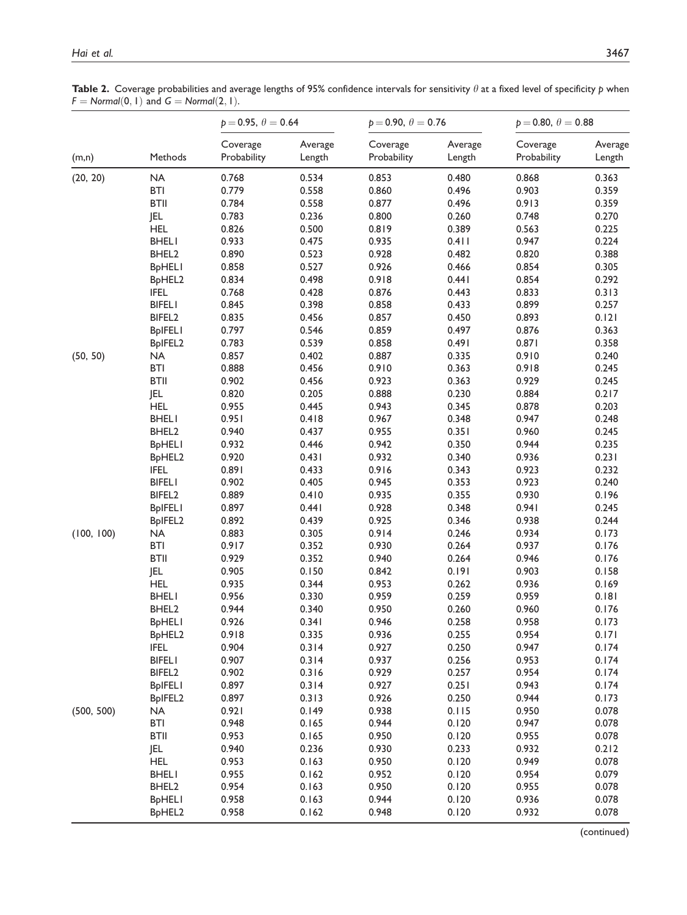**Table 2.** Coverage probabilities and average lengths of 95% confidence intervals for sensitivity $\theta$ at a fixed level of specificity $p$ when $F = Normal(0, 1)$ and $G = Normal(2, 1)$.

| | | $p = 0.95, \theta = 0.64$ | | $p = 0.90, \theta = 0.76$ | | $p = 0.80, \theta = 0.88$ | |
|---|---|---|---|---|---|---|---|
| (m,n) | Methods | Coverage Probability | Average Length | Coverage Probability | Average Length | Coverage Probability | Average Length |
| (20, 20) | NA | 0.768 | 0.534 | 0.853 | 0.480 | 0.868 | 0.363 |
| | BTI | 0.779 | 0.558 | 0.860 | 0.496 | 0.903 | 0.359 |
| | BTII | 0.784 | 0.558 | 0.877 | 0.496 | 0.913 | 0.359 |
| | JEL | 0.783 | 0.236 | 0.800 | 0.260 | 0.748 | 0.270 |
| | HEL | 0.826 | 0.500 | 0.819 | 0.389 | 0.563 | 0.225 |
| | BHEL1 | 0.933 | 0.475 | 0.935 | 0.411 | 0.947 | 0.224 |
| | BHEL2 | 0.890 | 0.523 | 0.928 | 0.482 | 0.820 | 0.388 |
| | BpHEL1 | 0.858 | 0.527 | 0.926 | 0.466 | 0.854 | 0.305 |
| | BpHEL2 | 0.834 | 0.498 | 0.918 | 0.441 | 0.854 | 0.292 |
| | IFEL | 0.768 | 0.428 | 0.876 | 0.443 | 0.833 | 0.313 |
| | BIFEL1 | 0.845 | 0.398 | 0.858 | 0.433 | 0.899 | 0.257 |
| | BIFEL2 | 0.835 | 0.456 | 0.857 | 0.450 | 0.893 | 0.121 |
| | BpIFEL1 | 0.797 | 0.546 | 0.859 | 0.497 | 0.876 | 0.363 |
| | BpIFEL2 | 0.783 | 0.539 | 0.858 | 0.491 | 0.871 | 0.358 |
| (50, 50) | NA | 0.857 | 0.402 | 0.887 | 0.335 | 0.910 | 0.240 |
| | BTI | 0.888 | 0.456 | 0.910 | 0.363 | 0.918 | 0.245 |
| | BTII | 0.902 | 0.456 | 0.923 | 0.363 | 0.929 | 0.245 |
| | JEL | 0.820 | 0.205 | 0.888 | 0.230 | 0.884 | 0.217 |
| | HEL | 0.955 | 0.445 | 0.943 | 0.345 | 0.878 | 0.203 |
| | BHEL1 | 0.951 | 0.418 | 0.967 | 0.348 | 0.947 | 0.248 |
| | BHEL2 | 0.940 | 0.437 | 0.955 | 0.351 | 0.960 | 0.245 |
| | BpHEL1 | 0.932 | 0.446 | 0.942 | 0.350 | 0.944 | 0.235 |
| | BpHEL2 | 0.920 | 0.431 | 0.932 | 0.340 | 0.936 | 0.231 |
| | IFEL | 0.891 | 0.433 | 0.916 | 0.343 | 0.923 | 0.232 |
| | BIFEL1 | 0.902 | 0.405 | 0.945 | 0.353 | 0.923 | 0.240 |
| | BIFEL2 | 0.889 | 0.410 | 0.935 | 0.355 | 0.930 | 0.196 |
| | BpIFEL1 | 0.897 | 0.441 | 0.928 | 0.348 | 0.941 | 0.245 |
| | BpIFEL2 | 0.892 | 0.439 | 0.925 | 0.346 | 0.938 | 0.244 |
| (100, 100) | NA | 0.883 | 0.305 | 0.914 | 0.246 | 0.934 | 0.173 |
| | BTI | 0.917 | 0.352 | 0.930 | 0.264 | 0.937 | 0.176 |
| | BTII | 0.929 | 0.352 | 0.940 | 0.264 | 0.946 | 0.176 |
| | JEL | 0.905 | 0.150 | 0.842 | 0.191 | 0.903 | 0.158 |
| | HEL | 0.935 | 0.344 | 0.953 | 0.262 | 0.936 | 0.169 |
| | BHEL1 | 0.956 | 0.330 | 0.959 | 0.259 | 0.959 | 0.181 |
| | BHEL2 | 0.944 | 0.340 | 0.950 | 0.260 | 0.960 | 0.176 |
| | BpHEL1 | 0.926 | 0.341 | 0.946 | 0.258 | 0.958 | 0.173 |
| | BpHEL2 | 0.918 | 0.335 | 0.936 | 0.255 | 0.954 | 0.171 |
| | IFEL | 0.904 | 0.314 | 0.927 | 0.250 | 0.947 | 0.174 |
| | BIFEL1 | 0.907 | 0.314 | 0.937 | 0.256 | 0.953 | 0.174 |
| | BIFEL2 | 0.902 | 0.316 | 0.929 | 0.257 | 0.954 | 0.174 |
| | BpIFEL1 | 0.897 | 0.314 | 0.927 | 0.251 | 0.943 | 0.174 |
| | BpIFEL2 | 0.897 | 0.313 | 0.926 | 0.250 | 0.944 | 0.173 |
| (500, 500) | NA | 0.921 | 0.149 | 0.938 | 0.115 | 0.950 | 0.078 |
| | BTI | 0.948 | 0.165 | 0.944 | 0.120 | 0.947 | 0.078 |
| | BTII | 0.953 | 0.165 | 0.950 | 0.120 | 0.955 | 0.078 |
| | JEL | 0.940 | 0.236 | 0.930 | 0.233 | 0.932 | 0.212 |
| | HEL | 0.953 | 0.163 | 0.950 | 0.120 | 0.949 | 0.078 |
| | BHEL1 | 0.955 | 0.162 | 0.952 | 0.120 | 0.954 | 0.079 |
| | BHEL2 | 0.954 | 0.163 | 0.950 | 0.120 | 0.955 | 0.078 |
| | BpHEL1 | 0.958 | 0.163 | 0.944 | 0.120 | 0.936 | 0.078 |
| | BpHEL2 | 0.958 | 0.162 | 0.948 | 0.120 | 0.932 | 0.078 |

(continued)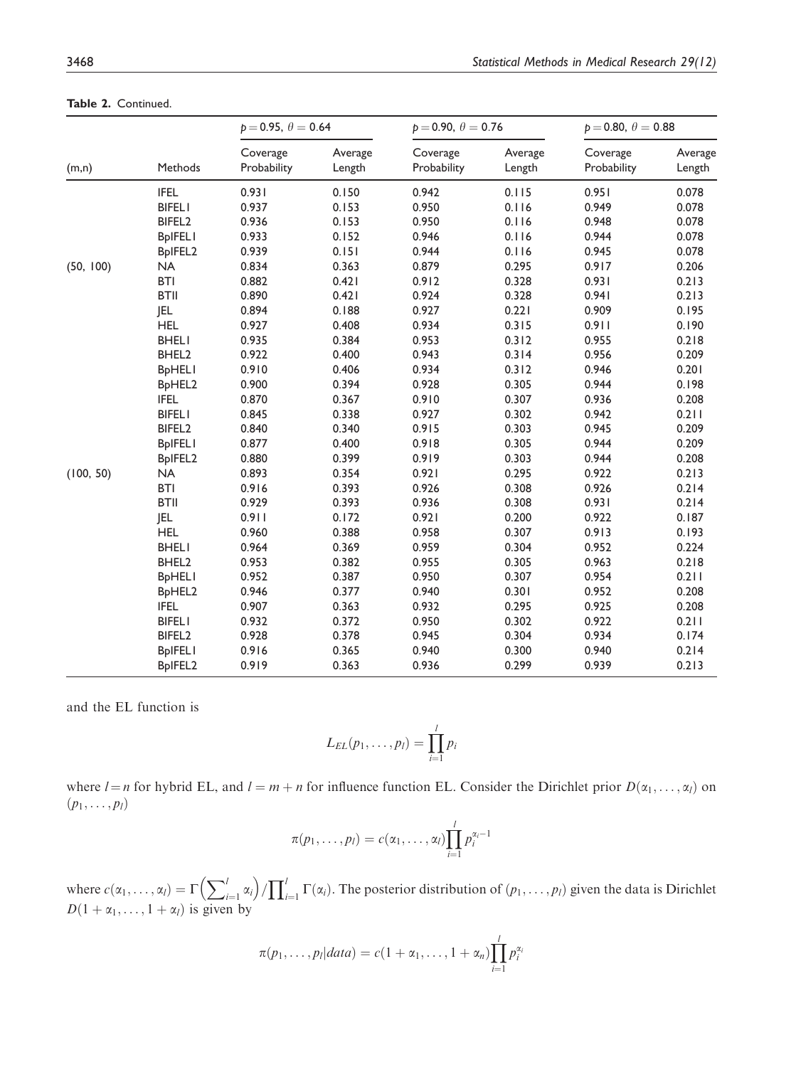**Table 2.** Continued.

| | | $p = 0.95,\ \theta = 0.64$ | | $p = 0.90,\ \theta = 0.76$ | | $p = 0.80,\ \theta = 0.88$ | |
|---|---|---|---|---|---|---|---|
| (m,n) | Methods | Coverage Probability | Average Length | Coverage Probability | Average Length | Coverage Probability | Average Length |
| | IFEL | 0.931 | 0.150 | 0.942 | 0.115 | 0.951 | 0.078 |
| | BIFEL1 | 0.937 | 0.153 | 0.950 | 0.116 | 0.949 | 0.078 |
| | BIFEL2 | 0.936 | 0.153 | 0.950 | 0.116 | 0.948 | 0.078 |
| | BpIFEL1 | 0.933 | 0.152 | 0.946 | 0.116 | 0.944 | 0.078 |
| | BpIFEL2 | 0.939 | 0.151 | 0.944 | 0.116 | 0.945 | 0.078 |
| (50, 100) | NA | 0.834 | 0.363 | 0.879 | 0.295 | 0.917 | 0.206 |
| | BTI | 0.882 | 0.421 | 0.912 | 0.328 | 0.931 | 0.213 |
| | BTII | 0.890 | 0.421 | 0.924 | 0.328 | 0.941 | 0.213 |
| | JEL | 0.894 | 0.188 | 0.927 | 0.221 | 0.909 | 0.195 |
| | HEL | 0.927 | 0.408 | 0.934 | 0.315 | 0.911 | 0.190 |
| | BHEL1 | 0.935 | 0.384 | 0.953 | 0.312 | 0.955 | 0.218 |
| | BHEL2 | 0.922 | 0.400 | 0.943 | 0.314 | 0.956 | 0.209 |
| | BpHEL1 | 0.910 | 0.406 | 0.934 | 0.312 | 0.946 | 0.201 |
| | BpHEL2 | 0.900 | 0.394 | 0.928 | 0.305 | 0.944 | 0.198 |
| | IFEL | 0.870 | 0.367 | 0.910 | 0.307 | 0.936 | 0.208 |
| | BIFEL1 | 0.845 | 0.338 | 0.927 | 0.302 | 0.942 | 0.211 |
| | BIFEL2 | 0.840 | 0.340 | 0.915 | 0.303 | 0.945 | 0.209 |
| | BpIFEL1 | 0.877 | 0.400 | 0.918 | 0.305 | 0.944 | 0.209 |
| | BpIFEL2 | 0.880 | 0.399 | 0.919 | 0.303 | 0.944 | 0.208 |
| (100, 50) | NA | 0.893 | 0.354 | 0.921 | 0.295 | 0.922 | 0.213 |
| | BTI | 0.916 | 0.393 | 0.926 | 0.308 | 0.926 | 0.214 |
| | BTII | 0.929 | 0.393 | 0.936 | 0.308 | 0.931 | 0.214 |
| | JEL | 0.911 | 0.172 | 0.921 | 0.200 | 0.922 | 0.187 |
| | HEL | 0.960 | 0.388 | 0.958 | 0.307 | 0.913 | 0.193 |
| | BHEL1 | 0.964 | 0.369 | 0.959 | 0.304 | 0.952 | 0.224 |
| | BHEL2 | 0.953 | 0.382 | 0.955 | 0.305 | 0.963 | 0.218 |
| | BpHEL1 | 0.952 | 0.387 | 0.950 | 0.307 | 0.954 | 0.211 |
| | BpHEL2 | 0.946 | 0.377 | 0.940 | 0.301 | 0.952 | 0.208 |
| | IFEL | 0.907 | 0.363 | 0.932 | 0.295 | 0.925 | 0.208 |
| | BIFEL1 | 0.932 | 0.372 | 0.950 | 0.302 | 0.922 | 0.211 |
| | BIFEL2 | 0.928 | 0.378 | 0.945 | 0.304 | 0.934 | 0.174 |
| | BpIFEL1 | 0.916 | 0.365 | 0.940 | 0.300 | 0.940 | 0.214 |
| | BpIFEL2 | 0.919 | 0.363 | 0.936 | 0.299 | 0.939 | 0.213 |

and the EL function is

$$L_{EL}(p_1, \ldots, p_l) = \prod_{i=1}^{l} p_i$$

where $l = n$ for hybrid EL, and $l = m + n$ for influence function EL. Consider the Dirichlet prior $D(\alpha_1, \ldots, \alpha_l)$ on $(p_1, \ldots, p_l)$

$$\pi(p_1, \ldots, p_l) = c(\alpha_1, \ldots, \alpha_l) \prod_{i=1}^{l} p_i^{\alpha_i - 1}$$

where $c(\alpha_1, \ldots, \alpha_l) = \Gamma\left(\sum_{i=1}^{l} \alpha_i\right) / \prod_{i=1}^{l} \Gamma(\alpha_i)$. The posterior distribution of $(p_1, \ldots, p_l)$ given the data is Dirichlet $D(1 + \alpha_1, \ldots, 1 + \alpha_l)$ is given by

$$\pi(p_1, \ldots, p_l | data) = c(1 + \alpha_1, \ldots, 1 + \alpha_n) \prod_{i=1}^{l} p_i^{\alpha_i}$$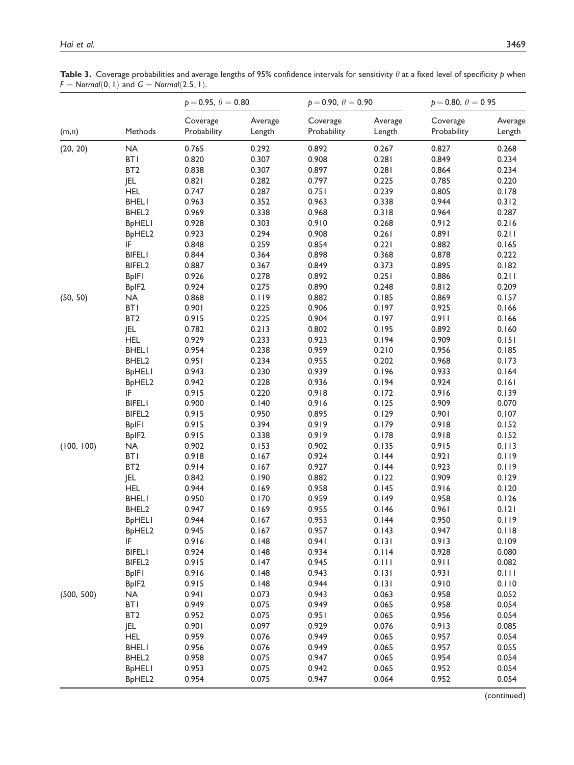**Table 3.** Coverage probabilities and average lengths of 95% confidence intervals for sensitivity $\theta$ at a fixed level of specificity $p$ when $F = Normal(0, 1)$ and $G = Normal(2.5, 1)$.

| | | $p = 0.95$, $\theta = 0.80$ | | $p = 0.90$, $\theta = 0.90$ | | $p = 0.80$, $\theta = 0.95$ | |
|---|---|---|---|---|---|---|---|
| (m,n) | Methods | Coverage Probability | Average Length | Coverage Probability | Average Length | Coverage Probability | Average Length |
| (20, 20) | NA | 0.765 | 0.292 | 0.892 | 0.267 | 0.827 | 0.268 |
| | BT1 | 0.820 | 0.307 | 0.908 | 0.281 | 0.849 | 0.234 |
| | BT2 | 0.838 | 0.307 | 0.897 | 0.281 | 0.864 | 0.234 |
| | JEL | 0.821 | 0.282 | 0.797 | 0.225 | 0.785 | 0.220 |
| | HEL | 0.747 | 0.287 | 0.751 | 0.239 | 0.805 | 0.178 |
| | BHEL1 | 0.963 | 0.352 | 0.963 | 0.338 | 0.944 | 0.312 |
| | BHEL2 | 0.969 | 0.338 | 0.968 | 0.318 | 0.964 | 0.287 |
| | BpHEL1 | 0.928 | 0.303 | 0.910 | 0.268 | 0.912 | 0.216 |
| | BpHEL2 | 0.923 | 0.294 | 0.908 | 0.261 | 0.891 | 0.211 |
| | IF | 0.848 | 0.259 | 0.854 | 0.221 | 0.882 | 0.165 |
| | BIFEL1 | 0.844 | 0.364 | 0.898 | 0.368 | 0.878 | 0.222 |
| | BIFEL2 | 0.887 | 0.367 | 0.849 | 0.373 | 0.895 | 0.182 |
| | BpIF1 | 0.926 | 0.278 | 0.892 | 0.251 | 0.886 | 0.211 |
| | BpIF2 | 0.924 | 0.275 | 0.890 | 0.248 | 0.812 | 0.209 |
| (50, 50) | NA | 0.868 | 0.119 | 0.882 | 0.185 | 0.869 | 0.157 |
| | BT1 | 0.901 | 0.225 | 0.906 | 0.197 | 0.925 | 0.166 |
| | BT2 | 0.915 | 0.225 | 0.904 | 0.197 | 0.911 | 0.166 |
| | JEL | 0.782 | 0.213 | 0.802 | 0.195 | 0.892 | 0.160 |
| | HEL | 0.929 | 0.233 | 0.923 | 0.194 | 0.909 | 0.151 |
| | BHEL1 | 0.954 | 0.238 | 0.959 | 0.210 | 0.956 | 0.185 |
| | BHEL2 | 0.951 | 0.234 | 0.955 | 0.202 | 0.968 | 0.173 |
| | BpHEL1 | 0.943 | 0.230 | 0.939 | 0.196 | 0.933 | 0.164 |
| | BpHEL2 | 0.942 | 0.228 | 0.936 | 0.194 | 0.924 | 0.161 |
| | IF | 0.915 | 0.220 | 0.918 | 0.172 | 0.916 | 0.139 |
| | BIFEL1 | 0.900 | 0.140 | 0.916 | 0.125 | 0.909 | 0.070 |
| | BIFEL2 | 0.915 | 0.950 | 0.895 | 0.129 | 0.901 | 0.107 |
| | BpIF1 | 0.915 | 0.394 | 0.919 | 0.179 | 0.918 | 0.152 |
| | BpIF2 | 0.915 | 0.338 | 0.919 | 0.178 | 0.918 | 0.152 |
| (100, 100) | NA | 0.902 | 0.153 | 0.902 | 0.135 | 0.915 | 0.113 |
| | BT1 | 0.918 | 0.167 | 0.924 | 0.144 | 0.921 | 0.119 |
| | BT2 | 0.914 | 0.167 | 0.927 | 0.144 | 0.923 | 0.119 |
| | JEL | 0.842 | 0.190 | 0.882 | 0.122 | 0.909 | 0.129 |
| | HEL | 0.944 | 0.169 | 0.958 | 0.145 | 0.916 | 0.120 |
| | BHEL1 | 0.950 | 0.170 | 0.959 | 0.149 | 0.958 | 0.126 |
| | BHEL2 | 0.947 | 0.169 | 0.955 | 0.146 | 0.961 | 0.121 |
| | BpHEL1 | 0.944 | 0.167 | 0.953 | 0.144 | 0.950 | 0.119 |
| | BpHEL2 | 0.945 | 0.167 | 0.957 | 0.143 | 0.947 | 0.118 |
| | IF | 0.916 | 0.148 | 0.941 | 0.131 | 0.913 | 0.109 |
| | BIFEL1 | 0.924 | 0.148 | 0.934 | 0.114 | 0.928 | 0.080 |
| | BIFEL2 | 0.915 | 0.147 | 0.945 | 0.111 | 0.911 | 0.082 |
| | BpIF1 | 0.916 | 0.148 | 0.943 | 0.131 | 0.931 | 0.111 |
| | BpIF2 | 0.915 | 0.148 | 0.944 | 0.131 | 0.910 | 0.110 |
| (500, 500) | NA | 0.941 | 0.073 | 0.943 | 0.063 | 0.958 | 0.052 |
| | BT1 | 0.949 | 0.075 | 0.949 | 0.065 | 0.958 | 0.054 |
| | BT2 | 0.952 | 0.075 | 0.951 | 0.065 | 0.956 | 0.054 |
| | JEL | 0.901 | 0.097 | 0.929 | 0.076 | 0.913 | 0.085 |
| | HEL | 0.959 | 0.076 | 0.949 | 0.065 | 0.957 | 0.054 |
| | BHEL1 | 0.956 | 0.076 | 0.949 | 0.065 | 0.957 | 0.055 |
| | BHEL2 | 0.958 | 0.075 | 0.947 | 0.065 | 0.954 | 0.054 |
| | BpHEL1 | 0.953 | 0.075 | 0.942 | 0.065 | 0.952 | 0.054 |
| | BpHEL2 | 0.954 | 0.075 | 0.947 | 0.064 | 0.952 | 0.054 |

(continued)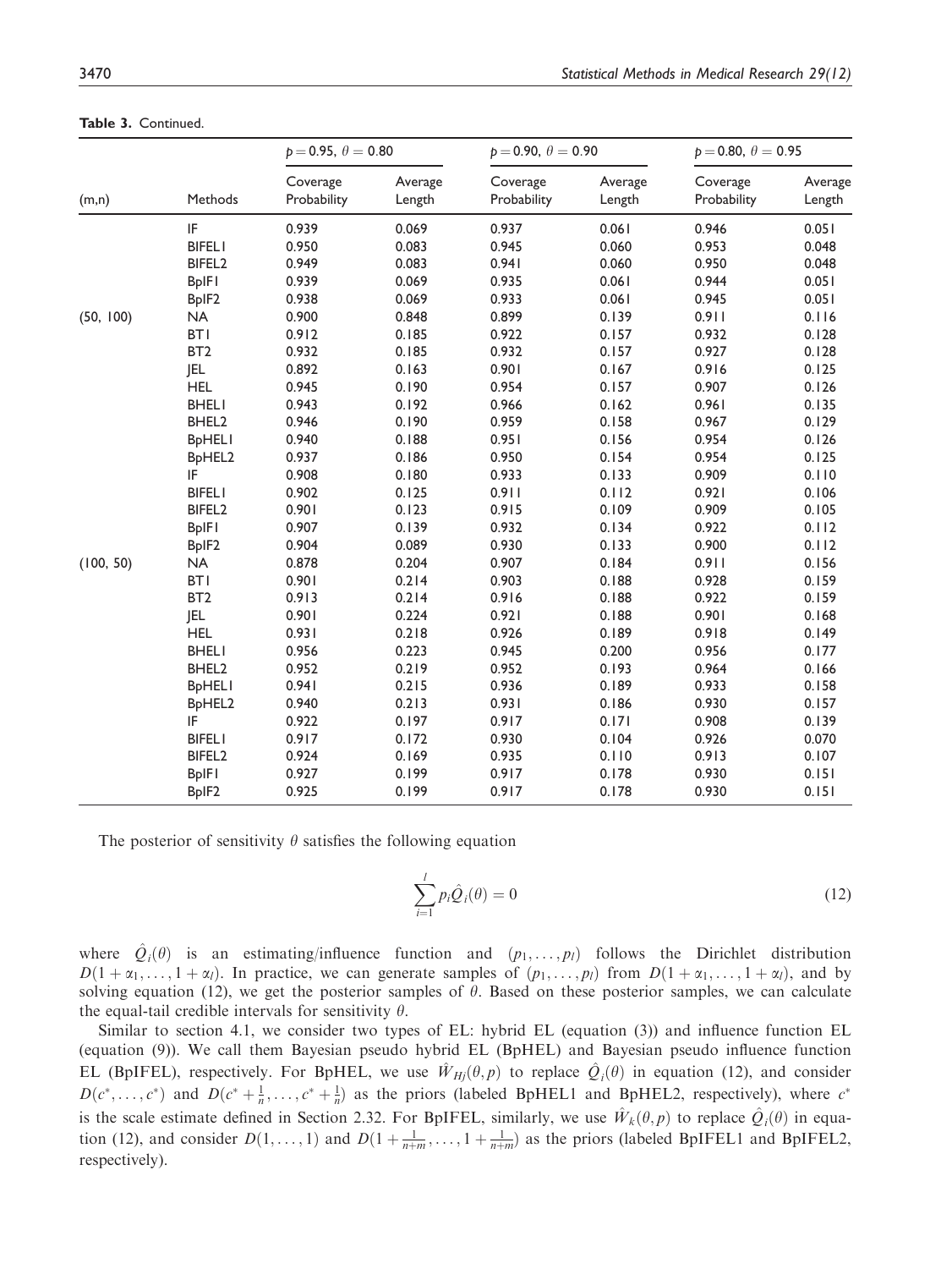**Table 3.** Continued.

| (m,n) | Methods | $p = 0.95,\ \theta = 0.80$ | | $p = 0.90,\ \theta = 0.90$ | | $p = 0.80,\ \theta = 0.95$ | |
|---|---|---|---|---|---|---|---|
| | | Coverage Probability | Average Length | Coverage Probability | Average Length | Coverage Probability | Average Length |
| | IF | 0.939 | 0.069 | 0.937 | 0.061 | 0.946 | 0.051 |
| | BIFEL1 | 0.950 | 0.083 | 0.945 | 0.060 | 0.953 | 0.048 |
| | BIFEL2 | 0.949 | 0.083 | 0.941 | 0.060 | 0.950 | 0.048 |
| | BpIF1 | 0.939 | 0.069 | 0.935 | 0.061 | 0.944 | 0.051 |
| | BpIF2 | 0.938 | 0.069 | 0.933 | 0.061 | 0.945 | 0.051 |
| (50, 100) | NA | 0.900 | 0.848 | 0.899 | 0.139 | 0.911 | 0.116 |
| | BT1 | 0.912 | 0.185 | 0.922 | 0.157 | 0.932 | 0.128 |
| | BT2 | 0.932 | 0.185 | 0.932 | 0.157 | 0.927 | 0.128 |
| | JEL | 0.892 | 0.163 | 0.901 | 0.167 | 0.916 | 0.125 |
| | HEL | 0.945 | 0.190 | 0.954 | 0.157 | 0.907 | 0.126 |
| | BHEL1 | 0.943 | 0.192 | 0.966 | 0.162 | 0.961 | 0.135 |
| | BHEL2 | 0.946 | 0.190 | 0.959 | 0.158 | 0.967 | 0.129 |
| | BpHEL1 | 0.940 | 0.188 | 0.951 | 0.156 | 0.954 | 0.126 |
| | BpHEL2 | 0.937 | 0.186 | 0.950 | 0.154 | 0.954 | 0.125 |
| | IF | 0.908 | 0.180 | 0.933 | 0.133 | 0.909 | 0.110 |
| | BIFEL1 | 0.902 | 0.125 | 0.911 | 0.112 | 0.921 | 0.106 |
| | BIFEL2 | 0.901 | 0.123 | 0.915 | 0.109 | 0.909 | 0.105 |
| | BpIF1 | 0.907 | 0.139 | 0.932 | 0.134 | 0.922 | 0.112 |
| | BpIF2 | 0.904 | 0.089 | 0.930 | 0.133 | 0.900 | 0.112 |
| (100, 50) | NA | 0.878 | 0.204 | 0.907 | 0.184 | 0.911 | 0.156 |
| | BT1 | 0.901 | 0.214 | 0.903 | 0.188 | 0.928 | 0.159 |
| | BT2 | 0.913 | 0.214 | 0.916 | 0.188 | 0.922 | 0.159 |
| | JEL | 0.901 | 0.224 | 0.921 | 0.188 | 0.901 | 0.168 |
| | HEL | 0.931 | 0.218 | 0.926 | 0.189 | 0.918 | 0.149 |
| | BHEL1 | 0.956 | 0.223 | 0.945 | 0.200 | 0.956 | 0.177 |
| | BHEL2 | 0.952 | 0.219 | 0.952 | 0.193 | 0.964 | 0.166 |
| | BpHEL1 | 0.941 | 0.215 | 0.936 | 0.189 | 0.933 | 0.158 |
| | BpHEL2 | 0.940 | 0.213 | 0.931 | 0.186 | 0.930 | 0.157 |
| | IF | 0.922 | 0.197 | 0.917 | 0.171 | 0.908 | 0.139 |
| | BIFEL1 | 0.917 | 0.172 | 0.930 | 0.104 | 0.926 | 0.070 |
| | BIFEL2 | 0.924 | 0.169 | 0.935 | 0.110 | 0.913 | 0.107 |
| | BpIF1 | 0.927 | 0.199 | 0.917 | 0.178 | 0.930 | 0.151 |
| | BpIF2 | 0.925 | 0.199 | 0.917 | 0.178 | 0.930 | 0.151 |

The posterior of sensitivity $\theta$ satisfies the following equation

$$\sum_{i=1}^{l} p_i \hat{Q}_i(\theta) = 0 \tag{12}$$

where $\hat{Q}_i(\theta)$ is an estimating/influence function and $(p_1, \ldots, p_l)$ follows the Dirichlet distribution $D(1 + \alpha_1, \ldots, 1 + \alpha_l)$. In practice, we can generate samples of $(p_1, \ldots, p_l)$ from $D(1 + \alpha_1, \ldots, 1 + \alpha_l)$, and by solving equation (12), we get the posterior samples of $\theta$. Based on these posterior samples, we can calculate the equal-tail credible intervals for sensitivity $\theta$.

Similar to section 4.1, we consider two types of EL: hybrid EL (equation (3)) and influence function EL (equation (9)). We call them Bayesian pseudo hybrid EL (BpHEL) and Bayesian pseudo influence function EL (BpIFEL), respectively. For BpHEL, we use $\hat{W}_{Hj}(\theta, p)$ to replace $\hat{Q}_i(\theta)$ in equation (12), and consider $D(c^*, \ldots, c^*)$ and $D(c^* + \frac{1}{n}, \ldots, c^* + \frac{1}{n})$ as the priors (labeled BpHEL1 and BpHEL2, respectively), where $c^*$ is the scale estimate defined in Section 2.32. For BpIFEL, similarly, we use $\hat{W}_k(\theta, p)$ to replace $\hat{Q}_i(\theta)$ in equation (12), and consider $D(1, \ldots, 1)$ and $D(1 + \frac{1}{n+m}, \ldots, 1 + \frac{1}{n+m})$ as the priors (labeled BpIFEL1 and BpIFEL2, respectively).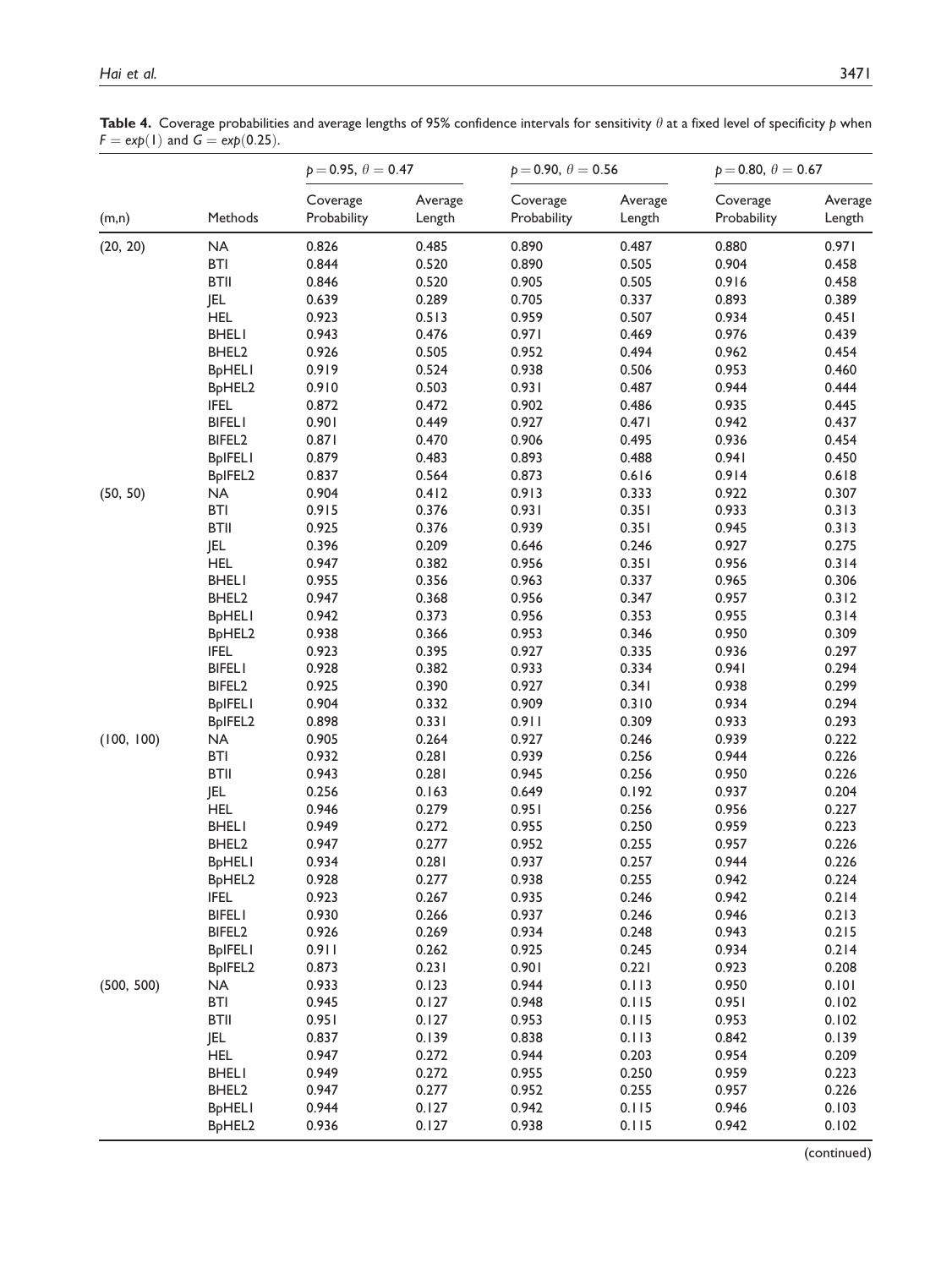**Table 4.** Coverage probabilities and average lengths of 95% confidence intervals for sensitivity $\theta$ at a fixed level of specificity $p$ when $F = exp(1)$ and $G = exp(0.25)$.

| | | $p = 0.95$, $\theta = 0.47$ | | $p = 0.90$, $\theta = 0.56$ | | $p = 0.80$, $\theta = 0.67$ | |
|---|---|---|---|---|---|---|---|
| (m,n) | Methods | Coverage Probability | Average Length | Coverage Probability | Average Length | Coverage Probability | Average Length |
| (20, 20) | NA | 0.826 | 0.485 | 0.890 | 0.487 | 0.880 | 0.971 |
| | BTI | 0.844 | 0.520 | 0.890 | 0.505 | 0.904 | 0.458 |
| | BTII | 0.846 | 0.520 | 0.905 | 0.505 | 0.916 | 0.458 |
| | JEL | 0.639 | 0.289 | 0.705 | 0.337 | 0.893 | 0.389 |
| | HEL | 0.923 | 0.513 | 0.959 | 0.507 | 0.934 | 0.451 |
| | BHEL1 | 0.943 | 0.476 | 0.971 | 0.469 | 0.976 | 0.439 |
| | BHEL2 | 0.926 | 0.505 | 0.952 | 0.494 | 0.962 | 0.454 |
| | BpHEL1 | 0.919 | 0.524 | 0.938 | 0.506 | 0.953 | 0.460 |
| | BpHEL2 | 0.910 | 0.503 | 0.931 | 0.487 | 0.944 | 0.444 |
| | IFEL | 0.872 | 0.472 | 0.902 | 0.486 | 0.935 | 0.445 |
| | BIFEL1 | 0.901 | 0.449 | 0.927 | 0.471 | 0.942 | 0.437 |
| | BIFEL2 | 0.871 | 0.470 | 0.906 | 0.495 | 0.936 | 0.454 |
| | BpIFEL1 | 0.879 | 0.483 | 0.893 | 0.488 | 0.941 | 0.450 |
| | BpIFEL2 | 0.837 | 0.564 | 0.873 | 0.616 | 0.914 | 0.618 |
| (50, 50) | NA | 0.904 | 0.412 | 0.913 | 0.333 | 0.922 | 0.307 |
| | BTI | 0.915 | 0.376 | 0.931 | 0.351 | 0.933 | 0.313 |
| | BTII | 0.925 | 0.376 | 0.939 | 0.351 | 0.945 | 0.313 |
| | JEL | 0.396 | 0.209 | 0.646 | 0.246 | 0.927 | 0.275 |
| | HEL | 0.947 | 0.382 | 0.956 | 0.351 | 0.956 | 0.314 |
| | BHEL1 | 0.955 | 0.356 | 0.963 | 0.337 | 0.965 | 0.306 |
| | BHEL2 | 0.947 | 0.368 | 0.956 | 0.347 | 0.957 | 0.312 |
| | BpHEL1 | 0.942 | 0.373 | 0.956 | 0.353 | 0.955 | 0.314 |
| | BpHEL2 | 0.938 | 0.366 | 0.953 | 0.346 | 0.950 | 0.309 |
| | IFEL | 0.923 | 0.395 | 0.927 | 0.335 | 0.936 | 0.297 |
| | BIFEL1 | 0.928 | 0.382 | 0.933 | 0.334 | 0.941 | 0.294 |
| | BIFEL2 | 0.925 | 0.390 | 0.927 | 0.341 | 0.938 | 0.299 |
| | BpIFEL1 | 0.904 | 0.332 | 0.909 | 0.310 | 0.934 | 0.294 |
| | BpIFEL2 | 0.898 | 0.331 | 0.911 | 0.309 | 0.933 | 0.293 |
| (100, 100) | NA | 0.905 | 0.264 | 0.927 | 0.246 | 0.939 | 0.222 |
| | BTI | 0.932 | 0.281 | 0.939 | 0.256 | 0.944 | 0.226 |
| | BTII | 0.943 | 0.281 | 0.945 | 0.256 | 0.950 | 0.226 |
| | JEL | 0.256 | 0.163 | 0.649 | 0.192 | 0.937 | 0.204 |
| | HEL | 0.946 | 0.279 | 0.951 | 0.256 | 0.956 | 0.227 |
| | BHEL1 | 0.949 | 0.272 | 0.955 | 0.250 | 0.959 | 0.223 |
| | BHEL2 | 0.947 | 0.277 | 0.952 | 0.255 | 0.957 | 0.226 |
| | BpHEL1 | 0.934 | 0.281 | 0.937 | 0.257 | 0.944 | 0.226 |
| | BpHEL2 | 0.928 | 0.277 | 0.938 | 0.255 | 0.942 | 0.224 |
| | IFEL | 0.923 | 0.267 | 0.935 | 0.246 | 0.942 | 0.214 |
| | BIFEL1 | 0.930 | 0.266 | 0.937 | 0.246 | 0.946 | 0.213 |
| | BIFEL2 | 0.926 | 0.269 | 0.934 | 0.248 | 0.943 | 0.215 |
| | BpIFEL1 | 0.911 | 0.262 | 0.925 | 0.245 | 0.934 | 0.214 |
| | BpIFEL2 | 0.873 | 0.231 | 0.901 | 0.221 | 0.923 | 0.208 |
| (500, 500) | NA | 0.933 | 0.123 | 0.944 | 0.113 | 0.950 | 0.101 |
| | BTI | 0.945 | 0.127 | 0.948 | 0.115 | 0.951 | 0.102 |
| | BTII | 0.951 | 0.127 | 0.953 | 0.115 | 0.953 | 0.102 |
| | JEL | 0.837 | 0.139 | 0.838 | 0.113 | 0.842 | 0.139 |
| | HEL | 0.947 | 0.272 | 0.944 | 0.203 | 0.954 | 0.209 |
| | BHEL1 | 0.949 | 0.272 | 0.955 | 0.250 | 0.959 | 0.223 |
| | BHEL2 | 0.947 | 0.277 | 0.952 | 0.255 | 0.957 | 0.226 |
| | BpHEL1 | 0.944 | 0.127 | 0.942 | 0.115 | 0.946 | 0.103 |
| | BpHEL2 | 0.936 | 0.127 | 0.938 | 0.115 | 0.942 | 0.102 |

(continued)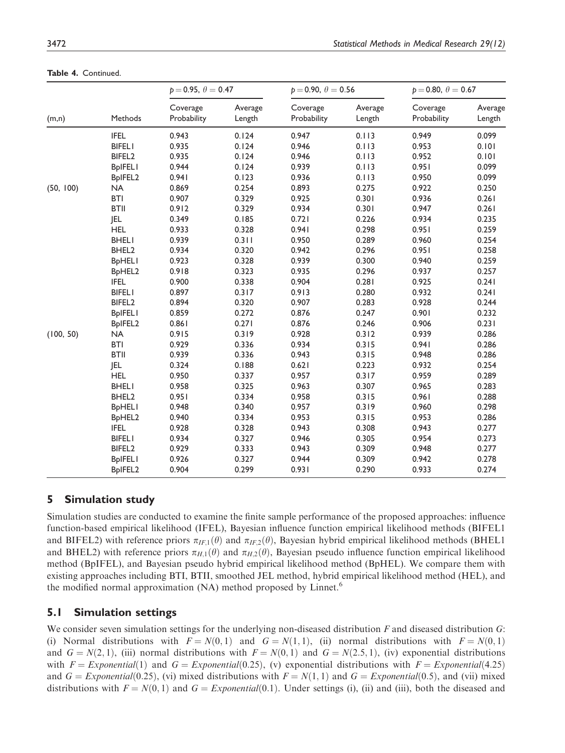**Table 4.** Continued.

| (m,n) | Methods | $p = 0.95,\ \theta = 0.47$ | | $p = 0.90,\ \theta = 0.56$ | | $p = 0.80,\ \theta = 0.67$ | |
|---|---|---|---|---|---|---|---|
| | | Coverage Probability | Average Length | Coverage Probability | Average Length | Coverage Probability | Average Length |
| | IFEL | 0.943 | 0.124 | 0.947 | 0.113 | 0.949 | 0.099 |
| | BIFEL1 | 0.935 | 0.124 | 0.946 | 0.113 | 0.953 | 0.101 |
| | BIFEL2 | 0.935 | 0.124 | 0.946 | 0.113 | 0.952 | 0.101 |
| | BpIFEL1 | 0.944 | 0.124 | 0.939 | 0.113 | 0.951 | 0.099 |
| | BpIFEL2 | 0.941 | 0.123 | 0.936 | 0.113 | 0.950 | 0.099 |
| (50, 100) | NA | 0.869 | 0.254 | 0.893 | 0.275 | 0.922 | 0.250 |
| | BTI | 0.907 | 0.329 | 0.925 | 0.301 | 0.936 | 0.261 |
| | BTII | 0.912 | 0.329 | 0.934 | 0.301 | 0.947 | 0.261 |
| | JEL | 0.349 | 0.185 | 0.721 | 0.226 | 0.934 | 0.235 |
| | HEL | 0.933 | 0.328 | 0.941 | 0.298 | 0.951 | 0.259 |
| | BHEL1 | 0.939 | 0.311 | 0.950 | 0.289 | 0.960 | 0.254 |
| | BHEL2 | 0.934 | 0.320 | 0.942 | 0.296 | 0.951 | 0.258 |
| | BpHEL1 | 0.923 | 0.328 | 0.939 | 0.300 | 0.940 | 0.259 |
| | BpHEL2 | 0.918 | 0.323 | 0.935 | 0.296 | 0.937 | 0.257 |
| | IFEL | 0.900 | 0.338 | 0.904 | 0.281 | 0.925 | 0.241 |
| | BIFEL1 | 0.897 | 0.317 | 0.913 | 0.280 | 0.932 | 0.241 |
| | BIFEL2 | 0.894 | 0.320 | 0.907 | 0.283 | 0.928 | 0.244 |
| | BpIFEL1 | 0.859 | 0.272 | 0.876 | 0.247 | 0.901 | 0.232 |
| | BpIFEL2 | 0.861 | 0.271 | 0.876 | 0.246 | 0.906 | 0.231 |
| (100, 50) | NA | 0.915 | 0.319 | 0.928 | 0.312 | 0.939 | 0.286 |
| | BTI | 0.929 | 0.336 | 0.934 | 0.315 | 0.941 | 0.286 |
| | BTII | 0.939 | 0.336 | 0.943 | 0.315 | 0.948 | 0.286 |
| | JEL | 0.324 | 0.188 | 0.621 | 0.223 | 0.932 | 0.254 |
| | HEL | 0.950 | 0.337 | 0.957 | 0.317 | 0.959 | 0.289 |
| | BHEL1 | 0.958 | 0.325 | 0.963 | 0.307 | 0.965 | 0.283 |
| | BHEL2 | 0.951 | 0.334 | 0.958 | 0.315 | 0.961 | 0.288 |
| | BpHEL1 | 0.948 | 0.340 | 0.957 | 0.319 | 0.960 | 0.298 |
| | BpHEL2 | 0.940 | 0.334 | 0.953 | 0.315 | 0.953 | 0.286 |
| | IFEL | 0.928 | 0.328 | 0.943 | 0.308 | 0.943 | 0.277 |
| | BIFEL1 | 0.934 | 0.327 | 0.946 | 0.305 | 0.954 | 0.273 |
| | BIFEL2 | 0.929 | 0.333 | 0.943 | 0.309 | 0.948 | 0.277 |
| | BpIFEL1 | 0.926 | 0.327 | 0.944 | 0.309 | 0.942 | 0.278 |
| | BpIFEL2 | 0.904 | 0.299 | 0.931 | 0.290 | 0.933 | 0.274 |

## 5 Simulation study

Simulation studies are conducted to examine the finite sample performance of the proposed approaches: influence function-based empirical likelihood (IFEL), Bayesian influence function empirical likelihood methods (BIFEL1 and BIFEL2) with reference priors $\pi_{IF,1}(\theta)$ and $\pi_{IF,2}(\theta)$, Bayesian hybrid empirical likelihood methods (BHEL1 and BHEL2) with reference priors $\pi_{H,1}(\theta)$ and $\pi_{H,2}(\theta)$, Bayesian pseudo influence function empirical likelihood method (BpIFEL), and Bayesian pseudo hybrid empirical likelihood method (BpHEL). We compare them with existing approaches including BTI, BTII, smoothed JEL method, hybrid empirical likelihood method (HEL), and the modified normal approximation (NA) method proposed by Linnet.[6]

### 5.1 Simulation settings

We consider seven simulation settings for the underlying non-diseased distribution $F$ and diseased distribution $G$: (i) Normal distributions with $F = N(0, 1)$ and $G = N(1, 1)$, (ii) normal distributions with $F = N(0, 1)$ and $G = N(2, 1)$, (iii) normal distributions with $F = N(0, 1)$ and $G = N(2.5, 1)$, (iv) exponential distributions with $F = Exponential(1)$ and $G = Exponential(0.25)$, (v) exponential distributions with $F = Exponential(4.25)$ and $G = Exponential(0.25)$, (vi) mixed distributions with $F = N(1, 1)$ and $G = Exponential(0.5)$, and (vii) mixed distributions with $F = N(0, 1)$ and $G = Exponential(0.1)$. Under settings (i), (ii) and (iii), both the diseased and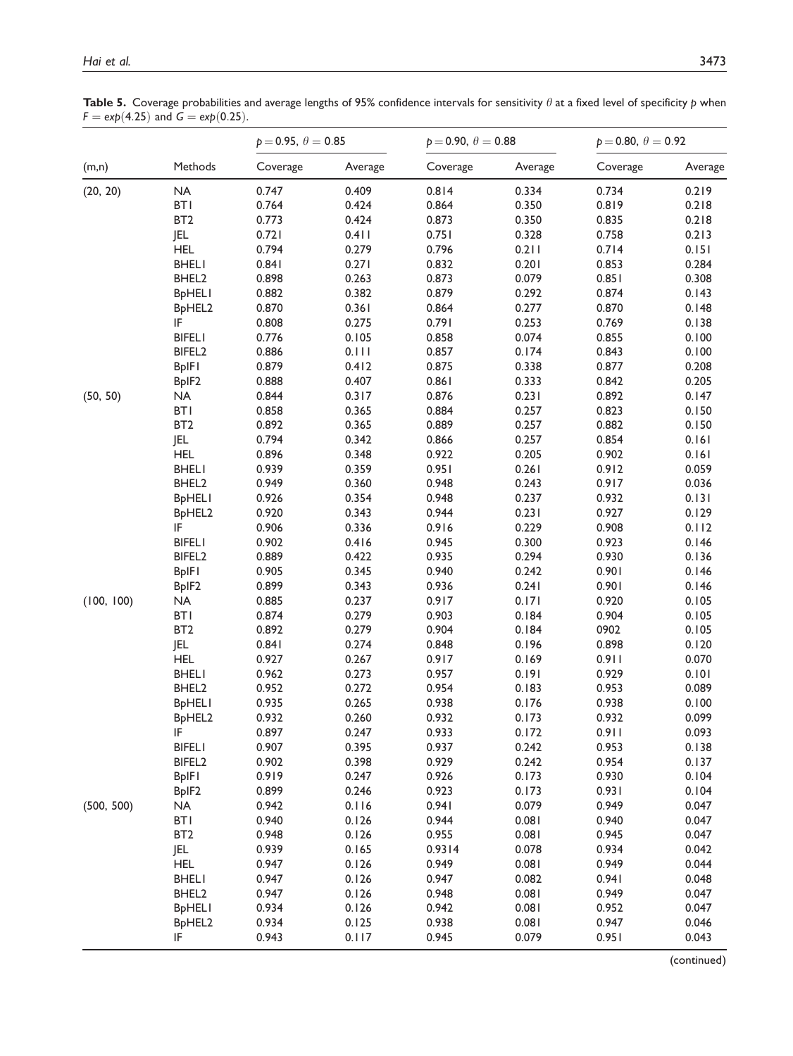**Table 5.** Coverage probabilities and average lengths of 95% confidence intervals for sensitivity $\theta$ at a fixed level of specificity $p$ when $F = exp(4.25)$ and $G = exp(0.25)$.

| (m,n) | Methods | $p = 0.95$, $\theta = 0.85$ | | $p = 0.90$, $\theta = 0.88$ | | $p = 0.80$, $\theta = 0.92$ | |
|---|---|---|---|---|---|---|---|
| | | Coverage | Average | Coverage | Average | Coverage | Average |
| (20, 20) | NA | 0.747 | 0.409 | 0.814 | 0.334 | 0.734 | 0.219 |
| | BT1 | 0.764 | 0.424 | 0.864 | 0.350 | 0.819 | 0.218 |
| | BT2 | 0.773 | 0.424 | 0.873 | 0.350 | 0.835 | 0.218 |
| | JEL | 0.721 | 0.411 | 0.751 | 0.328 | 0.758 | 0.213 |
| | HEL | 0.794 | 0.279 | 0.796 | 0.211 | 0.714 | 0.151 |
| | BHEL1 | 0.841 | 0.271 | 0.832 | 0.201 | 0.853 | 0.284 |
| | BHEL2 | 0.898 | 0.263 | 0.873 | 0.079 | 0.851 | 0.308 |
| | BpHEL1 | 0.882 | 0.382 | 0.879 | 0.292 | 0.874 | 0.143 |
| | BpHEL2 | 0.870 | 0.361 | 0.864 | 0.277 | 0.870 | 0.148 |
| | IF | 0.808 | 0.275 | 0.791 | 0.253 | 0.769 | 0.138 |
| | BIFEL1 | 0.776 | 0.105 | 0.858 | 0.074 | 0.855 | 0.100 |
| | BIFEL2 | 0.886 | 0.111 | 0.857 | 0.174 | 0.843 | 0.100 |
| | BpIF1 | 0.879 | 0.412 | 0.875 | 0.338 | 0.877 | 0.208 |
| | BpIF2 | 0.888 | 0.407 | 0.861 | 0.333 | 0.842 | 0.205 |
| (50, 50) | NA | 0.844 | 0.317 | 0.876 | 0.231 | 0.892 | 0.147 |
| | BT1 | 0.858 | 0.365 | 0.884 | 0.257 | 0.823 | 0.150 |
| | BT2 | 0.892 | 0.365 | 0.889 | 0.257 | 0.882 | 0.150 |
| | JEL | 0.794 | 0.342 | 0.866 | 0.257 | 0.854 | 0.161 |
| | HEL | 0.896 | 0.348 | 0.922 | 0.205 | 0.902 | 0.161 |
| | BHEL1 | 0.939 | 0.359 | 0.951 | 0.261 | 0.912 | 0.059 |
| | BHEL2 | 0.949 | 0.360 | 0.948 | 0.243 | 0.917 | 0.036 |
| | BpHEL1 | 0.926 | 0.354 | 0.948 | 0.237 | 0.932 | 0.131 |
| | BpHEL2 | 0.920 | 0.343 | 0.944 | 0.231 | 0.927 | 0.129 |
| | IF | 0.906 | 0.336 | 0.916 | 0.229 | 0.908 | 0.112 |
| | BIFEL1 | 0.902 | 0.416 | 0.945 | 0.300 | 0.923 | 0.146 |
| | BIFEL2 | 0.889 | 0.422 | 0.935 | 0.294 | 0.930 | 0.136 |
| | BpIF1 | 0.905 | 0.345 | 0.940 | 0.242 | 0.901 | 0.146 |
| | BpIF2 | 0.899 | 0.343 | 0.936 | 0.241 | 0.901 | 0.146 |
| (100, 100) | NA | 0.885 | 0.237 | 0.917 | 0.171 | 0.920 | 0.105 |
| | BT1 | 0.874 | 0.279 | 0.903 | 0.184 | 0.904 | 0.105 |
| | BT2 | 0.892 | 0.279 | 0.904 | 0.184 | 0902 | 0.105 |
| | JEL | 0.841 | 0.274 | 0.848 | 0.196 | 0.898 | 0.120 |
| | HEL | 0.927 | 0.267 | 0.917 | 0.169 | 0.911 | 0.070 |
| | BHEL1 | 0.962 | 0.273 | 0.957 | 0.191 | 0.929 | 0.101 |
| | BHEL2 | 0.952 | 0.272 | 0.954 | 0.183 | 0.953 | 0.089 |
| | BpHEL1 | 0.935 | 0.265 | 0.938 | 0.176 | 0.938 | 0.100 |
| | BpHEL2 | 0.932 | 0.260 | 0.932 | 0.173 | 0.932 | 0.099 |
| | IF | 0.897 | 0.247 | 0.933 | 0.172 | 0.911 | 0.093 |
| | BIFEL1 | 0.907 | 0.395 | 0.937 | 0.242 | 0.953 | 0.138 |
| | BIFEL2 | 0.902 | 0.398 | 0.929 | 0.242 | 0.954 | 0.137 |
| | BpIF1 | 0.919 | 0.247 | 0.926 | 0.173 | 0.930 | 0.104 |
| | BpIF2 | 0.899 | 0.246 | 0.923 | 0.173 | 0.931 | 0.104 |
| (500, 500) | NA | 0.942 | 0.116 | 0.941 | 0.079 | 0.949 | 0.047 |
| | BT1 | 0.940 | 0.126 | 0.944 | 0.081 | 0.940 | 0.047 |
| | BT2 | 0.948 | 0.126 | 0.955 | 0.081 | 0.945 | 0.047 |
| | JEL | 0.939 | 0.165 | 0.9314 | 0.078 | 0.934 | 0.042 |
| | HEL | 0.947 | 0.126 | 0.949 | 0.081 | 0.949 | 0.044 |
| | BHEL1 | 0.947 | 0.126 | 0.947 | 0.082 | 0.941 | 0.048 |
| | BHEL2 | 0.947 | 0.126 | 0.948 | 0.081 | 0.949 | 0.047 |
| | BpHEL1 | 0.934 | 0.126 | 0.942 | 0.081 | 0.952 | 0.047 |
| | BpHEL2 | 0.934 | 0.125 | 0.938 | 0.081 | 0.947 | 0.046 |
| | IF | 0.943 | 0.117 | 0.945 | 0.079 | 0.951 | 0.043 |

(continued)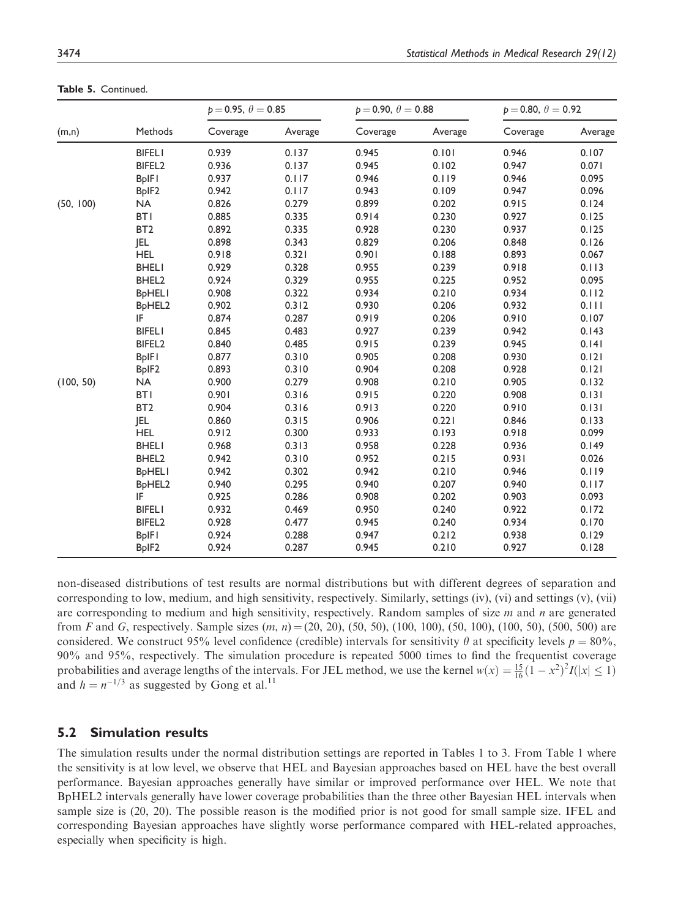**Table 5.** Continued.

| (m,n) | Methods | $p = 0.95$, $\theta = 0.85$ | | $p = 0.90$, $\theta = 0.88$ | | $p = 0.80$, $\theta = 0.92$ | |
|---|---|---|---|---|---|---|---|
| | | Coverage | Average | Coverage | Average | Coverage | Average |
| | BIFEL1 | 0.939 | 0.137 | 0.945 | 0.101 | 0.946 | 0.107 |
| | BIFEL2 | 0.936 | 0.137 | 0.945 | 0.102 | 0.947 | 0.071 |
| | BpIF1 | 0.937 | 0.117 | 0.946 | 0.119 | 0.946 | 0.095 |
| | BpIF2 | 0.942 | 0.117 | 0.943 | 0.109 | 0.947 | 0.096 |
| (50, 100) | NA | 0.826 | 0.279 | 0.899 | 0.202 | 0.915 | 0.124 |
| | BT1 | 0.885 | 0.335 | 0.914 | 0.230 | 0.927 | 0.125 |
| | BT2 | 0.892 | 0.335 | 0.928 | 0.230 | 0.937 | 0.125 |
| | JEL | 0.898 | 0.343 | 0.829 | 0.206 | 0.848 | 0.126 |
| | HEL | 0.918 | 0.321 | 0.901 | 0.188 | 0.893 | 0.067 |
| | BHEL1 | 0.929 | 0.328 | 0.955 | 0.239 | 0.918 | 0.113 |
| | BHEL2 | 0.924 | 0.329 | 0.955 | 0.225 | 0.952 | 0.095 |
| | BpHEL1 | 0.908 | 0.322 | 0.934 | 0.210 | 0.934 | 0.112 |
| | BpHEL2 | 0.902 | 0.312 | 0.930 | 0.206 | 0.932 | 0.111 |
| | IF | 0.874 | 0.287 | 0.919 | 0.206 | 0.910 | 0.107 |
| | BIFEL1 | 0.845 | 0.483 | 0.927 | 0.239 | 0.942 | 0.143 |
| | BIFEL2 | 0.840 | 0.485 | 0.915 | 0.239 | 0.945 | 0.141 |
| | BpIF1 | 0.877 | 0.310 | 0.905 | 0.208 | 0.930 | 0.121 |
| | BpIF2 | 0.893 | 0.310 | 0.904 | 0.208 | 0.928 | 0.121 |
| (100, 50) | NA | 0.900 | 0.279 | 0.908 | 0.210 | 0.905 | 0.132 |
| | BT1 | 0.901 | 0.316 | 0.915 | 0.220 | 0.908 | 0.131 |
| | BT2 | 0.904 | 0.316 | 0.913 | 0.220 | 0.910 | 0.131 |
| | JEL | 0.860 | 0.315 | 0.906 | 0.221 | 0.846 | 0.133 |
| | HEL | 0.912 | 0.300 | 0.933 | 0.193 | 0.918 | 0.099 |
| | BHEL1 | 0.968 | 0.313 | 0.958 | 0.228 | 0.936 | 0.149 |
| | BHEL2 | 0.942 | 0.310 | 0.952 | 0.215 | 0.931 | 0.026 |
| | BpHEL1 | 0.942 | 0.302 | 0.942 | 0.210 | 0.946 | 0.119 |
| | BpHEL2 | 0.940 | 0.295 | 0.940 | 0.207 | 0.940 | 0.117 |
| | IF | 0.925 | 0.286 | 0.908 | 0.202 | 0.903 | 0.093 |
| | BIFEL1 | 0.932 | 0.469 | 0.950 | 0.240 | 0.922 | 0.172 |
| | BIFEL2 | 0.928 | 0.477 | 0.945 | 0.240 | 0.934 | 0.170 |
| | BpIF1 | 0.924 | 0.288 | 0.947 | 0.212 | 0.938 | 0.129 |
| | BpIF2 | 0.924 | 0.287 | 0.945 | 0.210 | 0.927 | 0.128 |

non-diseased distributions of test results are normal distributions but with different degrees of separation and corresponding to low, medium, and high sensitivity, respectively. Similarly, settings (iv), (vi) and settings (v), (vii) are corresponding to medium and high sensitivity, respectively. Random samples of size $m$ and $n$ are generated from $F$ and $G$, respectively. Sample sizes $(m, n) = (20, 20)$, $(50, 50)$, $(100, 100)$, $(50, 100)$, $(100, 50)$, $(500, 500)$ are considered. We construct 95% level confidence (credible) intervals for sensitivity $\theta$ at specificity levels $p = 80\%$, 90% and 95%, respectively. The simulation procedure is repeated 5000 times to find the frequentist coverage probabilities and average lengths of the intervals. For JEL method, we use the kernel $w(x) = \frac{15}{16}(1 - x^2)^2 I(|x| \leq 1)$ and $h = n^{-1/3}$ as suggested by Gong et al.[11]

## 5.2 Simulation results

The simulation results under the normal distribution settings are reported in Tables 1 to 3. From Table 1 where the sensitivity is at low level, we observe that HEL and Bayesian approaches based on HEL have the best overall performance. Bayesian approaches generally have similar or improved performance over HEL. We note that BpHEL2 intervals generally have lower coverage probabilities than the three other Bayesian HEL intervals when sample size is (20, 20). The possible reason is the modified prior is not good for small sample size. IFEL and corresponding Bayesian approaches have slightly worse performance compared with HEL-related approaches, especially when specificity is high.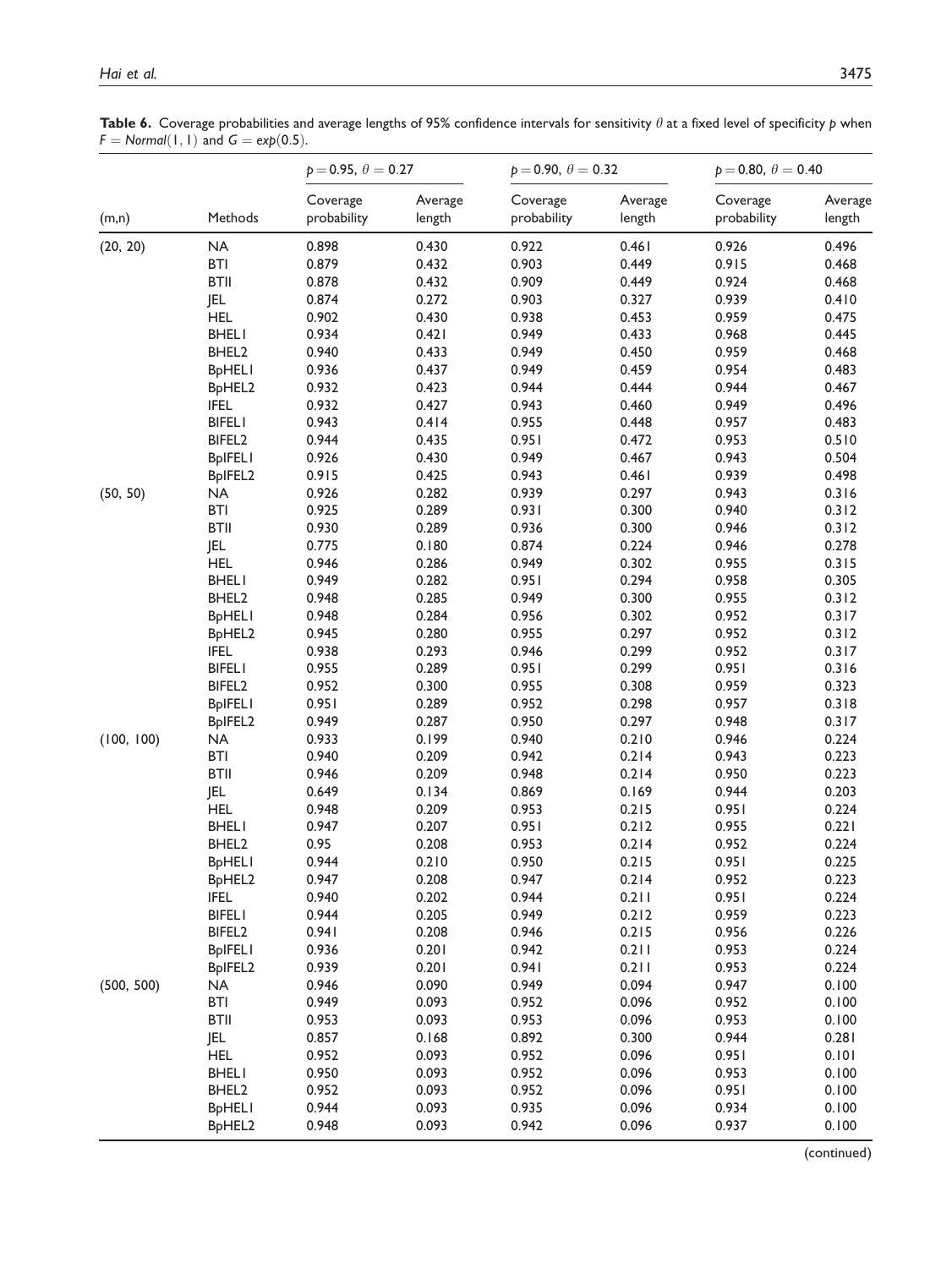**Table 6.** Coverage probabilities and average lengths of 95% confidence intervals for sensitivity $\theta$ at a fixed level of specificity $p$ when $F = Normal(1, 1)$ and $G = exp(0.5)$.

| | | $p = 0.95$, $\theta = 0.27$ | | $p = 0.90$, $\theta = 0.32$ | | $p = 0.80$, $\theta = 0.40$ | |
|---|---|---|---|---|---|---|---|
| (m,n) | Methods | Coverage probability | Average length | Coverage probability | Average length | Coverage probability | Average length |
| (20, 20) | NA | 0.898 | 0.430 | 0.922 | 0.461 | 0.926 | 0.496 |
| | BTI | 0.879 | 0.432 | 0.903 | 0.449 | 0.915 | 0.468 |
| | BTII | 0.878 | 0.432 | 0.909 | 0.449 | 0.924 | 0.468 |
| | JEL | 0.874 | 0.272 | 0.903 | 0.327 | 0.939 | 0.410 |
| | HEL | 0.902 | 0.430 | 0.938 | 0.453 | 0.959 | 0.475 |
| | BHEL1 | 0.934 | 0.421 | 0.949 | 0.433 | 0.968 | 0.445 |
| | BHEL2 | 0.940 | 0.433 | 0.949 | 0.450 | 0.959 | 0.468 |
| | BpHEL1 | 0.936 | 0.437 | 0.949 | 0.459 | 0.954 | 0.483 |
| | BpHEL2 | 0.932 | 0.423 | 0.944 | 0.444 | 0.944 | 0.467 |
| | IFEL | 0.932 | 0.427 | 0.943 | 0.460 | 0.949 | 0.496 |
| | BIFEL1 | 0.943 | 0.414 | 0.955 | 0.448 | 0.957 | 0.483 |
| | BIFEL2 | 0.944 | 0.435 | 0.951 | 0.472 | 0.953 | 0.510 |
| | BpIFEL1 | 0.926 | 0.430 | 0.949 | 0.467 | 0.943 | 0.504 |
| | BpIFEL2 | 0.915 | 0.425 | 0.943 | 0.461 | 0.939 | 0.498 |
| (50, 50) | NA | 0.926 | 0.282 | 0.939 | 0.297 | 0.943 | 0.316 |
| | BTI | 0.925 | 0.289 | 0.931 | 0.300 | 0.940 | 0.312 |
| | BTII | 0.930 | 0.289 | 0.936 | 0.300 | 0.946 | 0.312 |
| | JEL | 0.775 | 0.180 | 0.874 | 0.224 | 0.946 | 0.278 |
| | HEL | 0.946 | 0.286 | 0.949 | 0.302 | 0.955 | 0.315 |
| | BHEL1 | 0.949 | 0.282 | 0.951 | 0.294 | 0.958 | 0.305 |
| | BHEL2 | 0.948 | 0.285 | 0.949 | 0.300 | 0.955 | 0.312 |
| | BpHEL1 | 0.948 | 0.284 | 0.956 | 0.302 | 0.952 | 0.317 |
| | BpHEL2 | 0.945 | 0.280 | 0.955 | 0.297 | 0.952 | 0.312 |
| | IFEL | 0.938 | 0.293 | 0.946 | 0.299 | 0.952 | 0.317 |
| | BIFEL1 | 0.955 | 0.289 | 0.951 | 0.299 | 0.951 | 0.316 |
| | BIFEL2 | 0.952 | 0.300 | 0.955 | 0.308 | 0.959 | 0.323 |
| | BpIFEL1 | 0.951 | 0.289 | 0.952 | 0.298 | 0.957 | 0.318 |
| | BpIFEL2 | 0.949 | 0.287 | 0.950 | 0.297 | 0.948 | 0.317 |
| (100, 100) | NA | 0.933 | 0.199 | 0.940 | 0.210 | 0.946 | 0.224 |
| | BTI | 0.940 | 0.209 | 0.942 | 0.214 | 0.943 | 0.223 |
| | BTII | 0.946 | 0.209 | 0.948 | 0.214 | 0.950 | 0.223 |
| | JEL | 0.649 | 0.134 | 0.869 | 0.169 | 0.944 | 0.203 |
| | HEL | 0.948 | 0.209 | 0.953 | 0.215 | 0.951 | 0.224 |
| | BHEL1 | 0.947 | 0.207 | 0.951 | 0.212 | 0.955 | 0.221 |
| | BHEL2 | 0.95 | 0.208 | 0.953 | 0.214 | 0.952 | 0.224 |
| | BpHEL1 | 0.944 | 0.210 | 0.950 | 0.215 | 0.951 | 0.225 |
| | BpHEL2 | 0.947 | 0.208 | 0.947 | 0.214 | 0.952 | 0.223 |
| | IFEL | 0.940 | 0.202 | 0.944 | 0.211 | 0.951 | 0.224 |
| | BIFEL1 | 0.944 | 0.205 | 0.949 | 0.212 | 0.959 | 0.223 |
| | BIFEL2 | 0.941 | 0.208 | 0.946 | 0.215 | 0.956 | 0.226 |
| | BpIFEL1 | 0.936 | 0.201 | 0.942 | 0.211 | 0.953 | 0.224 |
| | BpIFEL2 | 0.939 | 0.201 | 0.941 | 0.211 | 0.953 | 0.224 |
| (500, 500) | NA | 0.946 | 0.090 | 0.949 | 0.094 | 0.947 | 0.100 |
| | BTI | 0.949 | 0.093 | 0.952 | 0.096 | 0.952 | 0.100 |
| | BTII | 0.953 | 0.093 | 0.953 | 0.096 | 0.953 | 0.100 |
| | JEL | 0.857 | 0.168 | 0.892 | 0.300 | 0.944 | 0.281 |
| | HEL | 0.952 | 0.093 | 0.952 | 0.096 | 0.951 | 0.101 |
| | BHEL1 | 0.950 | 0.093 | 0.952 | 0.096 | 0.953 | 0.100 |
| | BHEL2 | 0.952 | 0.093 | 0.952 | 0.096 | 0.951 | 0.100 |
| | BpHEL1 | 0.944 | 0.093 | 0.935 | 0.096 | 0.934 | 0.100 |
| | BpHEL2 | 0.948 | 0.093 | 0.942 | 0.096 | 0.937 | 0.100 |

(continued)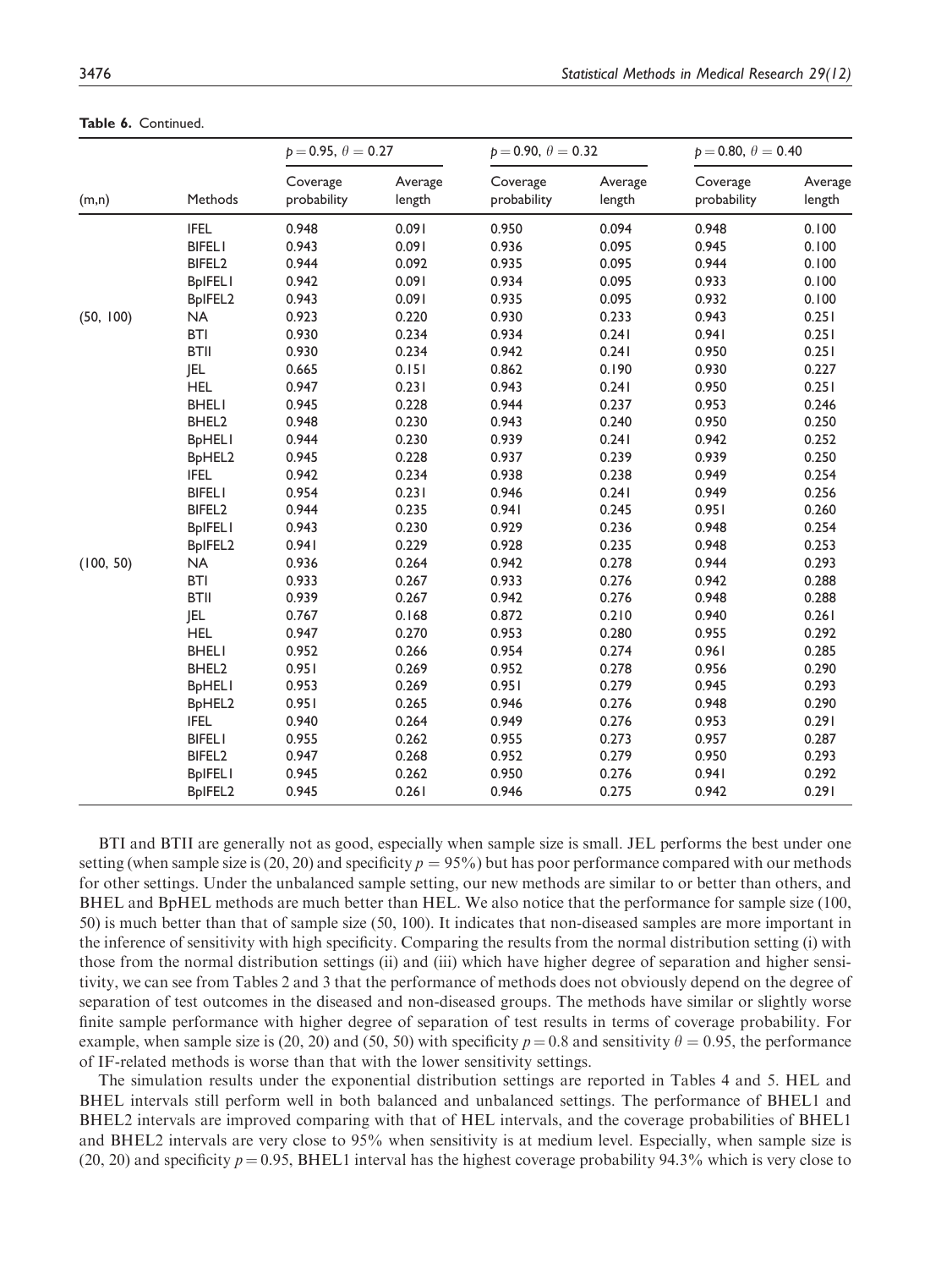**Table 6.** Continued.

| (m,n) | Methods | $p = 0.95$, $\theta = 0.27$ | | $p = 0.90$, $\theta = 0.32$ | | $p = 0.80$, $\theta = 0.40$ | |
|---|---|---|---|---|---|---|---|
| | | Coverage probability | Average length | Coverage probability | Average length | Coverage probability | Average length |
| | IFEL | 0.948 | 0.091 | 0.950 | 0.094 | 0.948 | 0.100 |
| | BIFEL1 | 0.943 | 0.091 | 0.936 | 0.095 | 0.945 | 0.100 |
| | BIFEL2 | 0.944 | 0.092 | 0.935 | 0.095 | 0.944 | 0.100 |
| | BpIFEL1 | 0.942 | 0.091 | 0.934 | 0.095 | 0.933 | 0.100 |
| | BpIFEL2 | 0.943 | 0.091 | 0.935 | 0.095 | 0.932 | 0.100 |
| (50, 100) | NA | 0.923 | 0.220 | 0.930 | 0.233 | 0.943 | 0.251 |
| | BTI | 0.930 | 0.234 | 0.934 | 0.241 | 0.941 | 0.251 |
| | BTII | 0.930 | 0.234 | 0.942 | 0.241 | 0.950 | 0.251 |
| | JEL | 0.665 | 0.151 | 0.862 | 0.190 | 0.930 | 0.227 |
| | HEL | 0.947 | 0.231 | 0.943 | 0.241 | 0.950 | 0.251 |
| | BHEL1 | 0.945 | 0.228 | 0.944 | 0.237 | 0.953 | 0.246 |
| | BHEL2 | 0.948 | 0.230 | 0.943 | 0.240 | 0.950 | 0.250 |
| | BpHEL1 | 0.944 | 0.230 | 0.939 | 0.241 | 0.942 | 0.252 |
| | BpHEL2 | 0.945 | 0.228 | 0.937 | 0.239 | 0.939 | 0.250 |
| | IFEL | 0.942 | 0.234 | 0.938 | 0.238 | 0.949 | 0.254 |
| | BIFEL1 | 0.954 | 0.231 | 0.946 | 0.241 | 0.949 | 0.256 |
| | BIFEL2 | 0.944 | 0.235 | 0.941 | 0.245 | 0.951 | 0.260 |
| | BpIFEL1 | 0.943 | 0.230 | 0.929 | 0.236 | 0.948 | 0.254 |
| | BpIFEL2 | 0.941 | 0.229 | 0.928 | 0.235 | 0.948 | 0.253 |
| (100, 50) | NA | 0.936 | 0.264 | 0.942 | 0.278 | 0.944 | 0.293 |
| | BTI | 0.933 | 0.267 | 0.933 | 0.276 | 0.942 | 0.288 |
| | BTII | 0.939 | 0.267 | 0.942 | 0.276 | 0.948 | 0.288 |
| | JEL | 0.767 | 0.168 | 0.872 | 0.210 | 0.940 | 0.261 |
| | HEL | 0.947 | 0.270 | 0.953 | 0.280 | 0.955 | 0.292 |
| | BHEL1 | 0.952 | 0.266 | 0.954 | 0.274 | 0.961 | 0.285 |
| | BHEL2 | 0.951 | 0.269 | 0.952 | 0.278 | 0.956 | 0.290 |
| | BpHEL1 | 0.953 | 0.269 | 0.951 | 0.279 | 0.945 | 0.293 |
| | BpHEL2 | 0.951 | 0.265 | 0.946 | 0.276 | 0.948 | 0.290 |
| | IFEL | 0.940 | 0.264 | 0.949 | 0.276 | 0.953 | 0.291 |
| | BIFEL1 | 0.955 | 0.262 | 0.955 | 0.273 | 0.957 | 0.287 |
| | BIFEL2 | 0.947 | 0.268 | 0.952 | 0.279 | 0.950 | 0.293 |
| | BpIFEL1 | 0.945 | 0.262 | 0.950 | 0.276 | 0.941 | 0.292 |
| | BpIFEL2 | 0.945 | 0.261 | 0.946 | 0.275 | 0.942 | 0.291 |

BTI and BTII are generally not as good, especially when sample size is small. JEL performs the best under one setting (when sample size is (20, 20) and specificity $p = 95\%$) but has poor performance compared with our methods for other settings. Under the unbalanced sample setting, our new methods are similar to or better than others, and BHEL and BpHEL methods are much better than HEL. We also notice that the performance for sample size (100, 50) is much better than that of sample size (50, 100). It indicates that non-diseased samples are more important in the inference of sensitivity with high specificity. Comparing the results from the normal distribution setting (i) with those from the normal distribution settings (ii) and (iii) which have higher degree of separation and higher sensitivity, we can see from Tables 2 and 3 that the performance of methods does not obviously depend on the degree of separation of test outcomes in the diseased and non-diseased groups. The methods have similar or slightly worse finite sample performance with higher degree of separation of test results in terms of coverage probability. For example, when sample size is (20, 20) and (50, 50) with specificity $p = 0.8$ and sensitivity $\theta = 0.95$, the performance of IF-related methods is worse than that with the lower sensitivity settings.

The simulation results under the exponential distribution settings are reported in Tables 4 and 5. HEL and BHEL intervals still perform well in both balanced and unbalanced settings. The performance of BHEL1 and BHEL2 intervals are improved comparing with that of HEL intervals, and the coverage probabilities of BHEL1 and BHEL2 intervals are very close to 95% when sensitivity is at medium level. Especially, when sample size is (20, 20) and specificity $p = 0.95$, BHEL1 interval has the highest coverage probability 94.3% which is very close to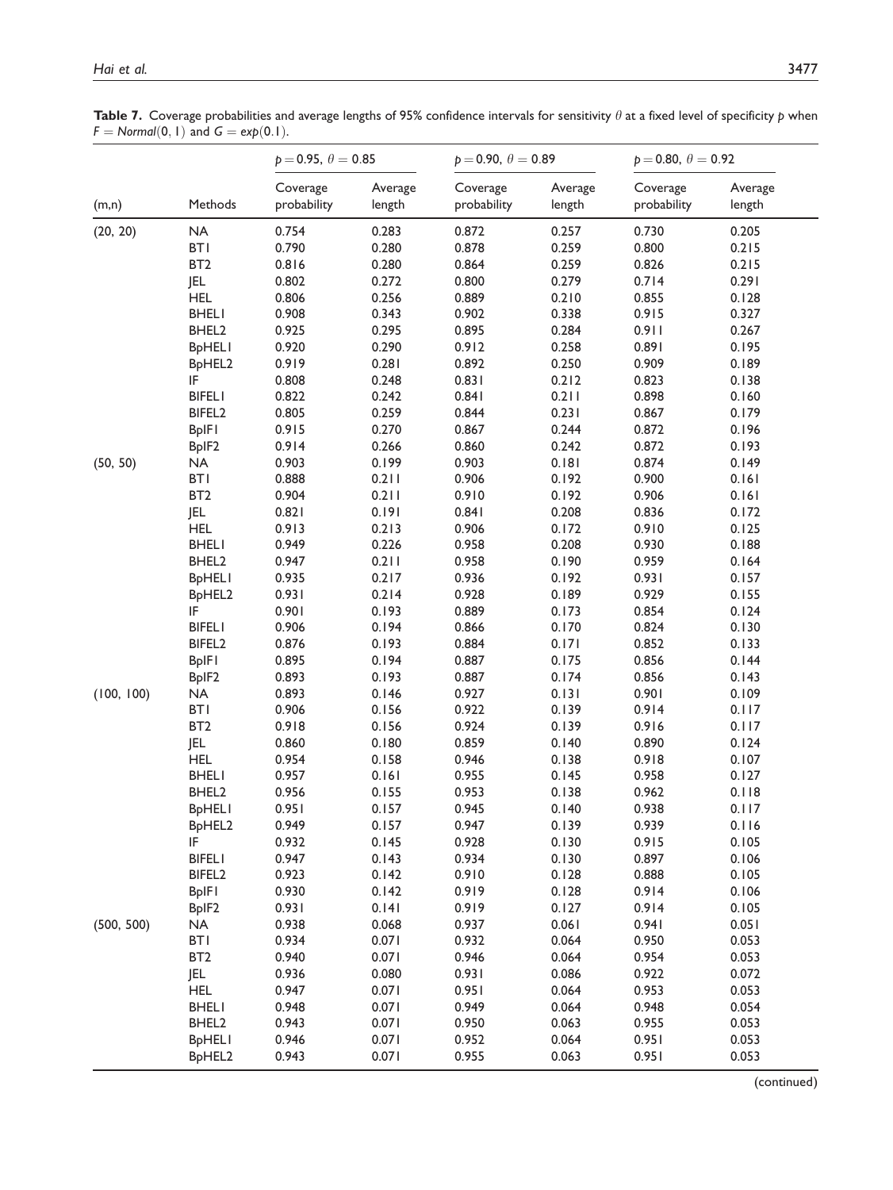**Table 7.** Coverage probabilities and average lengths of 95% confidence intervals for sensitivity $\theta$ at a fixed level of specificity $p$ when $F = Normal(0, 1)$ and $G = exp(0.1)$.

| | | $p = 0.95$, $\theta = 0.85$ | | $p = 0.90$, $\theta = 0.89$ | | $p = 0.80$, $\theta = 0.92$ | |
|---|---|---|---|---|---|---|---|
| (m,n) | Methods | Coverage probability | Average length | Coverage probability | Average length | Coverage probability | Average length |
| (20, 20) | NA | 0.754 | 0.283 | 0.872 | 0.257 | 0.730 | 0.205 |
| | BT1 | 0.790 | 0.280 | 0.878 | 0.259 | 0.800 | 0.215 |
| | BT2 | 0.816 | 0.280 | 0.864 | 0.259 | 0.826 | 0.215 |
| | JEL | 0.802 | 0.272 | 0.800 | 0.279 | 0.714 | 0.291 |
| | HEL | 0.806 | 0.256 | 0.889 | 0.210 | 0.855 | 0.128 |
| | BHEL1 | 0.908 | 0.343 | 0.902 | 0.338 | 0.915 | 0.327 |
| | BHEL2 | 0.925 | 0.295 | 0.895 | 0.284 | 0.911 | 0.267 |
| | BpHEL1 | 0.920 | 0.290 | 0.912 | 0.258 | 0.891 | 0.195 |
| | BpHEL2 | 0.919 | 0.281 | 0.892 | 0.250 | 0.909 | 0.189 |
| | IF | 0.808 | 0.248 | 0.831 | 0.212 | 0.823 | 0.138 |
| | BIFEL1 | 0.822 | 0.242 | 0.841 | 0.211 | 0.898 | 0.160 |
| | BIFEL2 | 0.805 | 0.259 | 0.844 | 0.231 | 0.867 | 0.179 |
| | BpIF1 | 0.915 | 0.270 | 0.867 | 0.244 | 0.872 | 0.196 |
| | BpIF2 | 0.914 | 0.266 | 0.860 | 0.242 | 0.872 | 0.193 |
| (50, 50) | NA | 0.903 | 0.199 | 0.903 | 0.181 | 0.874 | 0.149 |
| | BT1 | 0.888 | 0.211 | 0.906 | 0.192 | 0.900 | 0.161 |
| | BT2 | 0.904 | 0.211 | 0.910 | 0.192 | 0.906 | 0.161 |
| | JEL | 0.821 | 0.191 | 0.841 | 0.208 | 0.836 | 0.172 |
| | HEL | 0.913 | 0.213 | 0.906 | 0.172 | 0.910 | 0.125 |
| | BHEL1 | 0.949 | 0.226 | 0.958 | 0.208 | 0.930 | 0.188 |
| | BHEL2 | 0.947 | 0.211 | 0.958 | 0.190 | 0.959 | 0.164 |
| | BpHEL1 | 0.935 | 0.217 | 0.936 | 0.192 | 0.931 | 0.157 |
| | BpHEL2 | 0.931 | 0.214 | 0.928 | 0.189 | 0.929 | 0.155 |
| | IF | 0.901 | 0.193 | 0.889 | 0.173 | 0.854 | 0.124 |
| | BIFEL1 | 0.906 | 0.194 | 0.866 | 0.170 | 0.824 | 0.130 |
| | BIFEL2 | 0.876 | 0.193 | 0.884 | 0.171 | 0.852 | 0.133 |
| | BpIF1 | 0.895 | 0.194 | 0.887 | 0.175 | 0.856 | 0.144 |
| | BpIF2 | 0.893 | 0.193 | 0.887 | 0.174 | 0.856 | 0.143 |
| (100, 100) | NA | 0.893 | 0.146 | 0.927 | 0.131 | 0.901 | 0.109 |
| | BT1 | 0.906 | 0.156 | 0.922 | 0.139 | 0.914 | 0.117 |
| | BT2 | 0.918 | 0.156 | 0.924 | 0.139 | 0.916 | 0.117 |
| | JEL | 0.860 | 0.180 | 0.859 | 0.140 | 0.890 | 0.124 |
| | HEL | 0.954 | 0.158 | 0.946 | 0.138 | 0.918 | 0.107 |
| | BHEL1 | 0.957 | 0.161 | 0.955 | 0.145 | 0.958 | 0.127 |
| | BHEL2 | 0.956 | 0.155 | 0.953 | 0.138 | 0.962 | 0.118 |
| | BpHEL1 | 0.951 | 0.157 | 0.945 | 0.140 | 0.938 | 0.117 |
| | BpHEL2 | 0.949 | 0.157 | 0.947 | 0.139 | 0.939 | 0.116 |
| | IF | 0.932 | 0.145 | 0.928 | 0.130 | 0.915 | 0.105 |
| | BIFEL1 | 0.947 | 0.143 | 0.934 | 0.130 | 0.897 | 0.106 |
| | BIFEL2 | 0.923 | 0.142 | 0.910 | 0.128 | 0.888 | 0.105 |
| | BpIF1 | 0.930 | 0.142 | 0.919 | 0.128 | 0.914 | 0.106 |
| | BpIF2 | 0.931 | 0.141 | 0.919 | 0.127 | 0.914 | 0.105 |
| (500, 500) | NA | 0.938 | 0.068 | 0.937 | 0.061 | 0.941 | 0.051 |
| | BT1 | 0.934 | 0.071 | 0.932 | 0.064 | 0.950 | 0.053 |
| | BT2 | 0.940 | 0.071 | 0.946 | 0.064 | 0.954 | 0.053 |
| | JEL | 0.936 | 0.080 | 0.931 | 0.086 | 0.922 | 0.072 |
| | HEL | 0.947 | 0.071 | 0.951 | 0.064 | 0.953 | 0.053 |
| | BHEL1 | 0.948 | 0.071 | 0.949 | 0.064 | 0.948 | 0.054 |
| | BHEL2 | 0.943 | 0.071 | 0.950 | 0.063 | 0.955 | 0.053 |
| | BpHEL1 | 0.946 | 0.071 | 0.952 | 0.064 | 0.951 | 0.053 |
| | BpHEL2 | 0.943 | 0.071 | 0.955 | 0.063 | 0.951 | 0.053 |

(continued)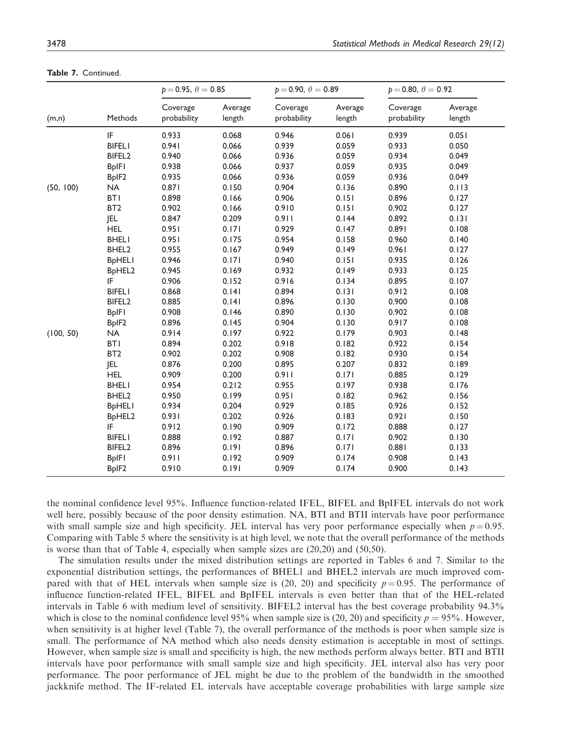**Table 7.** Continued.

| (m,n) | Methods | $p=0.95$, $\theta=0.85$ | | $p=0.90$, $\theta=0.89$ | | $p=0.80$, $\theta=0.92$ | |
|---|---|---|---|---|---|---|---|
| | | Coverage probability | Average length | Coverage probability | Average length | Coverage probability | Average length |
| | IF | 0.933 | 0.068 | 0.946 | 0.061 | 0.939 | 0.051 |
| | BIFEL1 | 0.941 | 0.066 | 0.939 | 0.059 | 0.933 | 0.050 |
| | BIFEL2 | 0.940 | 0.066 | 0.936 | 0.059 | 0.934 | 0.049 |
| | BpIF1 | 0.938 | 0.066 | 0.937 | 0.059 | 0.935 | 0.049 |
| | BpIF2 | 0.935 | 0.066 | 0.936 | 0.059 | 0.936 | 0.049 |
| (50, 100) | NA | 0.871 | 0.150 | 0.904 | 0.136 | 0.890 | 0.113 |
| | BT1 | 0.898 | 0.166 | 0.906 | 0.151 | 0.896 | 0.127 |
| | BT2 | 0.902 | 0.166 | 0.910 | 0.151 | 0.902 | 0.127 |
| | JEL | 0.847 | 0.209 | 0.911 | 0.144 | 0.892 | 0.131 |
| | HEL | 0.951 | 0.171 | 0.929 | 0.147 | 0.891 | 0.108 |
| | BHEL1 | 0.951 | 0.175 | 0.954 | 0.158 | 0.960 | 0.140 |
| | BHEL2 | 0.955 | 0.167 | 0.949 | 0.149 | 0.961 | 0.127 |
| | BpHEL1 | 0.946 | 0.171 | 0.940 | 0.151 | 0.935 | 0.126 |
| | BpHEL2 | 0.945 | 0.169 | 0.932 | 0.149 | 0.933 | 0.125 |
| | IF | 0.906 | 0.152 | 0.916 | 0.134 | 0.895 | 0.107 |
| | BIFEL1 | 0.868 | 0.141 | 0.894 | 0.131 | 0.912 | 0.108 |
| | BIFEL2 | 0.885 | 0.141 | 0.896 | 0.130 | 0.900 | 0.108 |
| | BpIF1 | 0.908 | 0.146 | 0.890 | 0.130 | 0.902 | 0.108 |
| | BpIF2 | 0.896 | 0.145 | 0.904 | 0.130 | 0.917 | 0.108 |
| (100, 50) | NA | 0.914 | 0.197 | 0.922 | 0.179 | 0.903 | 0.148 |
| | BT1 | 0.894 | 0.202 | 0.918 | 0.182 | 0.922 | 0.154 |
| | BT2 | 0.902 | 0.202 | 0.908 | 0.182 | 0.930 | 0.154 |
| | JEL | 0.876 | 0.200 | 0.895 | 0.207 | 0.832 | 0.189 |
| | HEL | 0.909 | 0.200 | 0.911 | 0.171 | 0.885 | 0.129 |
| | BHEL1 | 0.954 | 0.212 | 0.955 | 0.197 | 0.938 | 0.176 |
| | BHEL2 | 0.950 | 0.199 | 0.951 | 0.182 | 0.962 | 0.156 |
| | BpHEL1 | 0.934 | 0.204 | 0.929 | 0.185 | 0.926 | 0.152 |
| | BpHEL2 | 0.931 | 0.202 | 0.926 | 0.183 | 0.921 | 0.150 |
| | IF | 0.912 | 0.190 | 0.909 | 0.172 | 0.888 | 0.127 |
| | BIFEL1 | 0.888 | 0.192 | 0.887 | 0.171 | 0.902 | 0.130 |
| | BIFEL2 | 0.896 | 0.191 | 0.896 | 0.171 | 0.881 | 0.133 |
| | BpIF1 | 0.911 | 0.192 | 0.909 | 0.174 | 0.908 | 0.143 |
| | BpIF2 | 0.910 | 0.191 | 0.909 | 0.174 | 0.900 | 0.143 |

the nominal confidence level 95%. Influence function-related IFEL, BIFEL and BpIFEL intervals do not work well here, possibly because of the poor density estimation. NA, BTI and BTII intervals have poor performance with small sample size and high specificity. JEL interval has very poor performance especially when $p=0.95$. Comparing with Table 5 where the sensitivity is at high level, we note that the overall performance of the methods is worse than that of Table 4, especially when sample sizes are (20,20) and (50,50).

The simulation results under the mixed distribution settings are reported in Tables 6 and 7. Similar to the exponential distribution settings, the performances of BHEL1 and BHEL2 intervals are much improved compared with that of HEL intervals when sample size is (20, 20) and specificity $p=0.95$. The performance of influence function-related IFEL, BIFEL and BpIFEL intervals is even better than that of the HEL-related intervals in Table 6 with medium level of sensitivity. BIFEL2 interval has the best coverage probability 94.3% which is close to the nominal confidence level 95% when sample size is (20, 20) and specificity $p = 95\%$. However, when sensitivity is at higher level (Table 7), the overall performance of the methods is poor when sample size is small. The performance of NA method which also needs density estimation is acceptable in most of settings. However, when sample size is small and specificity is high, the new methods perform always better. BTI and BTII intervals have poor performance with small sample size and high specificity. JEL interval also has very poor performance. The poor performance of JEL might be due to the problem of the bandwidth in the smoothed jackknife method. The IF-related EL intervals have acceptable coverage probabilities with large sample size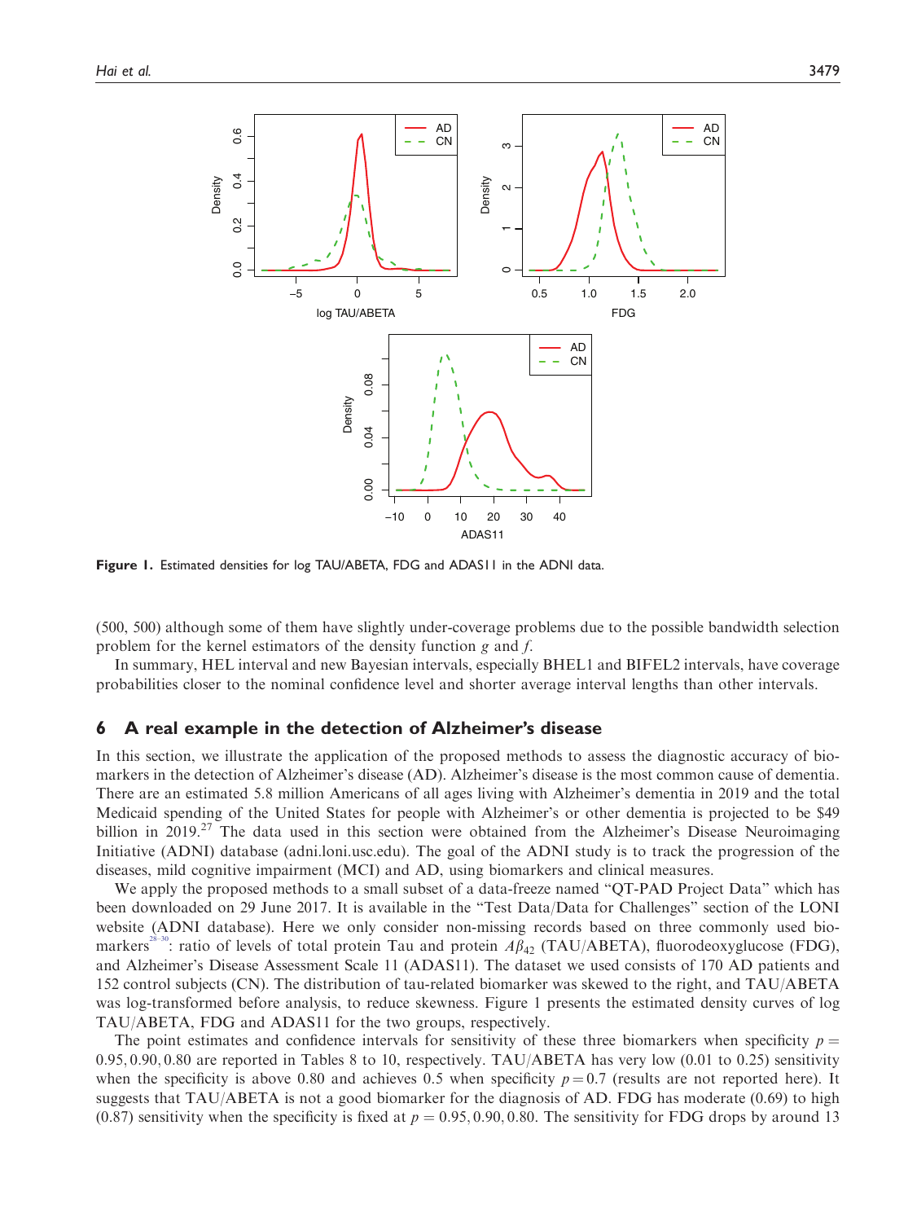Figure 1. Estimated densities for log TAU/ABETA, FDG and ADAS11 in the ADNI data.

(500, 500) although some of them have slightly under-coverage problems due to the possible bandwidth selection problem for the kernel estimators of the density function $g$ and $f$.

In summary, HEL interval and new Bayesian intervals, especially BHEL1 and BIFEL2 intervals, have coverage probabilities closer to the nominal confidence level and shorter average interval lengths than other intervals.

## 6 A real example in the detection of Alzheimer's disease

In this section, we illustrate the application of the proposed methods to assess the diagnostic accuracy of biomarkers in the detection of Alzheimer's disease (AD). Alzheimer's disease is the most common cause of dementia. There are an estimated 5.8 million Americans of all ages living with Alzheimer's dementia in 2019 and the total Medicaid spending of the United States for people with Alzheimer's or other dementia is projected to be $49 billion in 2019.[27] The data used in this section were obtained from the Alzheimer's Disease Neuroimaging Initiative (ADNI) database (adni.loni.usc.edu). The goal of the ADNI study is to track the progression of the diseases, mild cognitive impairment (MCI) and AD, using biomarkers and clinical measures.

We apply the proposed methods to a small subset of a data-freeze named "QT-PAD Project Data" which has been downloaded on 29 June 2017. It is available in the "Test Data/Data for Challenges" section of the LONI website (ADNI database). Here we only consider non-missing records based on three commonly used biomarkers[28–30]: ratio of levels of total protein Tau and protein $A\beta_{42}$ (TAU/ABETA), fluorodeoxyglucose (FDG), and Alzheimer's Disease Assessment Scale 11 (ADAS11). The dataset we used consists of 170 AD patients and 152 control subjects (CN). The distribution of tau-related biomarker was skewed to the right, and TAU/ABETA was log-transformed before analysis, to reduce skewness. Figure 1 presents the estimated density curves of log TAU/ABETA, FDG and ADAS11 for the two groups, respectively.

The point estimates and confidence intervals for sensitivity of these three biomarkers when specificity $p = 0.95, 0.90, 0.80$ are reported in Tables 8 to 10, respectively. TAU/ABETA has very low (0.01 to 0.25) sensitivity when the specificity is above 0.80 and achieves 0.5 when specificity $p = 0.7$ (results are not reported here). It suggests that TAU/ABETA is not a good biomarker for the diagnosis of AD. FDG has moderate (0.69) to high (0.87) sensitivity when the specificity is fixed at $p = 0.95, 0.90, 0.80$. The sensitivity for FDG drops by around 13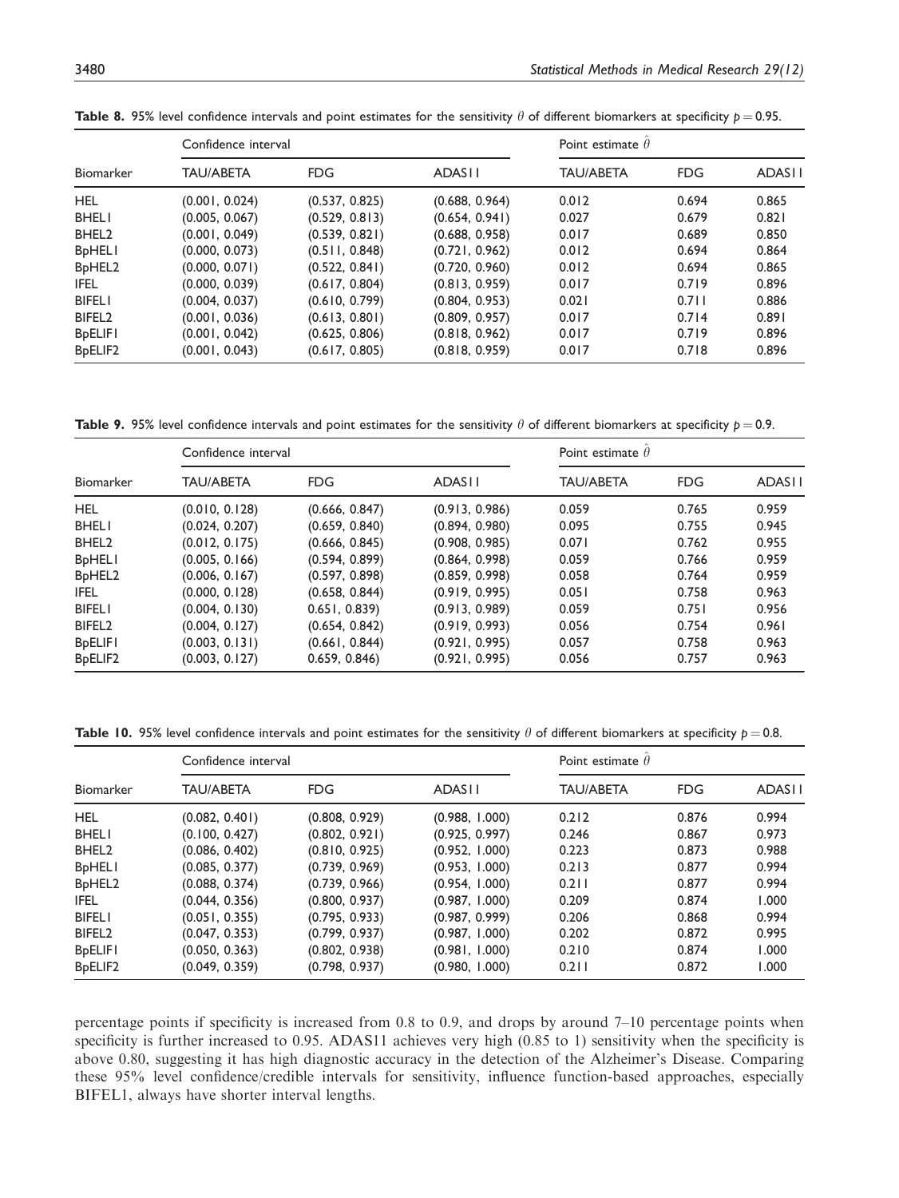**Table 8.** 95% level confidence intervals and point estimates for the sensitivity $\theta$ of different biomarkers at specificity $p = 0.95$.

| Biomarker | Confidence interval | | | Point estimate $\hat{\theta}$ | | |
|---|---|---|---|---|---|---|
| | TAU/ABETA | FDG | ADAS11 | TAU/ABETA | FDG | ADAS11 |
| HEL | (0.001, 0.024) | (0.537, 0.825) | (0.688, 0.964) | 0.012 | 0.694 | 0.865 |
| BHEL1 | (0.005, 0.067) | (0.529, 0.813) | (0.654, 0.941) | 0.027 | 0.679 | 0.821 |
| BHEL2 | (0.001, 0.049) | (0.539, 0.821) | (0.688, 0.958) | 0.017 | 0.689 | 0.850 |
| BpHEL1 | (0.000, 0.073) | (0.511, 0.848) | (0.721, 0.962) | 0.012 | 0.694 | 0.864 |
| BpHEL2 | (0.000, 0.071) | (0.522, 0.841) | (0.720, 0.960) | 0.012 | 0.694 | 0.865 |
| IFEL | (0.000, 0.039) | (0.617, 0.804) | (0.813, 0.959) | 0.017 | 0.719 | 0.896 |
| BIFEL1 | (0.004, 0.037) | (0.610, 0.799) | (0.804, 0.953) | 0.021 | 0.711 | 0.886 |
| BIFEL2 | (0.001, 0.036) | (0.613, 0.801) | (0.809, 0.957) | 0.017 | 0.714 | 0.891 |
| BpELIF1 | (0.001, 0.042) | (0.625, 0.806) | (0.818, 0.962) | 0.017 | 0.719 | 0.896 |
| BpELIF2 | (0.001, 0.043) | (0.617, 0.805) | (0.818, 0.959) | 0.017 | 0.718 | 0.896 |

**Table 9.** 95% level confidence intervals and point estimates for the sensitivity $\theta$ of different biomarkers at specificity $p = 0.9$.

| Biomarker | Confidence interval | | | Point estimate $\hat{\theta}$ | | |
|---|---|---|---|---|---|---|
| | TAU/ABETA | FDG | ADAS11 | TAU/ABETA | FDG | ADAS11 |
| HEL | (0.010, 0.128) | (0.666, 0.847) | (0.913, 0.986) | 0.059 | 0.765 | 0.959 |
| BHEL1 | (0.024, 0.207) | (0.659, 0.840) | (0.894, 0.980) | 0.095 | 0.755 | 0.945 |
| BHEL2 | (0.012, 0.175) | (0.666, 0.845) | (0.908, 0.985) | 0.071 | 0.762 | 0.955 |
| BpHEL1 | (0.005, 0.166) | (0.594, 0.899) | (0.864, 0.998) | 0.059 | 0.766 | 0.959 |
| BpHEL2 | (0.006, 0.167) | (0.597, 0.898) | (0.859, 0.998) | 0.058 | 0.764 | 0.959 |
| IFEL | (0.000, 0.128) | (0.658, 0.844) | (0.919, 0.995) | 0.051 | 0.758 | 0.963 |
| BIFEL1 | (0.004, 0.130) | 0.651, 0.839) | (0.913, 0.989) | 0.059 | 0.751 | 0.956 |
| BIFEL2 | (0.004, 0.127) | (0.654, 0.842) | (0.919, 0.993) | 0.056 | 0.754 | 0.961 |
| BpELIF1 | (0.003, 0.131) | (0.661, 0.844) | (0.921, 0.995) | 0.057 | 0.758 | 0.963 |
| BpELIF2 | (0.003, 0.127) | 0.659, 0.846) | (0.921, 0.995) | 0.056 | 0.757 | 0.963 |

**Table 10.** 95% level confidence intervals and point estimates for the sensitivity $\theta$ of different biomarkers at specificity $p = 0.8$.

| Biomarker | Confidence interval | | | Point estimate $\hat{\theta}$ | | |
|---|---|---|---|---|---|---|
| | TAU/ABETA | FDG | ADAS11 | TAU/ABETA | FDG | ADAS11 |
| HEL | (0.082, 0.401) | (0.808, 0.929) | (0.988, 1.000) | 0.212 | 0.876 | 0.994 |
| BHEL1 | (0.100, 0.427) | (0.802, 0.921) | (0.925, 0.997) | 0.246 | 0.867 | 0.973 |
| BHEL2 | (0.086, 0.402) | (0.810, 0.925) | (0.952, 1.000) | 0.223 | 0.873 | 0.988 |
| BpHEL1 | (0.085, 0.377) | (0.739, 0.969) | (0.953, 1.000) | 0.213 | 0.877 | 0.994 |
| BpHEL2 | (0.088, 0.374) | (0.739, 0.966) | (0.954, 1.000) | 0.211 | 0.877 | 0.994 |
| IFEL | (0.044, 0.356) | (0.800, 0.937) | (0.987, 1.000) | 0.209 | 0.874 | 1.000 |
| BIFEL1 | (0.051, 0.355) | (0.795, 0.933) | (0.987, 0.999) | 0.206 | 0.868 | 0.994 |
| BIFEL2 | (0.047, 0.353) | (0.799, 0.937) | (0.987, 1.000) | 0.202 | 0.872 | 0.995 |
| BpELIF1 | (0.050, 0.363) | (0.802, 0.938) | (0.981, 1.000) | 0.210 | 0.874 | 1.000 |
| BpELIF2 | (0.049, 0.359) | (0.798, 0.937) | (0.980, 1.000) | 0.211 | 0.872 | 1.000 |

percentage points if specificity is increased from 0.8 to 0.9, and drops by around 7–10 percentage points when specificity is further increased to 0.95. ADAS11 achieves very high (0.85 to 1) sensitivity when the specificity is above 0.80, suggesting it has high diagnostic accuracy in the detection of the Alzheimer's Disease. Comparing these 95% level confidence/credible intervals for sensitivity, influence function-based approaches, especially BIFEL1, always have shorter interval lengths.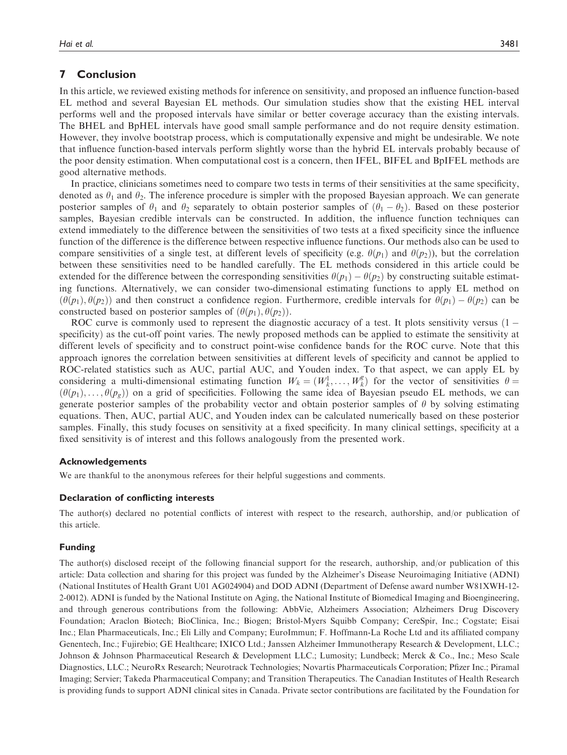## 7 Conclusion

In this article, we reviewed existing methods for inference on sensitivity, and proposed an influence function-based EL method and several Bayesian EL methods. Our simulation studies show that the existing HEL interval performs well and the proposed intervals have similar or better coverage accuracy than the existing intervals. The BHEL and BpHEL intervals have good small sample performance and do not require density estimation. However, they involve bootstrap process, which is computationally expensive and might be undesirable. We note that influence function-based intervals perform slightly worse than the hybrid EL intervals probably because of the poor density estimation. When computational cost is a concern, then IFEL, BIFEL and BpIFEL methods are good alternative methods.

In practice, clinicians sometimes need to compare two tests in terms of their sensitivities at the same specificity, denoted as $\theta_1$ and $\theta_2$. The inference procedure is simpler with the proposed Bayesian approach. We can generate posterior samples of $\theta_1$ and $\theta_2$ separately to obtain posterior samples of $(\theta_1 - \theta_2)$. Based on these posterior samples, Bayesian credible intervals can be constructed. In addition, the influence function techniques can extend immediately to the difference between the sensitivities of two tests at a fixed specificity since the influence function of the difference is the difference between respective influence functions. Our methods also can be used to compare sensitivities of a single test, at different levels of specificity (e.g. $\theta(p_1)$ and $\theta(p_2)$), but the correlation between these sensitivities need to be handled carefully. The EL methods considered in this article could be extended for the difference between the corresponding sensitivities $\theta(p_1) - \theta(p_2)$ by constructing suitable estimating functions. Alternatively, we can consider two-dimensional estimating functions to apply EL method on $(\theta(p_1), \theta(p_2))$ and then construct a confidence region. Furthermore, credible intervals for $\theta(p_1) - \theta(p_2)$ can be constructed based on posterior samples of $(\theta(p_1), \theta(p_2))$.

ROC curve is commonly used to represent the diagnostic accuracy of a test. It plots sensitivity versus (1 − specificity) as the cut-off point varies. The newly proposed methods can be applied to estimate the sensitivity at different levels of specificity and to construct point-wise confidence bands for the ROC curve. Note that this approach ignores the correlation between sensitivities at different levels of specificity and cannot be applied to ROC-related statistics such as AUC, partial AUC, and Youden index. To that aspect, we can apply EL by considering a multi-dimensional estimating function $W_k = (W_k^1, \ldots, W_k^g)$ for the vector of sensitivities $\theta = (\theta(p_1), \ldots, \theta(p_g))$ on a grid of specificities. Following the same idea of Bayesian pseudo EL methods, we can generate posterior samples of the probability vector and obtain posterior samples of $\theta$ by solving estimating equations. Then, AUC, partial AUC, and Youden index can be calculated numerically based on these posterior samples. Finally, this study focuses on sensitivity at a fixed specificity. In many clinical settings, specificity at a fixed sensitivity is of interest and this follows analogously from the presented work.

### Acknowledgements

We are thankful to the anonymous referees for their helpful suggestions and comments.

### Declaration of conflicting interests

The author(s) declared no potential conflicts of interest with respect to the research, authorship, and/or publication of this article.

### Funding

The author(s) disclosed receipt of the following financial support for the research, authorship, and/or publication of this article: Data collection and sharing for this project was funded by the Alzheimer's Disease Neuroimaging Initiative (ADNI) (National Institutes of Health Grant U01 AG024904) and DOD ADNI (Department of Defense award number W81XWH-12-2-0012). ADNI is funded by the National Institute on Aging, the National Institute of Biomedical Imaging and Bioengineering, and through generous contributions from the following: AbbVie, Alzheimers Association; Alzheimers Drug Discovery Foundation; Araclon Biotech; BioClinica, Inc.; Biogen; Bristol-Myers Squibb Company; CereSpir, Inc.; Cogstate; Eisai Inc.; Elan Pharmaceuticals, Inc.; Eli Lilly and Company; EuroImmun; F. Hoffmann-La Roche Ltd and its affiliated company Genentech, Inc.; Fujirebio; GE Healthcare; IXICO Ltd.; Janssen Alzheimer Immunotherapy Research & Development, LLC.; Johnson & Johnson Pharmaceutical Research & Development LLC.; Lumosity; Lundbeck; Merck & Co., Inc.; Meso Scale Diagnostics, LLC.; NeuroRx Research; Neurotrack Technologies; Novartis Pharmaceuticals Corporation; Pfizer Inc.; Piramal Imaging; Servier; Takeda Pharmaceutical Company; and Transition Therapeutics. The Canadian Institutes of Health Research is providing funds to support ADNI clinical sites in Canada. Private sector contributions are facilitated by the Foundation for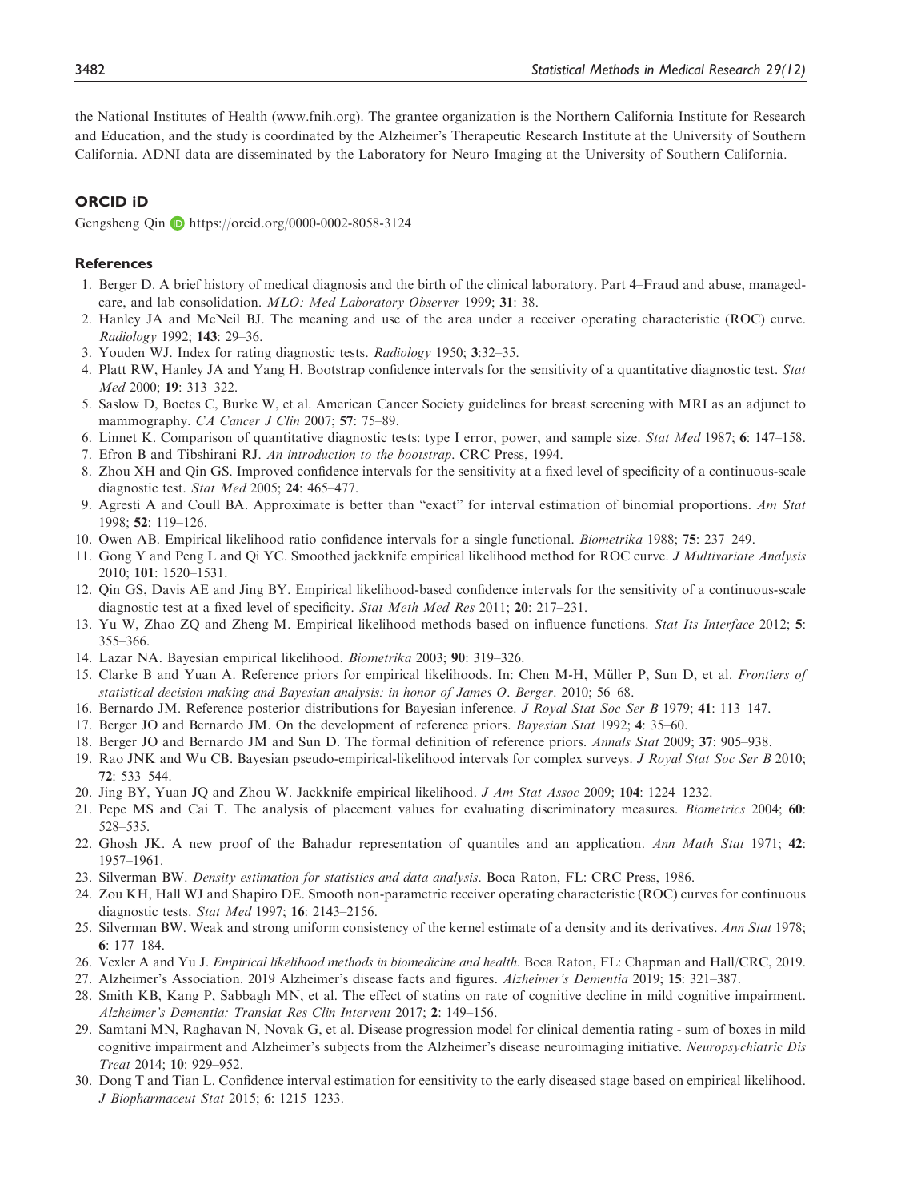the National Institutes of Health (www.fnih.org). The grantee organization is the Northern California Institute for Research and Education, and the study is coordinated by the Alzheimer's Therapeutic Research Institute at the University of Southern California. ADNI data are disseminated by the Laboratory for Neuro Imaging at the University of Southern California.

## ORCID iD

Gengsheng Qin https://orcid.org/0000-0002-8058-3124

## References

1. Berger D. A brief history of medical diagnosis and the birth of the clinical laboratory. Part 4–Fraud and abuse, managed-care, and lab consolidation. *MLO: Med Laboratory Observer* 1999; **31**: 38.
2. Hanley JA and McNeil BJ. The meaning and use of the area under a receiver operating characteristic (ROC) curve. *Radiology* 1992; **143**: 29–36.
3. Youden WJ. Index for rating diagnostic tests. *Radiology* 1950; **3**:32–35.
4. Platt RW, Hanley JA and Yang H. Bootstrap confidence intervals for the sensitivity of a quantitative diagnostic test. *Stat Med* 2000; **19**: 313–322.
5. Saslow D, Boetes C, Burke W, et al. American Cancer Society guidelines for breast screening with MRI as an adjunct to mammography. *CA Cancer J Clin* 2007; **57**: 75–89.
6. Linnet K. Comparison of quantitative diagnostic tests: type I error, power, and sample size. *Stat Med* 1987; **6**: 147–158.
7. Efron B and Tibshirani RJ. *An introduction to the bootstrap*. CRC Press, 1994.
8. Zhou XH and Qin GS. Improved confidence intervals for the sensitivity at a fixed level of specificity of a continuous-scale diagnostic test. *Stat Med* 2005; **24**: 465–477.
9. Agresti A and Coull BA. Approximate is better than "exact" for interval estimation of binomial proportions. *Am Stat* 1998; **52**: 119–126.
10. Owen AB. Empirical likelihood ratio confidence intervals for a single functional. *Biometrika* 1988; **75**: 237–249.
11. Gong Y and Peng L and Qi YC. Smoothed jackknife empirical likelihood method for ROC curve. *J Multivariate Analysis* 2010; **101**: 1520–1531.
12. Qin GS, Davis AE and Jing BY. Empirical likelihood-based confidence intervals for the sensitivity of a continuous-scale diagnostic test at a fixed level of specificity. *Stat Meth Med Res* 2011; **20**: 217–231.
13. Yu W, Zhao ZQ and Zheng M. Empirical likelihood methods based on influence functions. *Stat Its Interface* 2012; **5**: 355–366.
14. Lazar NA. Bayesian empirical likelihood. *Biometrika* 2003; **90**: 319–326.
15. Clarke B and Yuan A. Reference priors for empirical likelihoods. In: Chen M-H, Müller P, Sun D, et al. *Frontiers of statistical decision making and Bayesian analysis: in honor of James O. Berger*. 2010; 56–68.
16. Bernardo JM. Reference posterior distributions for Bayesian inference. *J Royal Stat Soc Ser B* 1979; **41**: 113–147.
17. Berger JO and Bernardo JM. On the development of reference priors. *Bayesian Stat* 1992; **4**: 35–60.
18. Berger JO and Bernardo JM and Sun D. The formal definition of reference priors. *Annals Stat* 2009; **37**: 905–938.
19. Rao JNK and Wu CB. Bayesian pseudo-empirical-likelihood intervals for complex surveys. *J Royal Stat Soc Ser B* 2010; **72**: 533–544.
20. Jing BY, Yuan JQ and Zhou W. Jackknife empirical likelihood. *J Am Stat Assoc* 2009; **104**: 1224–1232.
21. Pepe MS and Cai T. The analysis of placement values for evaluating discriminatory measures. *Biometrics* 2004; **60**: 528–535.
22. Ghosh JK. A new proof of the Bahadur representation of quantiles and an application. *Ann Math Stat* 1971; **42**: 1957–1961.
23. Silverman BW. *Density estimation for statistics and data analysis*. Boca Raton, FL: CRC Press, 1986.
24. Zou KH, Hall WJ and Shapiro DE. Smooth non-parametric receiver operating characteristic (ROC) curves for continuous diagnostic tests. *Stat Med* 1997; **16**: 2143–2156.
25. Silverman BW. Weak and strong uniform consistency of the kernel estimate of a density and its derivatives. *Ann Stat* 1978; **6**: 177–184.
26. Vexler A and Yu J. *Empirical likelihood methods in biomedicine and health*. Boca Raton, FL: Chapman and Hall/CRC, 2019.
27. Alzheimer's Association. 2019 Alzheimer's disease facts and figures. *Alzheimer's Dementia* 2019; **15**: 321–387.
28. Smith KB, Kang P, Sabbagh MN, et al. The effect of statins on rate of cognitive decline in mild cognitive impairment. *Alzheimer's Dementia: Translat Res Clin Intervent* 2017; **2**: 149–156.
29. Samtani MN, Raghavan N, Novak G, et al. Disease progression model for clinical dementia rating - sum of boxes in mild cognitive impairment and Alzheimer's subjects from the Alzheimer's disease neuroimaging initiative. *Neuropsychiatric Dis Treat* 2014; **10**: 929–952.
30. Dong T and Tian L. Confidence interval estimation for eensitivity to the early diseased stage based on empirical likelihood. *J Biopharmaceut Stat* 2015; **6**: 1215–1233.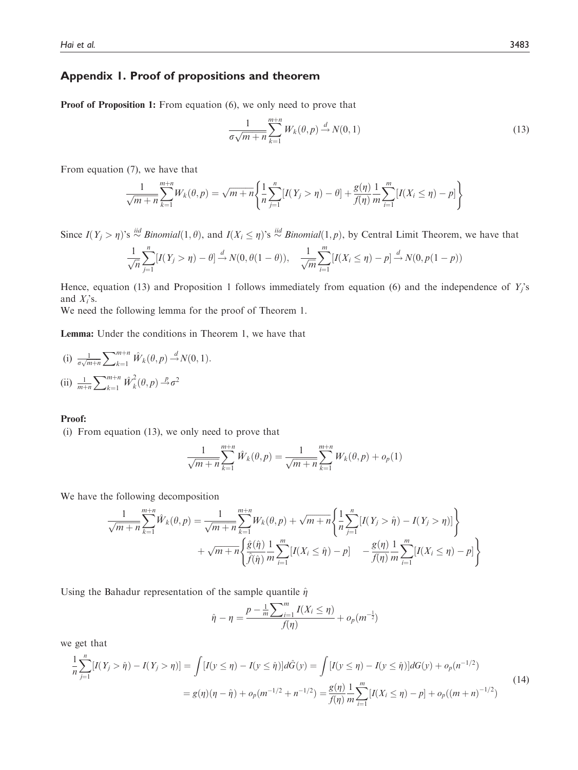## Appendix 1. Proof of propositions and theorem

**Proof of Proposition 1:** From equation (6), we only need to prove that

$$\frac{1}{\sigma\sqrt{m+n}}\sum_{k=1}^{m+n} W_k(\theta,p) \xrightarrow{d} N(0,1) \tag{13}$$

From equation (7), we have that

$$\frac{1}{\sqrt{m+n}}\sum_{k=1}^{m+n} W_k(\theta,p) = \sqrt{m+n}\left\{\frac{1}{n}\sum_{j=1}^{n}[I(Y_j>\eta)-\theta] + \frac{g(\eta)}{f(\eta)}\frac{1}{m}\sum_{i=1}^{m}[I(X_i\leq\eta)-p]\right\}$$

Since $I(Y_j>\eta)$'s $\overset{iid}{\sim}$ *Binomial*$(1,\theta)$, and $I(X_i\leq\eta)$'s $\overset{iid}{\sim}$ *Binomial*$(1,p)$, by Central Limit Theorem, we have that

$$\frac{1}{\sqrt{n}}\sum_{j=1}^{n}[I(Y_j>\eta)-\theta] \xrightarrow{d} N(0,\theta(1-\theta)), \quad \frac{1}{\sqrt{m}}\sum_{i=1}^{m}[I(X_i\leq\eta)-p] \xrightarrow{d} N(0,p(1-p))$$

Hence, equation (13) and Proposition 1 follows immediately from equation (6) and the independence of $Y_j$'s and $X_i$'s.

We need the following lemma for the proof of Theorem 1.

**Lemma:** Under the conditions in Theorem 1, we have that

(i) $\frac{1}{\sigma\sqrt{m+n}}\sum_{k=1}^{m+n}\hat{W}_k(\theta,p)\xrightarrow{d}N(0,1)$.

(ii) $\frac{1}{m+n}\sum_{k=1}^{m+n}\hat{W}_k^2(\theta,p)\xrightarrow{p}\sigma^2$

**Proof:**

(i) From equation (13), we only need to prove that

$$\frac{1}{\sqrt{m+n}}\sum_{k=1}^{m+n}\hat{W}_k(\theta,p) = \frac{1}{\sqrt{m+n}}\sum_{k=1}^{m+n}W_k(\theta,p)+o_p(1)$$

We have the following decomposition

$$\begin{aligned}\frac{1}{\sqrt{m+n}}\sum_{k=1}^{m+n}\hat{W}_k(\theta,p) = {} & \frac{1}{\sqrt{m+n}}\sum_{k=1}^{m+n}W_k(\theta,p)+\sqrt{m+n}\left\{\frac{1}{n}\sum_{j=1}^{n}[I(Y_j>\hat{\eta})-I(Y_j>\eta)]\right\}\\ & +\sqrt{m+n}\left\{\frac{\hat{g}(\hat{\eta})}{\hat{f}(\hat{\eta})}\frac{1}{m}\sum_{i=1}^{m}[I(X_i\leq\hat{\eta})-p] \quad -\frac{g(\eta)}{f(\eta)}\frac{1}{m}\sum_{i=1}^{m}[I(X_i\leq\eta)-p]\right\}\end{aligned}$$

Using the Bahadur representation of the sample quantile $\hat{\eta}$

$$\hat{\eta}-\eta = \frac{p-\frac{1}{m}\sum_{i=1}^{m}I(X_i\leq\eta)}{f(\eta)}+o_p(m^{-\frac{1}{2}})$$

we get that

$$\begin{aligned}\frac{1}{n}\sum_{j=1}^{n}[I(Y_j>\hat{\eta})-I(Y_j>\eta)] &= \int[I(y\leq\eta)-I(y\leq\hat{\eta})]d\hat{G}(y) = \int[I(y\leq\eta)-I(y\leq\hat{\eta})]dG(y)+o_p(n^{-1/2})\\ &= g(\eta)(\eta-\hat{\eta})+o_p(m^{-1/2}+n^{-1/2}) = \frac{g(\eta)}{f(\eta)}\frac{1}{m}\sum_{i=1}^{m}[I(X_i\leq\eta)-p]+o_p((m+n)^{-1/2})\end{aligned} \tag{14}$$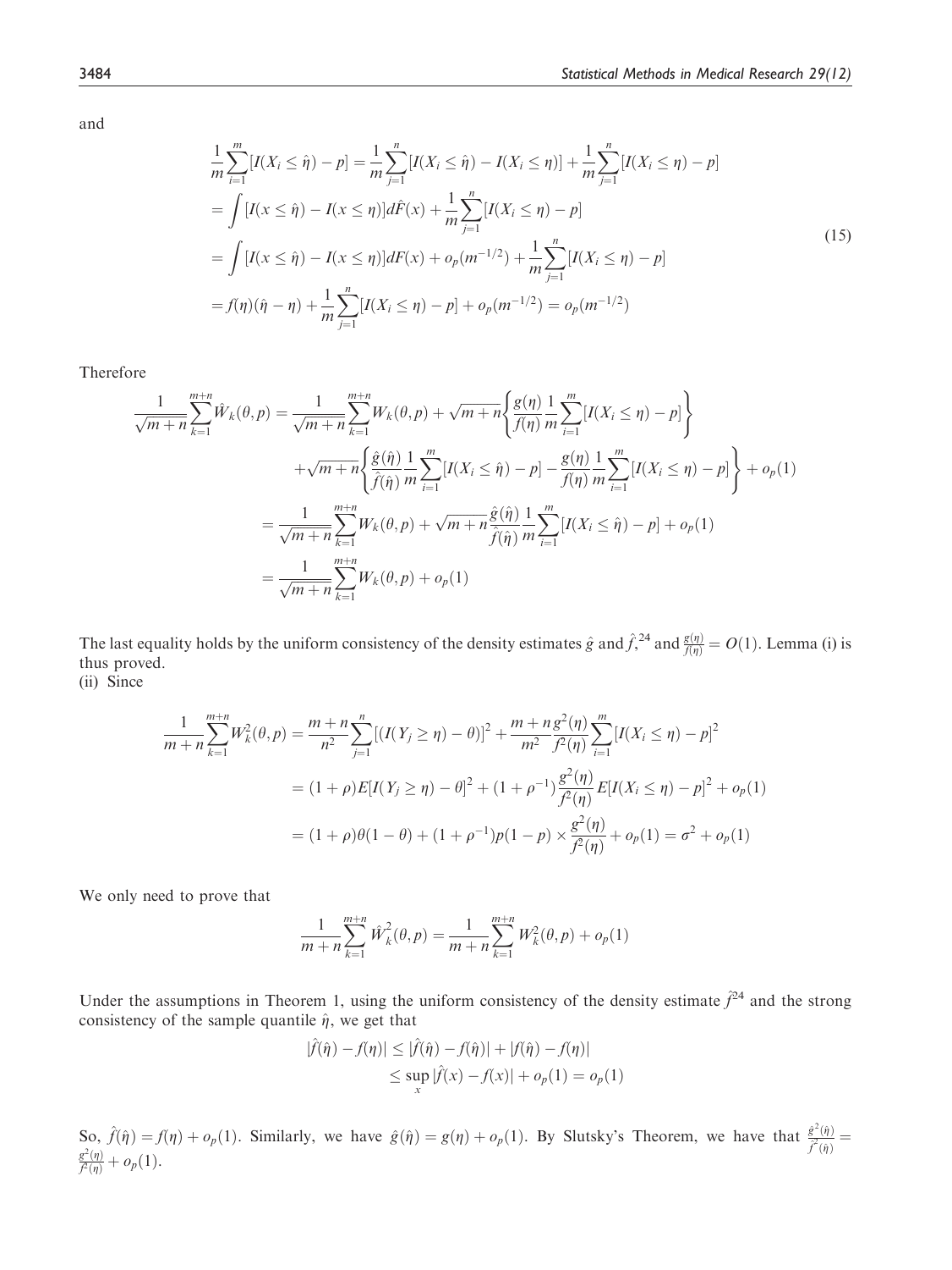and

$$
\begin{aligned}
\frac{1}{m}\sum_{i=1}^{m}[I(X_i \le \hat{\eta}) - p] &= \frac{1}{m}\sum_{j=1}^{n}[I(X_i \le \hat{\eta}) - I(X_i \le \eta)] + \frac{1}{m}\sum_{j=1}^{n}[I(X_i \le \eta) - p] \\
&= \int [I(x \le \hat{\eta}) - I(x \le \eta)]d\hat{F}(x) + \frac{1}{m}\sum_{j=1}^{n}[I(X_i \le \eta) - p] \\
&= \int [I(x \le \hat{\eta}) - I(x \le \eta)]dF(x) + o_p(m^{-1/2}) + \frac{1}{m}\sum_{j=1}^{n}[I(X_i \le \eta) - p] \\
&= f(\eta)(\hat{\eta} - \eta) + \frac{1}{m}\sum_{j=1}^{n}[I(X_i \le \eta) - p] + o_p(m^{-1/2}) = o_p(m^{-1/2})
\end{aligned}
\tag{15}
$$

Therefore

$$
\begin{aligned}
\frac{1}{\sqrt{m+n}}\sum_{k=1}^{m+n}\hat{W}_k(\theta, p) &= \frac{1}{\sqrt{m+n}}\sum_{k=1}^{m+n}W_k(\theta, p) + \sqrt{m+n}\left\{\frac{g(\eta)}{f(\eta)}\frac{1}{m}\sum_{i=1}^{m}[I(X_i \le \eta) - p]\right\} \\
&\quad + \sqrt{m+n}\left\{\frac{\hat{g}(\hat{\eta})}{\hat{f}(\hat{\eta})}\frac{1}{m}\sum_{i=1}^{m}[I(X_i \le \hat{\eta}) - p] - \frac{g(\eta)}{f(\eta)}\frac{1}{m}\sum_{i=1}^{m}[I(X_i \le \eta) - p]\right\} + o_p(1) \\
&= \frac{1}{\sqrt{m+n}}\sum_{k=1}^{m+n}W_k(\theta, p) + \sqrt{m+n}\frac{\hat{g}(\hat{\eta})}{\hat{f}(\hat{\eta})}\frac{1}{m}\sum_{i=1}^{m}[I(X_i \le \hat{\eta}) - p] + o_p(1) \\
&= \frac{1}{\sqrt{m+n}}\sum_{k=1}^{m+n}W_k(\theta, p) + o_p(1)
\end{aligned}
$$

The last equality holds by the uniform consistency of the density estimates $\hat{g}$ and $\hat{f}$,[24] and $\frac{g(\eta)}{f(\eta)} = O(1)$. Lemma (i) is thus proved.

(ii) Since

$$
\begin{aligned}
\frac{1}{m+n}\sum_{k=1}^{m+n}W_k^2(\theta, p) &= \frac{m+n}{n^2}\sum_{j=1}^{n}[(I(Y_j \ge \eta) - \theta)]^2 + \frac{m+n}{m^2}\frac{g^2(\eta)}{f^2(\eta)}\sum_{i=1}^{m}[I(X_i \le \eta) - p]^2 \\
&= (1+\rho)E[I(Y_j \ge \eta) - \theta]^2 + (1+\rho^{-1})\frac{g^2(\eta)}{f^2(\eta)}E[I(X_i \le \eta) - p]^2 + o_p(1) \\
&= (1+\rho)\theta(1-\theta) + (1+\rho^{-1})p(1-p) \times \frac{g^2(\eta)}{f^2(\eta)} + o_p(1) = \sigma^2 + o_p(1)
\end{aligned}
$$

We only need to prove that

$$
\frac{1}{m+n}\sum_{k=1}^{m+n}\hat{W}_k^2(\theta, p) = \frac{1}{m+n}\sum_{k=1}^{m+n}W_k^2(\theta, p) + o_p(1)
$$

Under the assumptions in Theorem 1, using the uniform consistency of the density estimate $\hat{f}$[24] and the strong consistency of the sample quantile $\hat{\eta}$, we get that

$$
\begin{aligned}
|\hat{f}(\hat{\eta}) - f(\eta)| &\le |\hat{f}(\hat{\eta}) - f(\hat{\eta})| + |f(\hat{\eta}) - f(\eta)| \\
&\le \sup_x |\hat{f}(x) - f(x)| + o_p(1) = o_p(1)
\end{aligned}
$$

So, $\hat{f}(\hat{\eta}) = f(\eta) + o_p(1)$. Similarly, we have $\hat{g}(\hat{\eta}) = g(\eta) + o_p(1)$. By Slutsky's Theorem, we have that $\frac{\hat{g}^2(\hat{\eta})}{\hat{f}^2(\hat{\eta})} = \frac{g^2(\eta)}{f^2(\eta)} + o_p(1)$.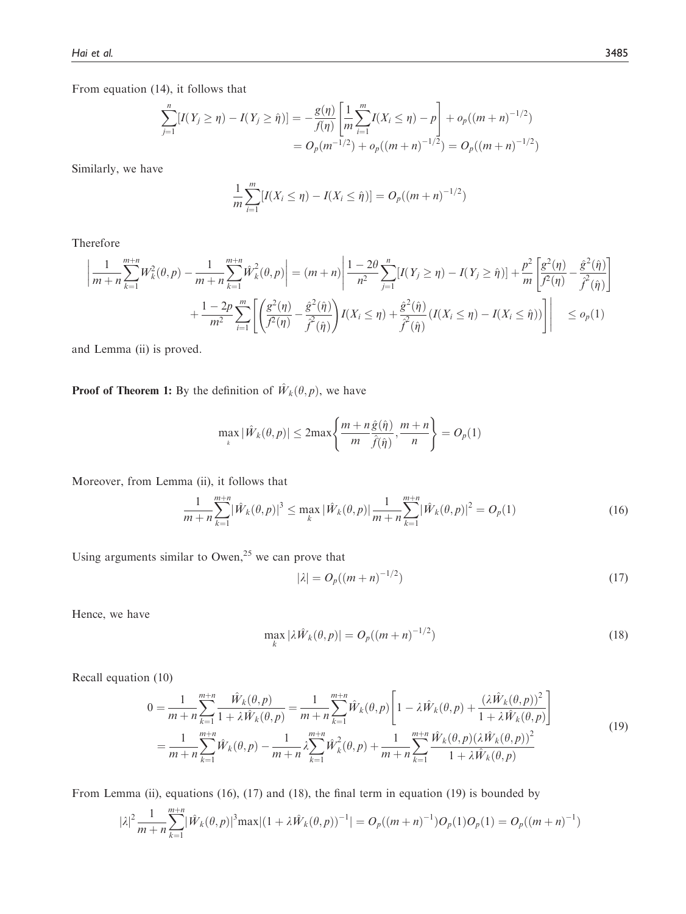From equation (14), it follows that

$$\sum_{j=1}^{n}[I(Y_j \geq \eta) - I(Y_j \geq \hat{\eta})] = -\frac{g(\eta)}{f(\eta)}\left[\frac{1}{m}\sum_{i=1}^{m}I(X_i \leq \eta) - p\right] + o_p((m+n)^{-1/2})$$
$$= O_p(m^{-1/2}) + o_p((m+n)^{-1/2}) = O_p((m+n)^{-1/2})$$

Similarly, we have

$$\frac{1}{m}\sum_{i=1}^{m}[I(X_i \leq \eta) - I(X_i \leq \hat{\eta})] = O_p((m+n)^{-1/2})$$

Therefore

$$\left|\frac{1}{m+n}\sum_{k=1}^{m+n}W_k^2(\theta,p) - \frac{1}{m+n}\sum_{k=1}^{m+n}\hat{W}_k^2(\theta,p)\right| = (m+n)\left|\frac{1-2\theta}{n^2}\sum_{j=1}^{n}[I(Y_j \geq \eta) - I(Y_j \geq \hat{\eta})] + \frac{p^2}{m}\left[\frac{g^2(\eta)}{f^2(\eta)} - \frac{\hat{g}^2(\hat{\eta})}{\hat{f}^2(\hat{\eta})}\right]\right.$$
$$\left. + \frac{1-2p}{m^2}\sum_{i=1}^{m}\left[\left(\frac{g^2(\eta)}{f^2(\eta)} - \frac{\hat{g}^2(\hat{\eta})}{\hat{f}^2(\hat{\eta})}\right)I(X_i \leq \eta) + \frac{\hat{g}^2(\hat{\eta})}{\hat{f}^2(\hat{\eta})}(I(X_i \leq \eta) - I(X_i \leq \hat{\eta}))\right]\right| \quad \leq o_p(1)$$

and Lemma (ii) is proved.

**Proof of Theorem 1:** By the definition of $\hat{W}_k(\theta,p)$, we have

$$\max_k |\hat{W}_k(\theta,p)| \leq 2\max\left\{\frac{m+n}{m}\frac{\hat{g}(\hat{\eta})}{\hat{f}(\hat{\eta})}, \frac{m+n}{n}\right\} = O_p(1)$$

Moreover, from Lemma (ii), it follows that

$$\frac{1}{m+n}\sum_{k=1}^{m+n}|\hat{W}_k(\theta,p)|^3 \leq \max_k |\hat{W}_k(\theta,p)|\frac{1}{m+n}\sum_{k=1}^{m+n}|\hat{W}_k(\theta,p)|^2 = O_p(1) \tag{16}$$

Using arguments similar to Owen,[25] we can prove that

$$|\lambda| = O_p((m+n)^{-1/2}) \tag{17}$$

Hence, we have

$$\max_k |\lambda\hat{W}_k(\theta,p)| = O_p((m+n)^{-1/2}) \tag{18}$$

Recall equation (10)

$$0 = \frac{1}{m+n}\sum_{k=1}^{m+n}\frac{\hat{W}_k(\theta,p)}{1+\lambda\hat{W}_k(\theta,p)} = \frac{1}{m+n}\sum_{k=1}^{m+n}\hat{W}_k(\theta,p)\left[1 - \lambda\hat{W}_k(\theta,p) + \frac{(\lambda\hat{W}_k(\theta,p))^2}{1+\lambda\hat{W}_k(\theta,p)}\right]$$
$$= \frac{1}{m+n}\sum_{k=1}^{m+n}\hat{W}_k(\theta,p) - \frac{1}{m+n}\lambda\sum_{k=1}^{m+n}\hat{W}_k^2(\theta,p) + \frac{1}{m+n}\sum_{k=1}^{m+n}\frac{\hat{W}_k(\theta,p)(\lambda\hat{W}_k(\theta,p))^2}{1+\lambda\hat{W}_k(\theta,p)} \tag{19}$$

From Lemma (ii), equations (16), (17) and (18), the final term in equation (19) is bounded by

$$|\lambda|^2\frac{1}{m+n}\sum_{k=1}^{m+n}|\hat{W}_k(\theta,p)|^3\max|(1+\lambda\hat{W}_k(\theta,p))^{-1}| = O_p((m+n)^{-1})O_p(1)O_p(1) = O_p((m+n)^{-1})$$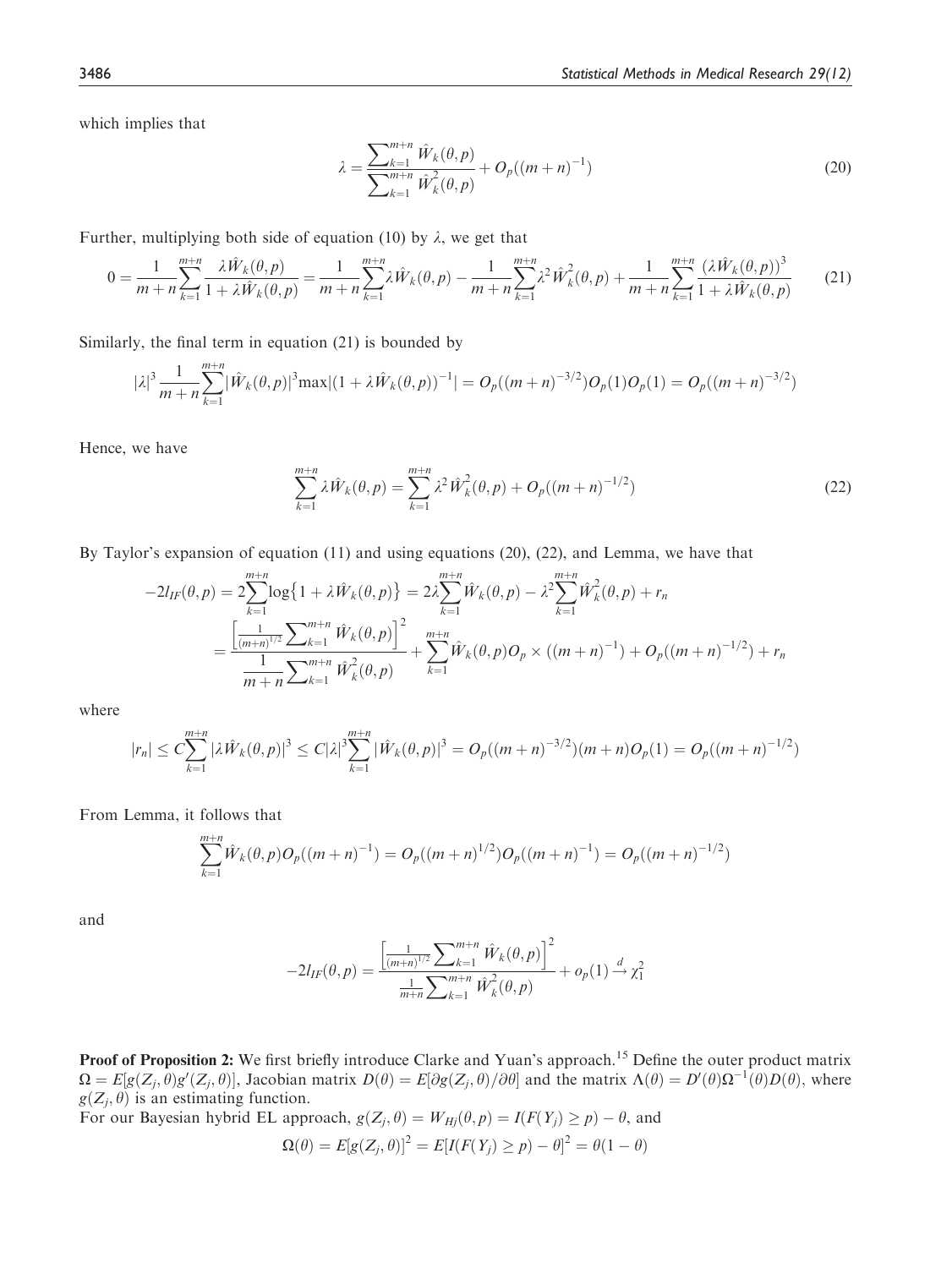which implies that

$$\lambda = \frac{\sum_{k=1}^{m+n} \hat{W}_k(\theta, p)}{\sum_{k=1}^{m+n} \hat{W}_k^2(\theta, p)} + O_p((m+n)^{-1}) \tag{20}$$

Further, multiplying both side of equation (10) by $\lambda$, we get that

$$0 = \frac{1}{m+n}\sum_{k=1}^{m+n} \frac{\lambda \hat{W}_k(\theta, p)}{1 + \lambda \hat{W}_k(\theta, p)} = \frac{1}{m+n}\sum_{k=1}^{m+n} \lambda \hat{W}_k(\theta, p) - \frac{1}{m+n}\sum_{k=1}^{m+n} \lambda^2 \hat{W}_k^2(\theta, p) + \frac{1}{m+n}\sum_{k=1}^{m+n} \frac{(\lambda \hat{W}_k(\theta, p))^3}{1 + \lambda \hat{W}_k(\theta, p)} \tag{21}$$

Similarly, the final term in equation (21) is bounded by

$$|\lambda|^3 \frac{1}{m+n}\sum_{k=1}^{m+n} |\hat{W}_k(\theta, p)|^3 \max|(1 + \lambda \hat{W}_k(\theta, p))^{-1}| = O_p((m+n)^{-3/2}) O_p(1) O_p(1) = O_p((m+n)^{-3/2})$$

Hence, we have

$$\sum_{k=1}^{m+n} \lambda \hat{W}_k(\theta, p) = \sum_{k=1}^{m+n} \lambda^2 \hat{W}_k^2(\theta, p) + O_p((m+n)^{-1/2}) \tag{22}$$

By Taylor's expansion of equation (11) and using equations (20), (22), and Lemma, we have that

$$\begin{aligned}
-2l_{IF}(\theta, p) &= 2\sum_{k=1}^{m+n} \log\{1 + \lambda \hat{W}_k(\theta, p)\} = 2\lambda \sum_{k=1}^{m+n} \hat{W}_k(\theta, p) - \lambda^2 \sum_{k=1}^{m+n} \hat{W}_k^2(\theta, p) + r_n \\
&= \frac{\left[\frac{1}{(m+n)^{1/2}} \sum_{k=1}^{m+n} \hat{W}_k(\theta, p)\right]^2}{\frac{1}{m+n}\sum_{k=1}^{m+n} \hat{W}_k^2(\theta, p)} + \sum_{k=1}^{m+n} \hat{W}_k(\theta, p) O_p \times ((m+n)^{-1}) + O_p((m+n)^{-1/2}) + r_n
\end{aligned}$$

where

$$|r_n| \le C \sum_{k=1}^{m+n} |\lambda \hat{W}_k(\theta, p)|^3 \le C|\lambda|^3 \sum_{k=1}^{m+n} |\hat{W}_k(\theta, p)|^3 = O_p((m+n)^{-3/2})(m+n) O_p(1) = O_p((m+n)^{-1/2})$$

From Lemma, it follows that

$$\sum_{k=1}^{m+n} \hat{W}_k(\theta, p) O_p((m+n)^{-1}) = O_p((m+n)^{1/2}) O_p((m+n)^{-1}) = O_p((m+n)^{-1/2})$$

and

$$-2l_{IF}(\theta, p) = \frac{\left[\frac{1}{(m+n)^{1/2}} \sum_{k=1}^{m+n} \hat{W}_k(\theta, p)\right]^2}{\frac{1}{m+n}\sum_{k=1}^{m+n} \hat{W}_k^2(\theta, p)} + o_p(1) \xrightarrow{d} \chi_1^2$$

**Proof of Proposition 2:** We first briefly introduce Clarke and Yuan's approach.[15] Define the outer product matrix $\Omega = E[g(Z_j, \theta) g'(Z_j, \theta)]$, Jacobian matrix $D(\theta) = E[\partial g(Z_j, \theta)/\partial \theta]$ and the matrix $\Lambda(\theta) = D'(\theta)\Omega^{-1}(\theta)D(\theta)$, where $g(Z_j, \theta)$ is an estimating function.

For our Bayesian hybrid EL approach, $g(Z_j, \theta) = W_{Hj}(\theta, p) = I(F(Y_j) \ge p) - \theta$, and

$$\Omega(\theta) = E[g(Z_j, \theta)]^2 = E[I(F(Y_j) \ge p) - \theta]^2 = \theta(1 - \theta)$$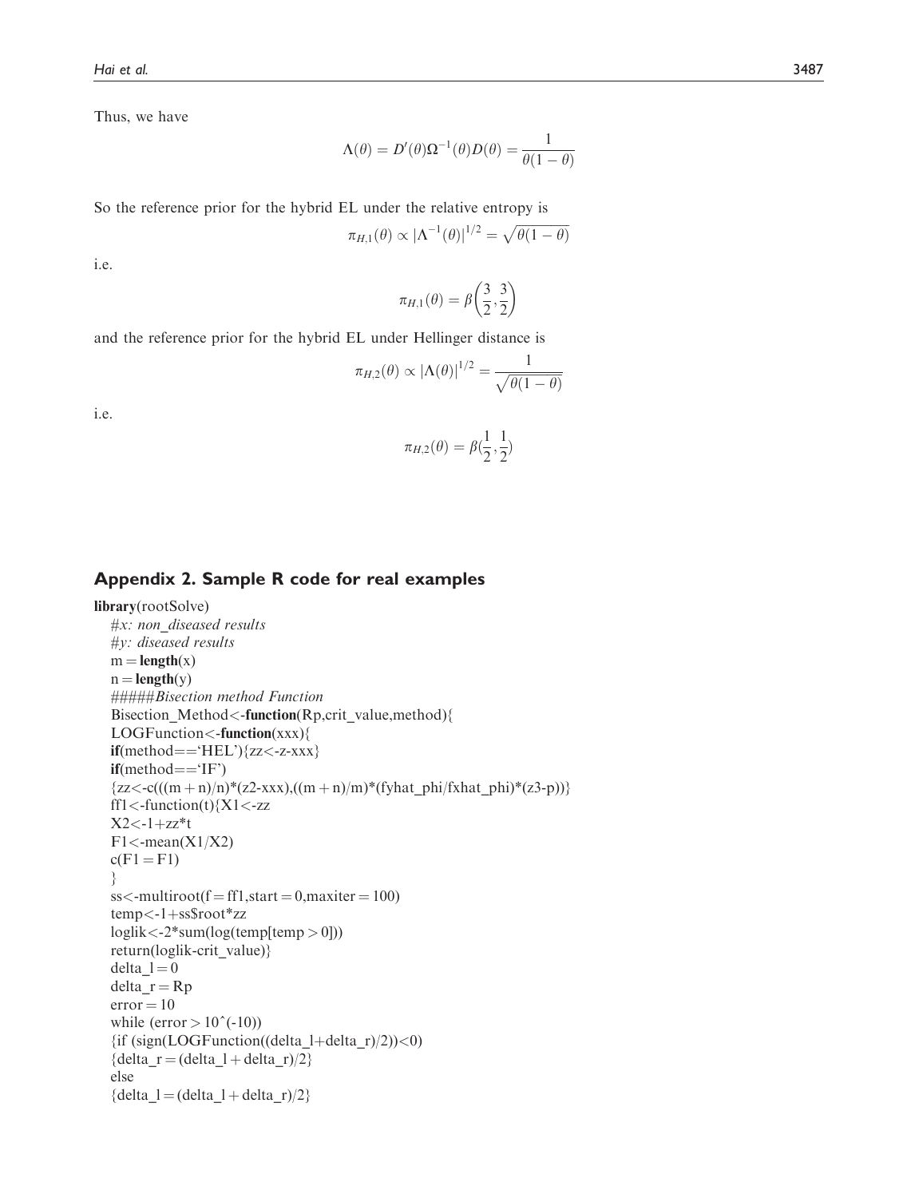Thus, we have

$$\Lambda(\theta) = D'(\theta)\Omega^{-1}(\theta)D(\theta) = \frac{1}{\theta(1-\theta)}$$

So the reference prior for the hybrid EL under the relative entropy is

$$\pi_{H,1}(\theta) \propto |\Lambda^{-1}(\theta)|^{1/2} = \sqrt{\theta(1-\theta)}$$

i.e.

$$\pi_{H,1}(\theta) = \beta\left(\frac{3}{2}, \frac{3}{2}\right)$$

and the reference prior for the hybrid EL under Hellinger distance is

$$\pi_{H,2}(\theta) \propto |\Lambda(\theta)|^{1/2} = \frac{1}{\sqrt{\theta(1-\theta)}}$$

i.e.

$$\pi_{H,2}(\theta) = \beta(\frac{1}{2}, \frac{1}{2})$$

## Appendix 2. Sample R code for real examples

```
library(rootSolve)
  #x: non_diseased results
  #y: diseased results
  m = length(x)
  n = length(y)
  #####Bisection method Function
  Bisection_Method<-function(Rp,crit_value,method){
  LOGFunction<-function(xxx){
  if(method=='HEL'){zz<-z-xxx}
  if(method=='IF')
  {zz<-c(((m + n)/n)*(z2-xxx),((m + n)/m)*(fyhat_phi/fxhat_phi)*(z3-p))}
  ff1<-function(t){X1<-zz
  X2<-1+zz*t
  F1<-mean(X1/X2)
  c(F1 = F1)
  }
  ss<-multiroot(f = ff1,start = 0,maxiter = 100)
  temp<-1+ss$root*zz
  loglik<-2*sum(log(temp[temp > 0]))
  return(loglik-crit_value)}
  delta_l = 0
  delta_r = Rp
  error = 10
  while (error > 10^(-10))
  {if (sign(LOGFunction((delta_l+delta_r)/2))<0)
  {delta_r = (delta_l + delta_r)/2}
  else
  {delta_l = (delta_l + delta_r)/2}
```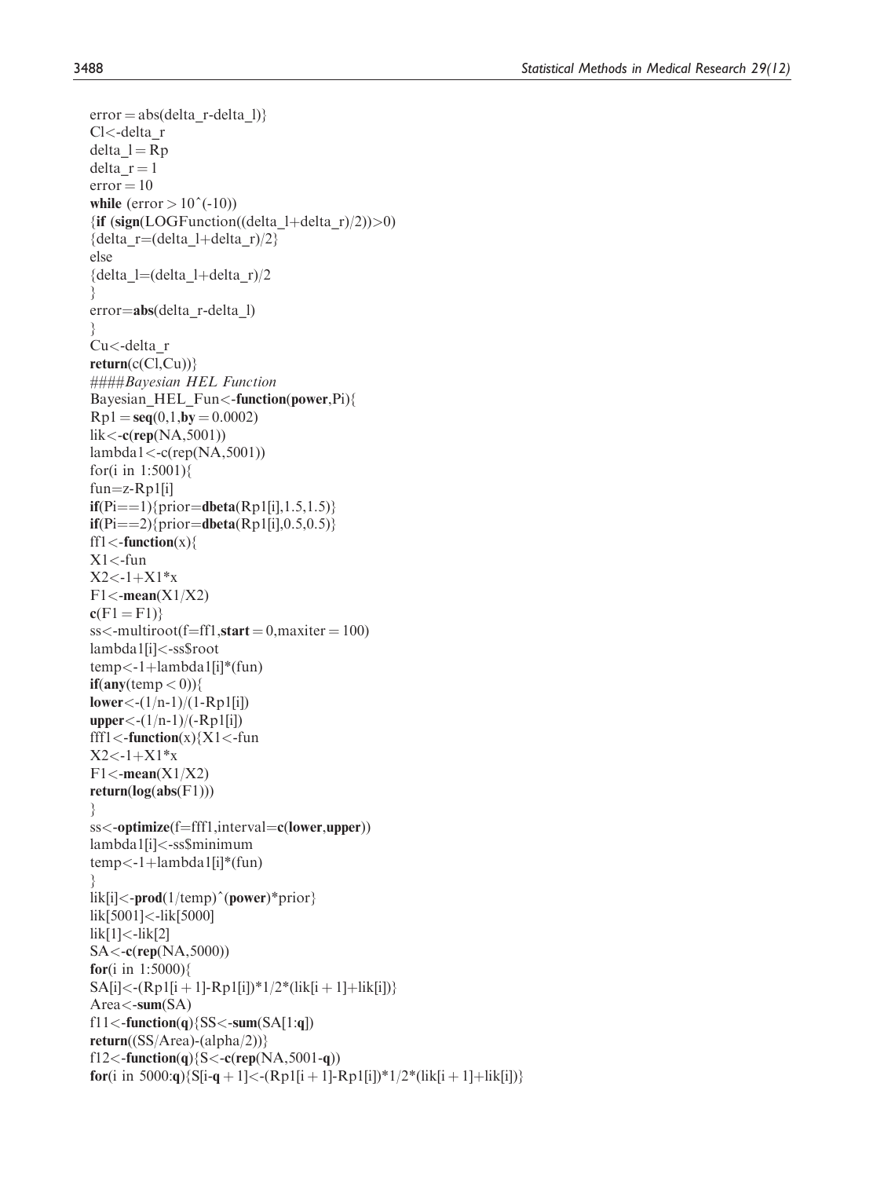```
error = abs(delta_r-delta_l)}
Cl<-delta_r
delta_l = Rp
delta_r = 1
error = 10
while (error > 10^(-10))
{if (sign(LOGFunction((delta_l+delta_r)/2))>0)
{delta_r=(delta_l+delta_r)/2}
else
{delta_l=(delta_l+delta_r)/2
}
error=abs(delta_r-delta_l)
}
Cu<-delta_r
return(c(Cl,Cu))}
####Bayesian HEL Function
Bayesian_HEL_Fun<-function(power,Pi){
Rp1 = seq(0,1,by = 0.0002)
lik<-c(rep(NA,5001))
lambda1<-c(rep(NA,5001))
for(i in 1:5001){
fun=z-Rp1[i]
if(Pi==1){prior=dbeta(Rp1[i],1.5,1.5)}
if(Pi==2){prior=dbeta(Rp1[i],0.5,0.5)}
ff1<-function(x){
X1<-fun
X2<-1+X1*x
F1<-mean(X1/X2)
c(F1 = F1)}
ss<-multiroot(f=ff1,start = 0,maxiter = 100)
lambda1[i]<-ss$root
temp<-1+lambda1[i]*(fun)
if(any(temp < 0)){
lower<-(1/n-1)/(1-Rp1[i])
upper<-(1/n-1)/(-Rp1[i])
fff1<-function(x){X1<-fun
X2<-1+X1*x
F1<-mean(X1/X2)
return(log(abs(F1)))
}
ss<-optimize(f=fff1,interval=c(lower,upper))
lambda1[i]<-ss$minimum
temp<-1+lambda1[i]*(fun)
}
lik[i]<-prod(1/temp)^(power)*prior}
lik[5001]<-lik[5000]
lik[1]<-lik[2]
SA<-c(rep(NA,5000))
for(i in 1:5000){
SA[i]<-(Rp1[i + 1]-Rp1[i])*1/2*(lik[i + 1]+lik[i])}
Area<-sum(SA)
f11<-function(q){SS<-sum(SA[1:q])
return((SS/Area)-(alpha/2))}
f12<-function(q){S<-c(rep(NA,5001-q))
for(i in 5000:q){S[i-q + 1]<-(Rp1[i + 1]-Rp1[i])*1/2*(lik[i + 1]+lik[i])}
```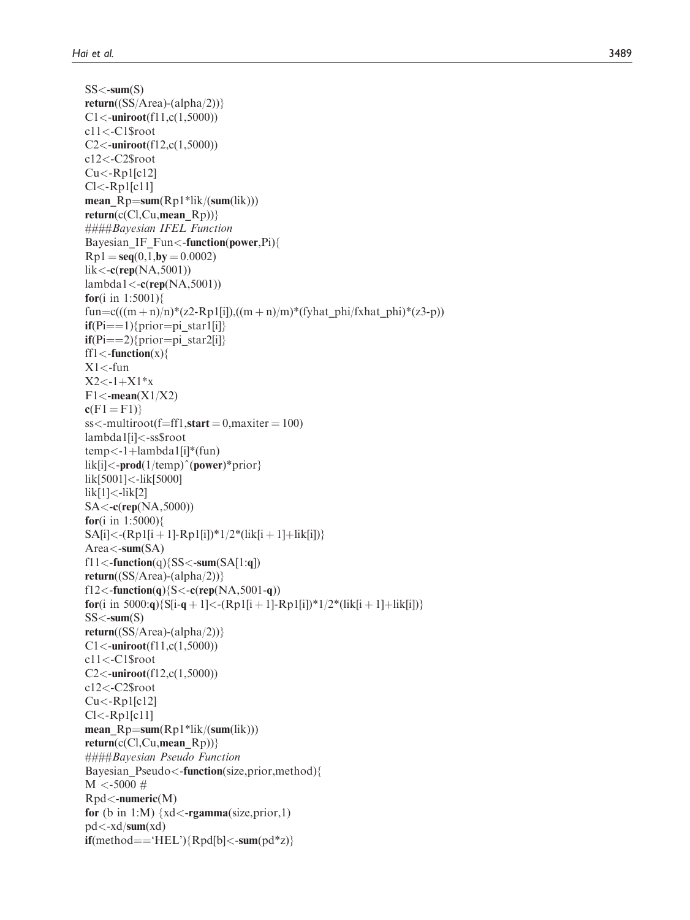```
SS<-sum(S)
return((SS/Area)-(alpha/2))}
C1<-uniroot(f11,c(1,5000))
c11<-C1$root
C2<-uniroot(f12,c(1,5000))
c12<-C2$root
Cu<-Rp1[c12]
Cl<-Rp1[c11]
mean_Rp=sum(Rp1*lik/(sum(lik)))
return(c(Cl,Cu,mean_Rp))}
####Bayesian IFEL Function
Bayesian_IF_Fun<-function(power,Pi){
Rp1 = seq(0,1,by = 0.0002)
lik<-c(rep(NA,5001))
lambda1<-c(rep(NA,5001))
for(i in 1:5001){
fun=c(((m + n)/n)*(z2-Rp1[i]),((m + n)/m)*(fyhat_phi/fxhat_phi)*(z3-p))
if(Pi==1){prior=pi_star1[i]}
if(Pi==2){prior=pi_star2[i]}
ff1<-function(x){
X1<-fun
X2<-1+X1*x
F1<-mean(X1/X2)
c(F1 = F1)}
ss<-multiroot(f=ff1,start = 0,maxiter = 100)
lambda1[i]<-ss$root
temp<-1+lambda1[i]*(fun)
lik[i]<-prod(1/temp)^(power)*prior}
lik[5001]<-lik[5000]
lik[1]<-lik[2]
SA<-c(rep(NA,5000))
for(i in 1:5000){
SA[i]<-(Rp1[i + 1]-Rp1[i])*1/2*(lik[i + 1]+lik[i])}
Area<-sum(SA)
f11<-function(q){SS<-sum(SA[1:q])
return((SS/Area)-(alpha/2))}
f12<-function(q){S<-c(rep(NA,5001-q))
for(i in 5000:q){S[i-q + 1]<-(Rp1[i + 1]-Rp1[i])*1/2*(lik[i + 1]+lik[i])}
SS<-sum(S)
return((SS/Area)-(alpha/2))}
C1<-uniroot(f11,c(1,5000))
c11<-C1$root
C2<-uniroot(f12,c(1,5000))
c12<-C2$root
Cu<-Rp1[c12]
Cl<-Rp1[c11]
mean_Rp=sum(Rp1*lik/(sum(lik)))
return(c(Cl,Cu,mean_Rp))}
####Bayesian Pseudo Function
Bayesian_Pseudo<-function(size,prior,method){
M <-5000 #
Rpd<-numeric(M)
for (b in 1:M) {xd<-rgamma(size,prior,1)
pd<-xd/sum(xd)
if(method=='HEL'){Rpd[b]<-sum(pd*z)}
```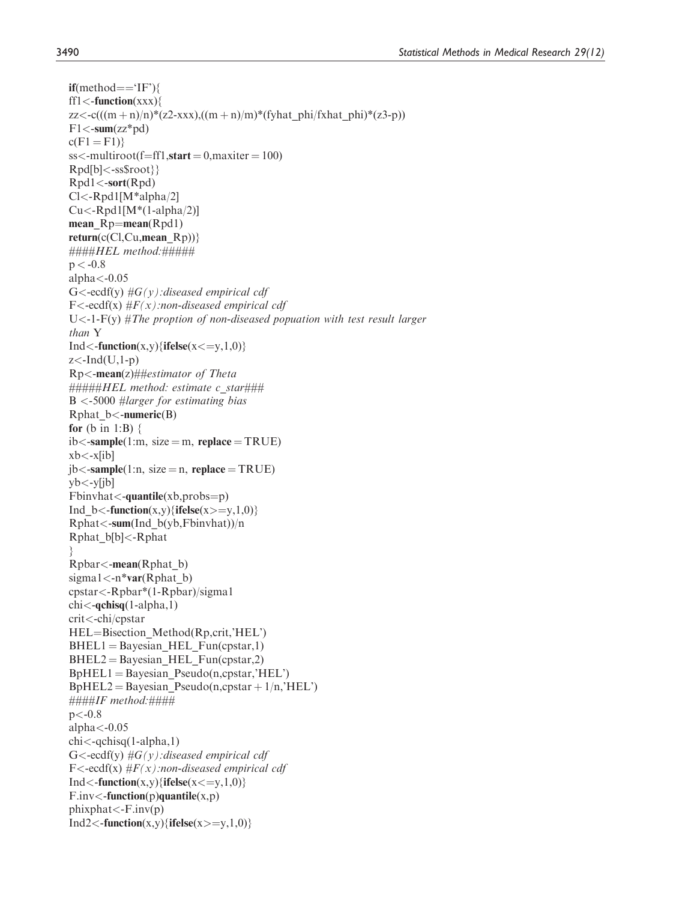```
if(method=='IF'){
ff1<-function(xxx){
zz<-c(((m+n)/n)*(z2-xxx),((m+n)/m)*(fyhat_phi/fxhat_phi)*(z3-p))
F1<-sum(zz*pd)
c(F1=F1)}
ss<-multiroot(f=ff1,start=0,maxiter=100)
Rpd[b]<-ss$root}}
Rpd1<-sort(Rpd)
Cl<-Rpd1[M*alpha/2]
Cu<-Rpd1[M*(1-alpha/2)]
mean_Rp=mean(Rpd1)
return(c(Cl,Cu,mean_Rp))}
####HEL method:#####
p<-0.8
alpha<-0.05
G<-ecdf(y) #G(y):diseased empirical cdf
F<-ecdf(x) #F(x):non-diseased empirical cdf
U<-1-F(y) #The proption of non-diseased popuation with test result larger
than Y
Ind<-function(x,y){ifelse(x<=y,1,0)}
z<-Ind(U,1-p)
Rp<-mean(z)##estimator of Theta
#####HEL method: estimate c_star###
B <-5000 #larger for estimating bias
Rphat_b<-numeric(B)
for (b in 1:B) {
ib<-sample(1:m, size=m, replace=TRUE)
xb<-x[ib]
jb<-sample(1:n, size=n, replace=TRUE)
yb<-y[jb]
Fbinvhat<-quantile(xb,probs=p)
Ind_b<-function(x,y){ifelse(x>=y,1,0)}
Rphat<-sum(Ind_b(yb,Fbinvhat))/n
Rphat_b[b]<-Rphat
}
Rpbar<-mean(Rphat_b)
sigma1<-n*var(Rphat_b)
cpstar<-Rpbar*(1-Rpbar)/sigma1
chi<-qchisq(1-alpha,1)
crit<-chi/cpstar
HEL=Bisection_Method(Rp,crit,'HEL')
BHEL1=Bayesian_HEL_Fun(cpstar,1)
BHEL2=Bayesian_HEL_Fun(cpstar,2)
BpHEL1=Bayesian_Pseudo(n,cpstar,'HEL')
BpHEL2=Bayesian_Pseudo(n,cpstar+1/n,'HEL')
####IF method:####
p<-0.8
alpha<-0.05
chi<-qchisq(1-alpha,1)
G<-ecdf(y) #G(y):diseased empirical cdf
F<-ecdf(x) #F(x):non-diseased empirical cdf
Ind<-function(x,y){ifelse(x<=y,1,0)}
F.inv<-function(p)quantile(x,p)
phixphat<-F.inv(p)
Ind2<-function(x,y){ifelse(x>=y,1,0)}
```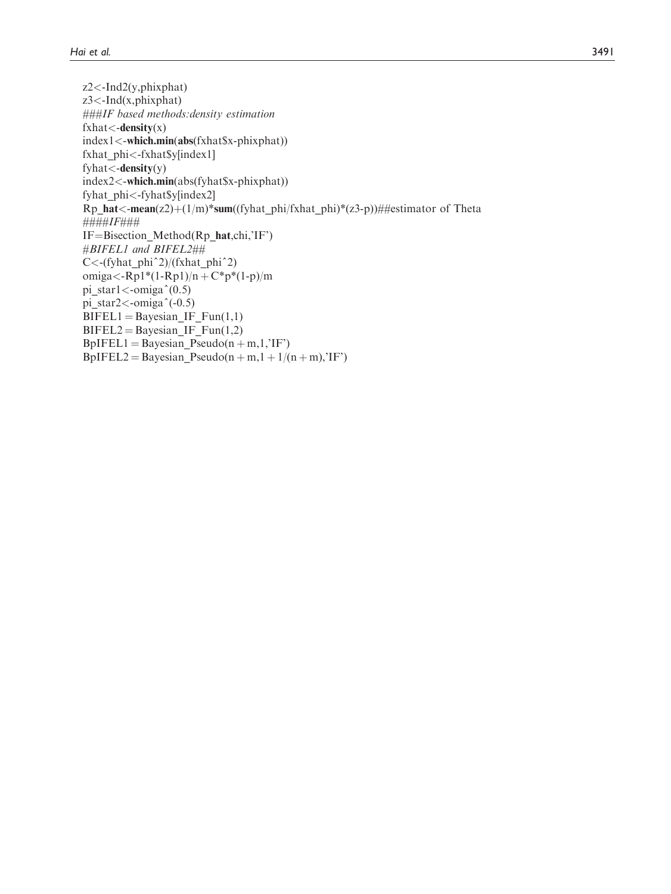```
z2<-Ind2(y,phixphat)
z3<-Ind(x,phixphat)
###IF based methods:density estimation
fxhat<-density(x)
index1<-which.min(abs(fxhat$x-phixphat))
fxhat_phi<-fxhat$y[index1]
fyhat<-density(y)
index2<-which.min(abs(fyhat$x-phixphat))
fyhat_phi<-fyhat$y[index2]
Rp_hat<-mean(z2)+(1/m)*sum((fyhat_phi/fxhat_phi)*(z3-p))##estimator of Theta
####IF###
IF=Bisection_Method(Rp_hat,chi,'IF')
#BIFEL1 and BIFEL2##
C<-(fyhat_phi^2)/(fxhat_phi^2)
omiga<-Rp1*(1-Rp1)/n + C*p*(1-p)/m
pi_star1<-omiga^(0.5)
pi_star2<-omiga^(-0.5)
BIFEL1 = Bayesian_IF_Fun(1,1)
BIFEL2 = Bayesian_IF_Fun(1,2)
BpIFEL1 = Bayesian_Pseudo(n + m,1,'IF')
BpIFEL2 = Bayesian_Pseudo(n + m,1 + 1/(n + m),'IF')
```